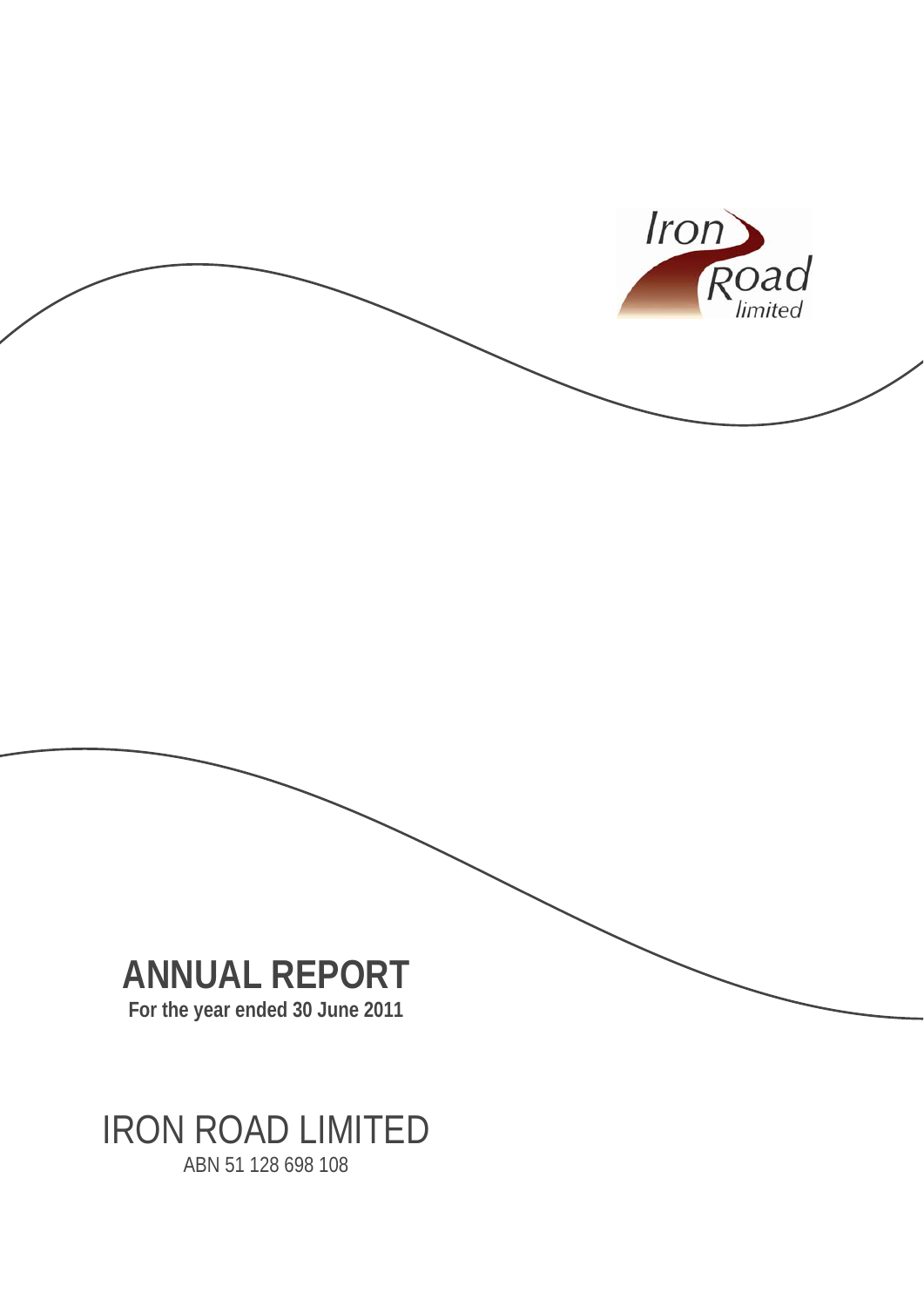Iron Road limited

# ANNUAL REPORT

**For the year ended 30 June 2011**

# IRON ROAD LIMITED

ABN 51 128 698 108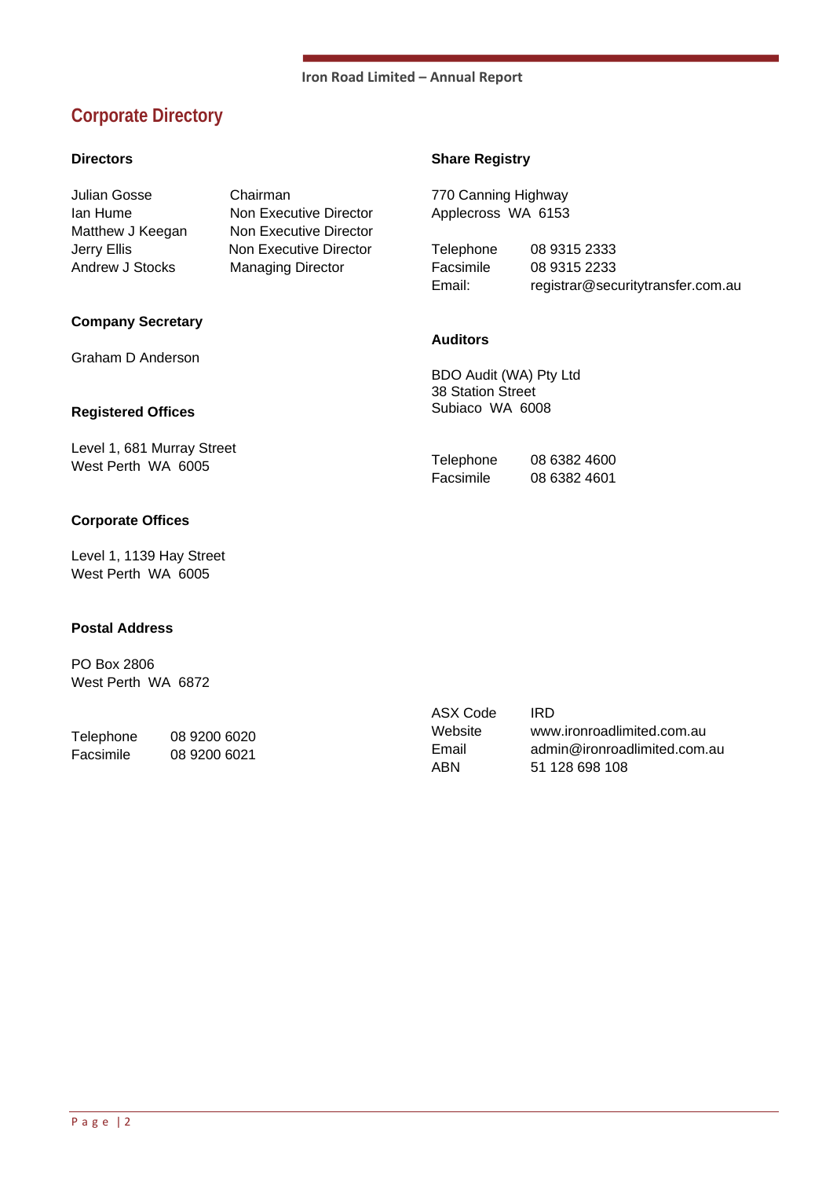# Corporate Directory

### Directors

| | |
|---|---|
| Julian Gosse | Chairman |
| Ian Hume | Non Executive Director |
| Matthew J Keegan | Non Executive Director |
| Jerry Ellis | Non Executive Director |
| Andrew J Stocks | Managing Director |

### Company Secretary

Graham D Anderson

### Registered Offices

Level 1, 681 Murray Street
West Perth WA 6005

### Corporate Offices

Level 1, 1139 Hay Street
West Perth WA 6005

### Postal Address

PO Box 2806
West Perth WA 6872

| | |
|---|---|
| Telephone | 08 9200 6020 |
| Facsimile | 08 9200 6021 |

### Share Registry

770 Canning Highway
Applecross WA 6153

| | |
|---|---|
| Telephone | 08 9315 2333 |
| Facsimile | 08 9315 2233 |
| Email: | registrar@securitytransfer.com.au |

### Auditors

BDO Audit (WA) Pty Ltd
38 Station Street
Subiaco WA 6008

| | |
|---|---|
| Telephone | 08 6382 4600 |
| Facsimile | 08 6382 4601 |

| | |
|---|---|
| ASX Code | IRD |
| Website | www.ironroadlimited.com.au |
| Email | admin@ironroadlimited.com.au |
| ABN | 51 128 698 108 |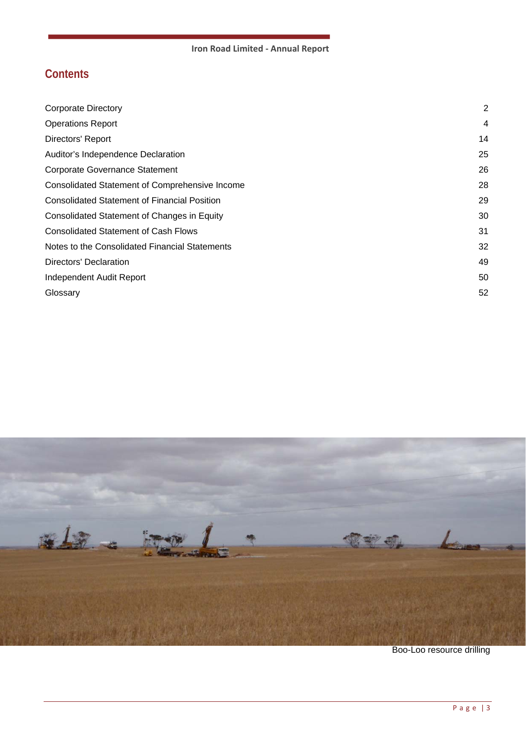## Contents

| | |
|---|---|
| Corporate Directory | 2 |
| Operations Report | 4 |
| Directors' Report | 14 |
| Auditor's Independence Declaration | 25 |
| Corporate Governance Statement | 26 |
| Consolidated Statement of Comprehensive Income | 28 |
| Consolidated Statement of Financial Position | 29 |
| Consolidated Statement of Changes in Equity | 30 |
| Consolidated Statement of Cash Flows | 31 |
| Notes to the Consolidated Financial Statements | 32 |
| Directors' Declaration | 49 |
| Independent Audit Report | 50 |
| Glossary | 52 |

Boo-Loo resource drilling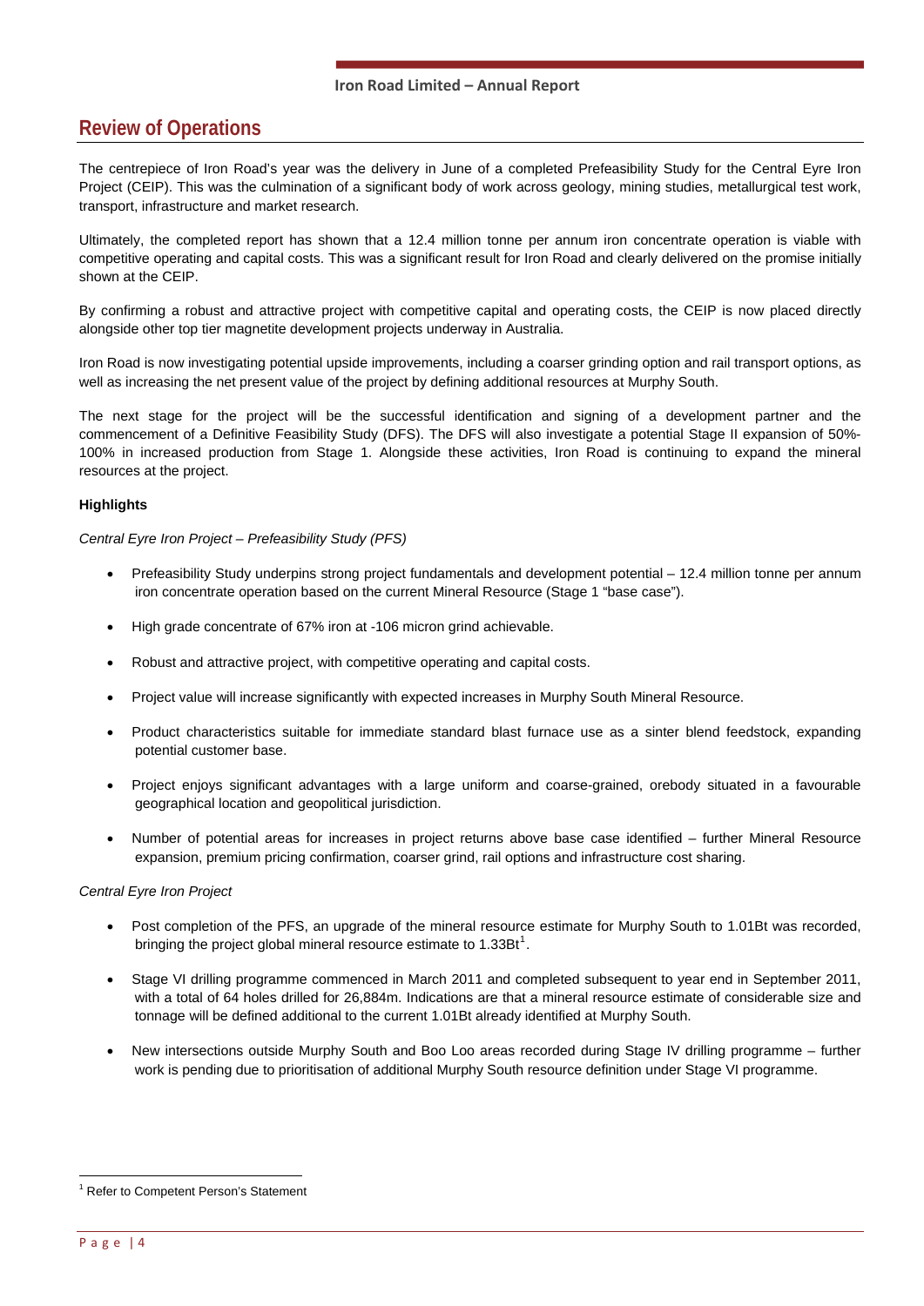## Review of Operations

The centrepiece of Iron Road's year was the delivery in June of a completed Prefeasibility Study for the Central Eyre Iron Project (CEIP). This was the culmination of a significant body of work across geology, mining studies, metallurgical test work, transport, infrastructure and market research.

Ultimately, the completed report has shown that a 12.4 million tonne per annum iron concentrate operation is viable with competitive operating and capital costs. This was a significant result for Iron Road and clearly delivered on the promise initially shown at the CEIP.

By confirming a robust and attractive project with competitive capital and operating costs, the CEIP is now placed directly alongside other top tier magnetite development projects underway in Australia.

Iron Road is now investigating potential upside improvements, including a coarser grinding option and rail transport options, as well as increasing the net present value of the project by defining additional resources at Murphy South.

The next stage for the project will be the successful identification and signing of a development partner and the commencement of a Definitive Feasibility Study (DFS). The DFS will also investigate a potential Stage II expansion of 50%-100% in increased production from Stage 1. Alongside these activities, Iron Road is continuing to expand the mineral resources at the project.

**Highlights**

*Central Eyre Iron Project – Prefeasibility Study (PFS)*

- Prefeasibility Study underpins strong project fundamentals and development potential – 12.4 million tonne per annum iron concentrate operation based on the current Mineral Resource (Stage 1 "base case").
- High grade concentrate of 67% iron at -106 micron grind achievable.
- Robust and attractive project, with competitive operating and capital costs.
- Project value will increase significantly with expected increases in Murphy South Mineral Resource.
- Product characteristics suitable for immediate standard blast furnace use as a sinter blend feedstock, expanding potential customer base.
- Project enjoys significant advantages with a large uniform and coarse-grained, orebody situated in a favourable geographical location and geopolitical jurisdiction.
- Number of potential areas for increases in project returns above base case identified – further Mineral Resource expansion, premium pricing confirmation, coarser grind, rail options and infrastructure cost sharing.

*Central Eyre Iron Project*

- Post completion of the PFS, an upgrade of the mineral resource estimate for Murphy South to 1.01Bt was recorded, bringing the project global mineral resource estimate to 1.33Bt[1].
- Stage VI drilling programme commenced in March 2011 and completed subsequent to year end in September 2011, with a total of 64 holes drilled for 26,884m. Indications are that a mineral resource estimate of considerable size and tonnage will be defined additional to the current 1.01Bt already identified at Murphy South.
- New intersections outside Murphy South and Boo Loo areas recorded during Stage IV drilling programme – further work is pending due to prioritisation of additional Murphy South resource definition under Stage VI programme.

[1] Refer to Competent Person's Statement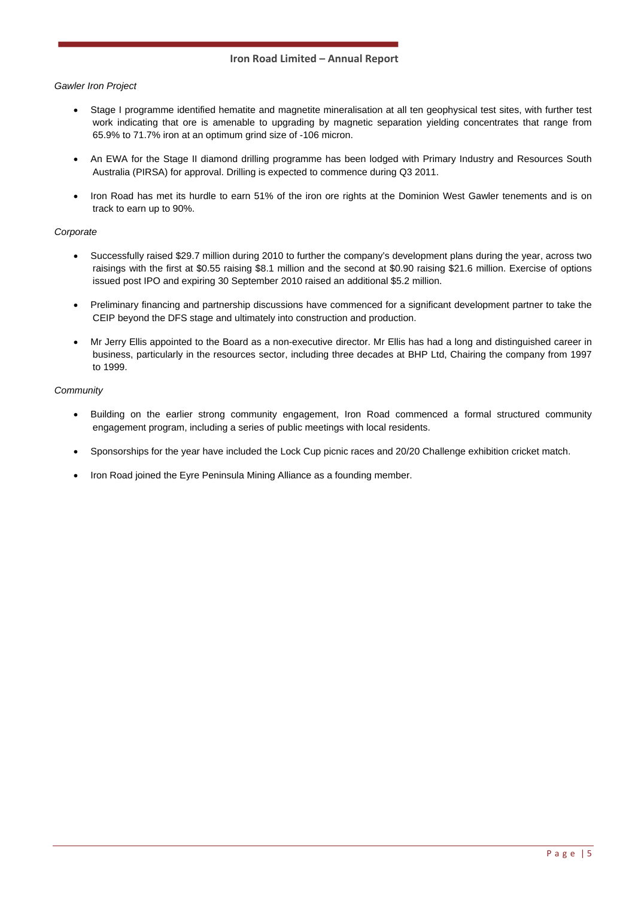*Gawler Iron Project*

- Stage I programme identified hematite and magnetite mineralisation at all ten geophysical test sites, with further test work indicating that ore is amenable to upgrading by magnetic separation yielding concentrates that range from 65.9% to 71.7% iron at an optimum grind size of -106 micron.

- An EWA for the Stage II diamond drilling programme has been lodged with Primary Industry and Resources South Australia (PIRSA) for approval. Drilling is expected to commence during Q3 2011.

- Iron Road has met its hurdle to earn 51% of the iron ore rights at the Dominion West Gawler tenements and is on track to earn up to 90%.

*Corporate*

- Successfully raised $29.7 million during 2010 to further the company's development plans during the year, across two raisings with the first at $0.55 raising $8.1 million and the second at $0.90 raising $21.6 million. Exercise of options issued post IPO and expiring 30 September 2010 raised an additional $5.2 million.

- Preliminary financing and partnership discussions have commenced for a significant development partner to take the CEIP beyond the DFS stage and ultimately into construction and production.

- Mr Jerry Ellis appointed to the Board as a non-executive director. Mr Ellis has had a long and distinguished career in business, particularly in the resources sector, including three decades at BHP Ltd, Chairing the company from 1997 to 1999.

*Community*

- Building on the earlier strong community engagement, Iron Road commenced a formal structured community engagement program, including a series of public meetings with local residents.

- Sponsorships for the year have included the Lock Cup picnic races and 20/20 Challenge exhibition cricket match.

- Iron Road joined the Eyre Peninsula Mining Alliance as a founding member.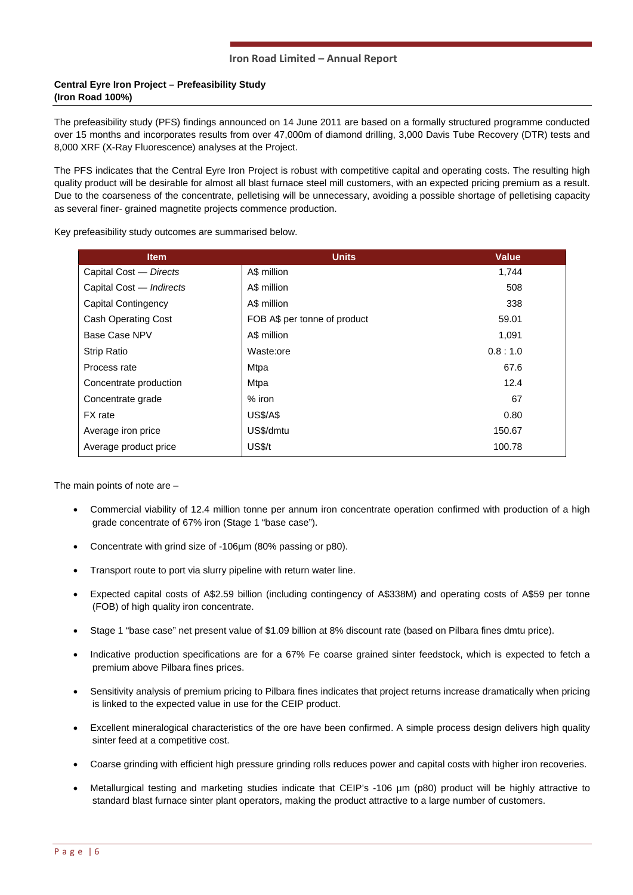**Central Eyre Iron Project – Prefeasibility Study**
**(Iron Road 100%)**

The prefeasibility study (PFS) findings announced on 14 June 2011 are based on a formally structured programme conducted over 15 months and incorporates results from over 47,000m of diamond drilling, 3,000 Davis Tube Recovery (DTR) tests and 8,000 XRF (X-Ray Fluorescence) analyses at the Project.

The PFS indicates that the Central Eyre Iron Project is robust with competitive capital and operating costs. The resulting high quality product will be desirable for almost all blast furnace steel mill customers, with an expected pricing premium as a result. Due to the coarseness of the concentrate, pelletising will be unnecessary, avoiding a possible shortage of pelletising capacity as several finer- grained magnetite projects commence production.

Key prefeasibility study outcomes are summarised below.

| Item | Units | Value |
|---|---|---|
| Capital Cost — *Directs* | A$ million | 1,744 |
| Capital Cost — *Indirects* | A$ million | 508 |
| Capital Contingency | A$ million | 338 |
| Cash Operating Cost | FOB A$ per tonne of product | 59.01 |
| Base Case NPV | A$ million | 1,091 |
| Strip Ratio | Waste:ore | 0.8 : 1.0 |
| Process rate | Mtpa | 67.6 |
| Concentrate production | Mtpa | 12.4 |
| Concentrate grade | % iron | 67 |
| FX rate | US$/A$ | 0.80 |
| Average iron price | US$/dmtu | 150.67 |
| Average product price | US$/t | 100.78 |

The main points of note are –

- Commercial viability of 12.4 million tonne per annum iron concentrate operation confirmed with production of a high grade concentrate of 67% iron (Stage 1 "base case").
- Concentrate with grind size of -106µm (80% passing or p80).
- Transport route to port via slurry pipeline with return water line.
- Expected capital costs of A$2.59 billion (including contingency of A$338M) and operating costs of A$59 per tonne (FOB) of high quality iron concentrate.
- Stage 1 "base case" net present value of $1.09 billion at 8% discount rate (based on Pilbara fines dmtu price).
- Indicative production specifications are for a 67% Fe coarse grained sinter feedstock, which is expected to fetch a premium above Pilbara fines prices.
- Sensitivity analysis of premium pricing to Pilbara fines indicates that project returns increase dramatically when pricing is linked to the expected value in use for the CEIP product.
- Excellent mineralogical characteristics of the ore have been confirmed. A simple process design delivers high quality sinter feed at a competitive cost.
- Coarse grinding with efficient high pressure grinding rolls reduces power and capital costs with higher iron recoveries.
- Metallurgical testing and marketing studies indicate that CEIP's -106 µm (p80) product will be highly attractive to standard blast furnace sinter plant operators, making the product attractive to a large number of customers.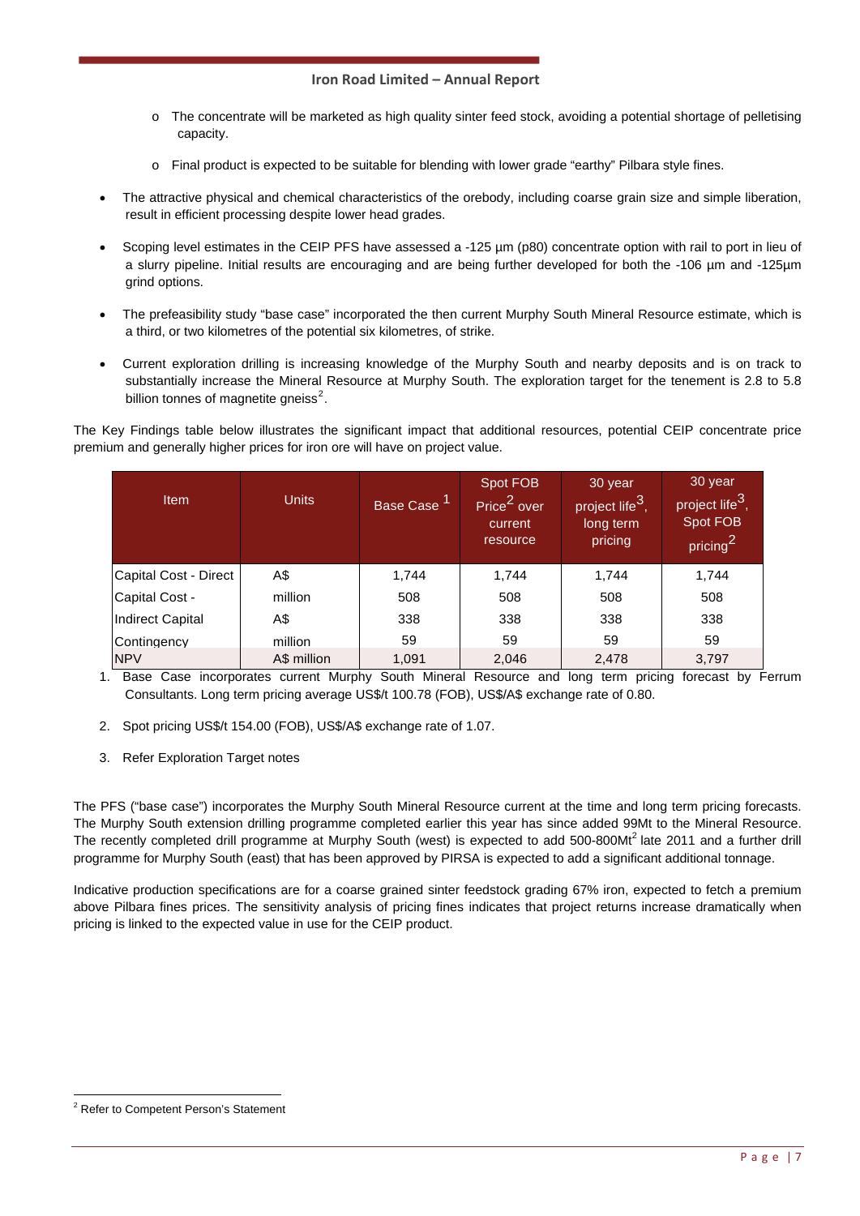- The concentrate will be marketed as high quality sinter feed stock, avoiding a potential shortage of pelletising capacity.
- Final product is expected to be suitable for blending with lower grade "earthy" Pilbara style fines.

- The attractive physical and chemical characteristics of the orebody, including coarse grain size and simple liberation, result in efficient processing despite lower head grades.

- Scoping level estimates in the CEIP PFS have assessed a -125 µm (p80) concentrate option with rail to port in lieu of a slurry pipeline. Initial results are encouraging and are being further developed for both the -106 µm and -125µm grind options.

- The prefeasibility study "base case" incorporated the then current Murphy South Mineral Resource estimate, which is a third, or two kilometres of the potential six kilometres, of strike.

- Current exploration drilling is increasing knowledge of the Murphy South and nearby deposits and is on track to substantially increase the Mineral Resource at Murphy South. The exploration target for the tenement is 2.8 to 5.8 billion tonnes of magnetite gneiss[2].

The Key Findings table below illustrates the significant impact that additional resources, potential CEIP concentrate price premium and generally higher prices for iron ore will have on project value.

| Item | Units | Base Case [1] | Spot FOB Price[2] over current resource | 30 year project life[3], long term pricing | 30 year project life[3], Spot FOB pricing[2] |
|---|---|---|---|---|---|
| Capital Cost - Direct | A$ | 1,744 | 1,744 | 1,744 | 1,744 |
| Capital Cost - | million | 508 | 508 | 508 | 508 |
| Indirect Capital | A$ | 338 | 338 | 338 | 338 |
| Contingency | million | 59 | 59 | 59 | 59 |
| NPV | A$ million | 1,091 | 2,046 | 2,478 | 3,797 |

1. Base Case incorporates current Murphy South Mineral Resource and long term pricing forecast by Ferrum Consultants. Long term pricing average US$/t 100.78 (FOB), US$/A$ exchange rate of 0.80.

2. Spot pricing US$/t 154.00 (FOB), US$/A$ exchange rate of 1.07.

3. Refer Exploration Target notes

The PFS ("base case") incorporates the Murphy South Mineral Resource current at the time and long term pricing forecasts. The Murphy South extension drilling programme completed earlier this year has since added 99Mt to the Mineral Resource. The recently completed drill programme at Murphy South (west) is expected to add 500-800Mt[2] late 2011 and a further drill programme for Murphy South (east) that has been approved by PIRSA is expected to add a significant additional tonnage.

Indicative production specifications are for a coarse grained sinter feedstock grading 67% iron, expected to fetch a premium above Pilbara fines prices. The sensitivity analysis of pricing fines indicates that project returns increase dramatically when pricing is linked to the expected value in use for the CEIP product.

[2] Refer to Competent Person's Statement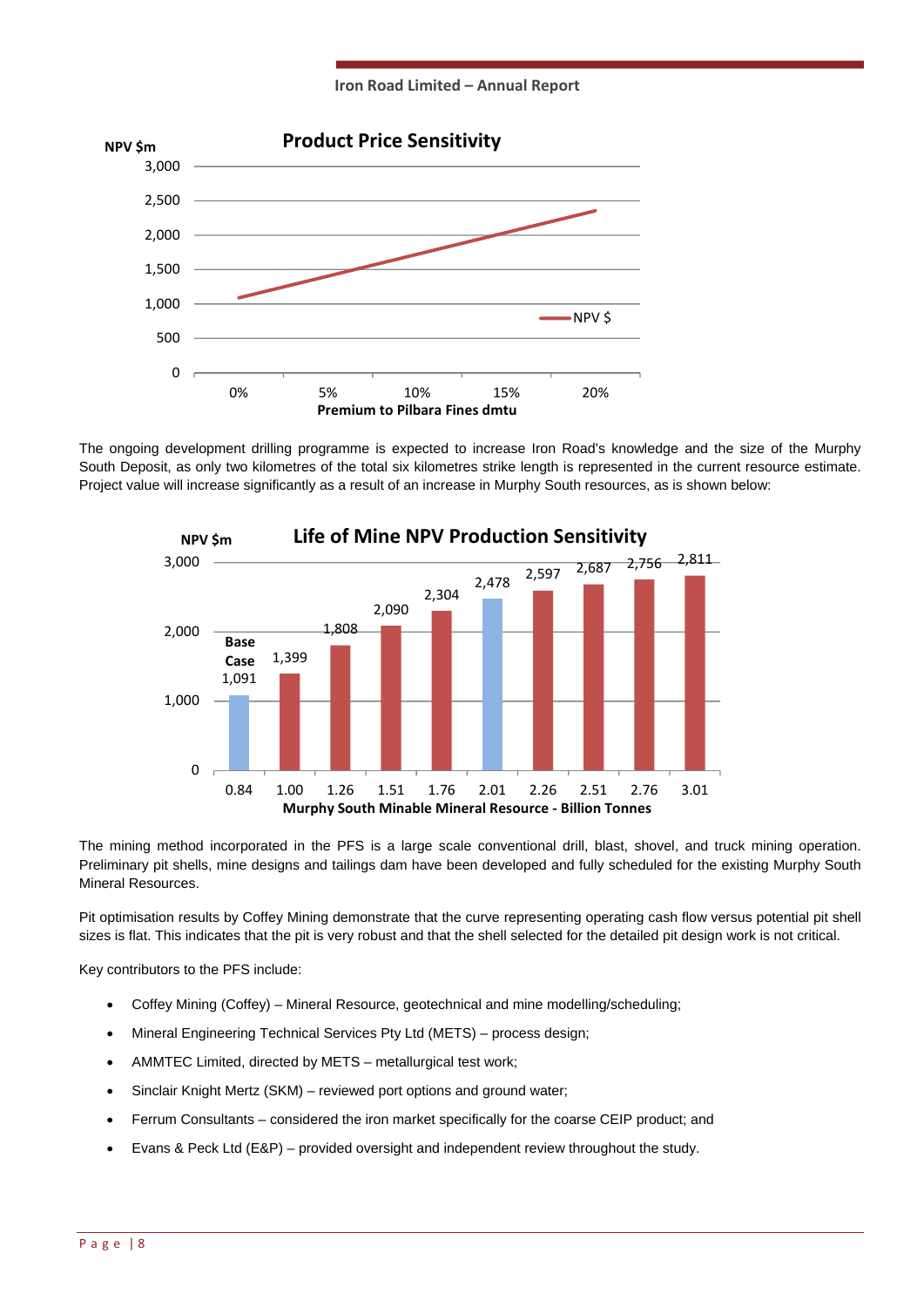**Product Price Sensitivity**

NPV $m

| Premium to Pilbara Fines dmtu | 0% | 5% | 10% | 15% | 20% |
|---|---|---|---|---|---|

The ongoing development drilling programme is expected to increase Iron Road's knowledge and the size of the Murphy South Deposit, as only two kilometres of the total six kilometres strike length is represented in the current resource estimate. Project value will increase significantly as a result of an increase in Murphy South resources, as is shown below:

**Life of Mine NPV Production Sensitivity**

| Murphy South Minable Mineral Resource - Billion Tonnes | NPV $m |
|---|---|
| 0.84 (Base Case) | 1,091 |
| 1.00 | 1,399 |
| 1.26 | 1,808 |
| 1.51 | 2,090 |
| 1.76 | 2,304 |
| 2.01 | 2,478 |
| 2.26 | 2,597 |
| 2.51 | 2,687 |
| 2.76 | 2,756 |
| 3.01 | 2,811 |

The mining method incorporated in the PFS is a large scale conventional drill, blast, shovel, and truck mining operation. Preliminary pit shells, mine designs and tailings dam have been developed and fully scheduled for the existing Murphy South Mineral Resources.

Pit optimisation results by Coffey Mining demonstrate that the curve representing operating cash flow versus potential pit shell sizes is flat. This indicates that the pit is very robust and that the shell selected for the detailed pit design work is not critical.

Key contributors to the PFS include:

- Coffey Mining (Coffey) – Mineral Resource, geotechnical and mine modelling/scheduling;
- Mineral Engineering Technical Services Pty Ltd (METS) – process design;
- AMMTEC Limited, directed by METS – metallurgical test work;
- Sinclair Knight Mertz (SKM) – reviewed port options and ground water;
- Ferrum Consultants – considered the iron market specifically for the coarse CEIP product; and
- Evans & Peck Ltd (E&P) – provided oversight and independent review throughout the study.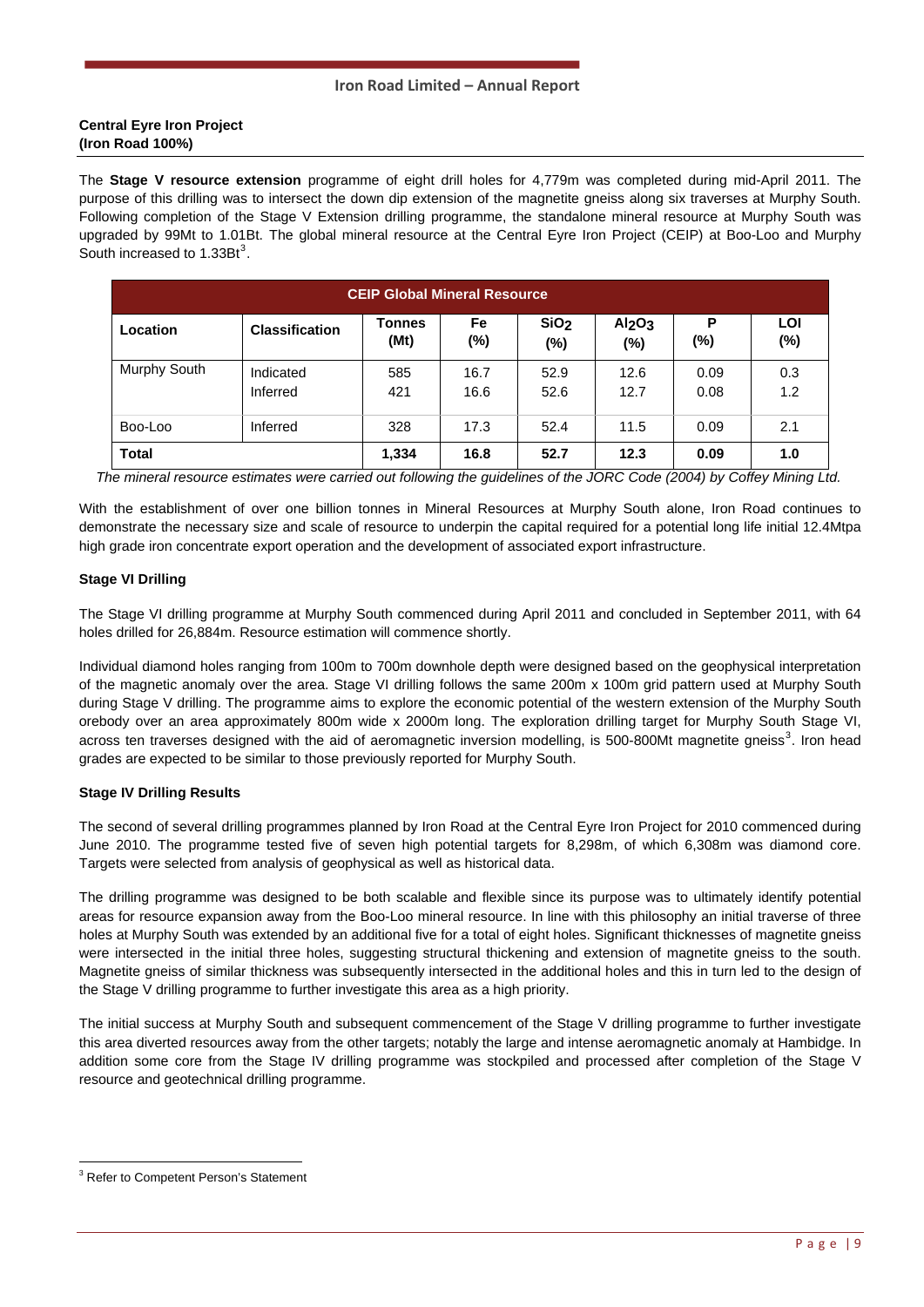**Central Eyre Iron Project**
**(Iron Road 100%)**

The **Stage V resource extension** programme of eight drill holes for 4,779m was completed during mid-April 2011. The purpose of this drilling was to intersect the down dip extension of the magnetite gneiss along six traverses at Murphy South. Following completion of the Stage V Extension drilling programme, the standalone mineral resource at Murphy South was upgraded by 99Mt to 1.01Bt. The global mineral resource at the Central Eyre Iron Project (CEIP) at Boo-Loo and Murphy South increased to 1.33Bt[3].

| CEIP Global Mineral Resource | | | | | | | |
|---|---|---|---|---|---|---|---|
| **Location** | **Classification** | **Tonnes (Mt)** | **Fe (%)** | **$SiO_2$ (%)** | **$Al_2O_3$ (%)** | **P (%)** | **LOI (%)** |
| Murphy South | Indicated | 585 | 16.7 | 52.9 | 12.6 | 0.09 | 0.3 |
| | Inferred | 421 | 16.6 | 52.6 | 12.7 | 0.08 | 1.2 |
| Boo-Loo | Inferred | 328 | 17.3 | 52.4 | 11.5 | 0.09 | 2.1 |
| **Total** | | **1,334** | **16.8** | **52.7** | **12.3** | **0.09** | **1.0** |

*The mineral resource estimates were carried out following the guidelines of the JORC Code (2004) by Coffey Mining Ltd.*

With the establishment of over one billion tonnes in Mineral Resources at Murphy South alone, Iron Road continues to demonstrate the necessary size and scale of resource to underpin the capital required for a potential long life initial 12.4Mtpa high grade iron concentrate export operation and the development of associated export infrastructure.

**Stage VI Drilling**

The Stage VI drilling programme at Murphy South commenced during April 2011 and concluded in September 2011, with 64 holes drilled for 26,884m. Resource estimation will commence shortly.

Individual diamond holes ranging from 100m to 700m downhole depth were designed based on the geophysical interpretation of the magnetic anomaly over the area. Stage VI drilling follows the same 200m x 100m grid pattern used at Murphy South during Stage V drilling. The programme aims to explore the economic potential of the western extension of the Murphy South orebody over an area approximately 800m wide x 2000m long. The exploration drilling target for Murphy South Stage VI, across ten traverses designed with the aid of aeromagnetic inversion modelling, is 500-800Mt magnetite gneiss[3]. Iron head grades are expected to be similar to those previously reported for Murphy South.

**Stage IV Drilling Results**

The second of several drilling programmes planned by Iron Road at the Central Eyre Iron Project for 2010 commenced during June 2010. The programme tested five of seven high potential targets for 8,298m, of which 6,308m was diamond core. Targets were selected from analysis of geophysical as well as historical data.

The drilling programme was designed to be both scalable and flexible since its purpose was to ultimately identify potential areas for resource expansion away from the Boo-Loo mineral resource. In line with this philosophy an initial traverse of three holes at Murphy South was extended by an additional five for a total of eight holes. Significant thicknesses of magnetite gneiss were intersected in the initial three holes, suggesting structural thickening and extension of magnetite gneiss to the south. Magnetite gneiss of similar thickness was subsequently intersected in the additional holes and this in turn led to the design of the Stage V drilling programme to further investigate this area as a high priority.

The initial success at Murphy South and subsequent commencement of the Stage V drilling programme to further investigate this area diverted resources away from the other targets; notably the large and intense aeromagnetic anomaly at Hambidge. In addition some core from the Stage IV drilling programme was stockpiled and processed after completion of the Stage V resource and geotechnical drilling programme.

[3] Refer to Competent Person's Statement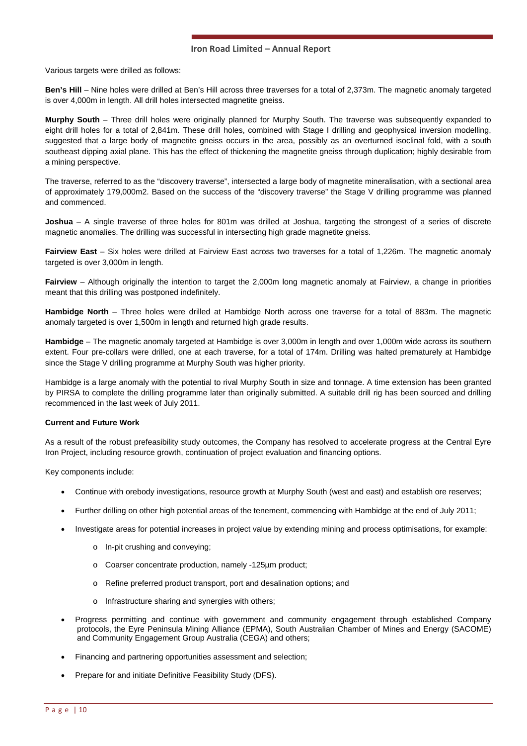Various targets were drilled as follows:

**Ben's Hill** – Nine holes were drilled at Ben's Hill across three traverses for a total of 2,373m. The magnetic anomaly targeted is over 4,000m in length. All drill holes intersected magnetite gneiss.

**Murphy South** – Three drill holes were originally planned for Murphy South. The traverse was subsequently expanded to eight drill holes for a total of 2,841m. These drill holes, combined with Stage I drilling and geophysical inversion modelling, suggested that a large body of magnetite gneiss occurs in the area, possibly as an overturned isoclinal fold, with a south southeast dipping axial plane. This has the effect of thickening the magnetite gneiss through duplication; highly desirable from a mining perspective.

The traverse, referred to as the "discovery traverse", intersected a large body of magnetite mineralisation, with a sectional area of approximately 179,000m2. Based on the success of the "discovery traverse" the Stage V drilling programme was planned and commenced.

**Joshua** – A single traverse of three holes for 801m was drilled at Joshua, targeting the strongest of a series of discrete magnetic anomalies. The drilling was successful in intersecting high grade magnetite gneiss.

**Fairview East** – Six holes were drilled at Fairview East across two traverses for a total of 1,226m. The magnetic anomaly targeted is over 3,000m in length.

**Fairview** – Although originally the intention to target the 2,000m long magnetic anomaly at Fairview, a change in priorities meant that this drilling was postponed indefinitely.

**Hambidge North** – Three holes were drilled at Hambidge North across one traverse for a total of 883m. The magnetic anomaly targeted is over 1,500m in length and returned high grade results.

**Hambidge** – The magnetic anomaly targeted at Hambidge is over 3,000m in length and over 1,000m wide across its southern extent. Four pre-collars were drilled, one at each traverse, for a total of 174m. Drilling was halted prematurely at Hambidge since the Stage V drilling programme at Murphy South was higher priority.

Hambidge is a large anomaly with the potential to rival Murphy South in size and tonnage. A time extension has been granted by PIRSA to complete the drilling programme later than originally submitted. A suitable drill rig has been sourced and drilling recommenced in the last week of July 2011.

**Current and Future Work**

As a result of the robust prefeasibility study outcomes, the Company has resolved to accelerate progress at the Central Eyre Iron Project, including resource growth, continuation of project evaluation and financing options.

Key components include:

- Continue with orebody investigations, resource growth at Murphy South (west and east) and establish ore reserves;
- Further drilling on other high potential areas of the tenement, commencing with Hambidge at the end of July 2011;
- Investigate areas for potential increases in project value by extending mining and process optimisations, for example:
  - In-pit crushing and conveying;
  - Coarser concentrate production, namely -125µm product;
  - Refine preferred product transport, port and desalination options; and
  - Infrastructure sharing and synergies with others;
- Progress permitting and continue with government and community engagement through established Company protocols, the Eyre Peninsula Mining Alliance (EPMA), South Australian Chamber of Mines and Energy (SACOME) and Community Engagement Group Australia (CEGA) and others;
- Financing and partnering opportunities assessment and selection;
- Prepare for and initiate Definitive Feasibility Study (DFS).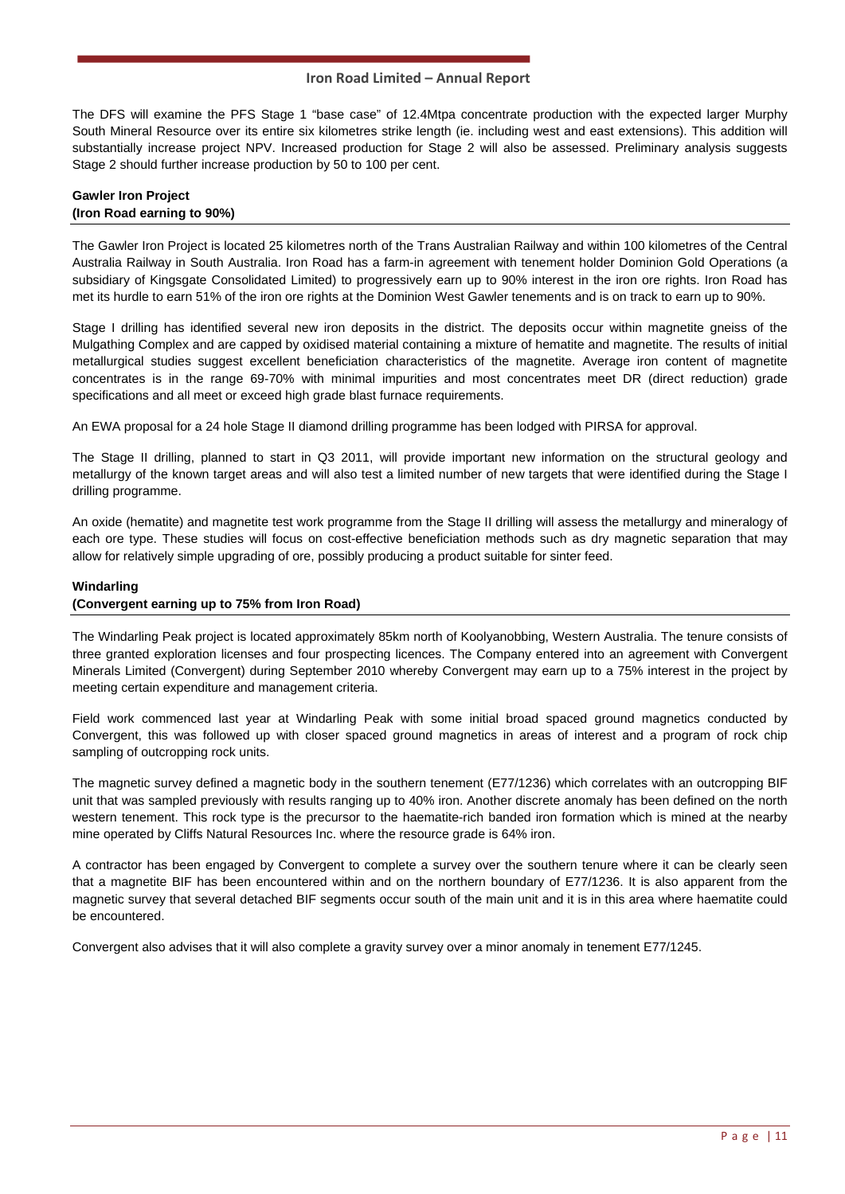The DFS will examine the PFS Stage 1 "base case" of 12.4Mtpa concentrate production with the expected larger Murphy South Mineral Resource over its entire six kilometres strike length (ie. including west and east extensions). This addition will substantially increase project NPV. Increased production for Stage 2 will also be assessed. Preliminary analysis suggests Stage 2 should further increase production by 50 to 100 per cent.

**Gawler Iron Project**
**(Iron Road earning to 90%)**

The Gawler Iron Project is located 25 kilometres north of the Trans Australian Railway and within 100 kilometres of the Central Australia Railway in South Australia. Iron Road has a farm-in agreement with tenement holder Dominion Gold Operations (a subsidiary of Kingsgate Consolidated Limited) to progressively earn up to 90% interest in the iron ore rights. Iron Road has met its hurdle to earn 51% of the iron ore rights at the Dominion West Gawler tenements and is on track to earn up to 90%.

Stage I drilling has identified several new iron deposits in the district. The deposits occur within magnetite gneiss of the Mulgathing Complex and are capped by oxidised material containing a mixture of hematite and magnetite. The results of initial metallurgical studies suggest excellent beneficiation characteristics of the magnetite. Average iron content of magnetite concentrates is in the range 69-70% with minimal impurities and most concentrates meet DR (direct reduction) grade specifications and all meet or exceed high grade blast furnace requirements.

An EWA proposal for a 24 hole Stage II diamond drilling programme has been lodged with PIRSA for approval.

The Stage II drilling, planned to start in Q3 2011, will provide important new information on the structural geology and metallurgy of the known target areas and will also test a limited number of new targets that were identified during the Stage I drilling programme.

An oxide (hematite) and magnetite test work programme from the Stage II drilling will assess the metallurgy and mineralogy of each ore type. These studies will focus on cost-effective beneficiation methods such as dry magnetic separation that may allow for relatively simple upgrading of ore, possibly producing a product suitable for sinter feed.

**Windarling**
**(Convergent earning up to 75% from Iron Road)**

The Windarling Peak project is located approximately 85km north of Koolyanobbing, Western Australia. The tenure consists of three granted exploration licenses and four prospecting licences. The Company entered into an agreement with Convergent Minerals Limited (Convergent) during September 2010 whereby Convergent may earn up to a 75% interest in the project by meeting certain expenditure and management criteria.

Field work commenced last year at Windarling Peak with some initial broad spaced ground magnetics conducted by Convergent, this was followed up with closer spaced ground magnetics in areas of interest and a program of rock chip sampling of outcropping rock units.

The magnetic survey defined a magnetic body in the southern tenement (E77/1236) which correlates with an outcropping BIF unit that was sampled previously with results ranging up to 40% iron. Another discrete anomaly has been defined on the north western tenement. This rock type is the precursor to the haematite-rich banded iron formation which is mined at the nearby mine operated by Cliffs Natural Resources Inc. where the resource grade is 64% iron.

A contractor has been engaged by Convergent to complete a survey over the southern tenure where it can be clearly seen that a magnetite BIF has been encountered within and on the northern boundary of E77/1236. It is also apparent from the magnetic survey that several detached BIF segments occur south of the main unit and it is in this area where haematite could be encountered.

Convergent also advises that it will also complete a gravity survey over a minor anomaly in tenement E77/1245.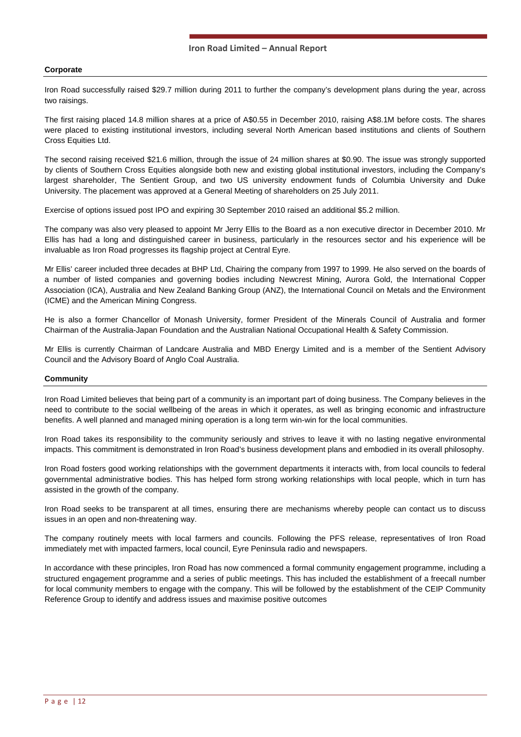## Corporate

Iron Road successfully raised $29.7 million during 2011 to further the company's development plans during the year, across two raisings.

The first raising placed 14.8 million shares at a price of A$0.55 in December 2010, raising A$8.1M before costs. The shares were placed to existing institutional investors, including several North American based institutions and clients of Southern Cross Equities Ltd.

The second raising received $21.6 million, through the issue of 24 million shares at $0.90. The issue was strongly supported by clients of Southern Cross Equities alongside both new and existing global institutional investors, including the Company's largest shareholder, The Sentient Group, and two US university endowment funds of Columbia University and Duke University. The placement was approved at a General Meeting of shareholders on 25 July 2011.

Exercise of options issued post IPO and expiring 30 September 2010 raised an additional $5.2 million.

The company was also very pleased to appoint Mr Jerry Ellis to the Board as a non executive director in December 2010. Mr Ellis has had a long and distinguished career in business, particularly in the resources sector and his experience will be invaluable as Iron Road progresses its flagship project at Central Eyre.

Mr Ellis' career included three decades at BHP Ltd, Chairing the company from 1997 to 1999. He also served on the boards of a number of listed companies and governing bodies including Newcrest Mining, Aurora Gold, the International Copper Association (ICA), Australia and New Zealand Banking Group (ANZ), the International Council on Metals and the Environment (ICME) and the American Mining Congress.

He is also a former Chancellor of Monash University, former President of the Minerals Council of Australia and former Chairman of the Australia-Japan Foundation and the Australian National Occupational Health & Safety Commission.

Mr Ellis is currently Chairman of Landcare Australia and MBD Energy Limited and is a member of the Sentient Advisory Council and the Advisory Board of Anglo Coal Australia.

## Community

Iron Road Limited believes that being part of a community is an important part of doing business. The Company believes in the need to contribute to the social wellbeing of the areas in which it operates, as well as bringing economic and infrastructure benefits. A well planned and managed mining operation is a long term win-win for the local communities.

Iron Road takes its responsibility to the community seriously and strives to leave it with no lasting negative environmental impacts. This commitment is demonstrated in Iron Road's business development plans and embodied in its overall philosophy.

Iron Road fosters good working relationships with the government departments it interacts with, from local councils to federal governmental administrative bodies. This has helped form strong working relationships with local people, which in turn has assisted in the growth of the company.

Iron Road seeks to be transparent at all times, ensuring there are mechanisms whereby people can contact us to discuss issues in an open and non-threatening way.

The company routinely meets with local farmers and councils. Following the PFS release, representatives of Iron Road immediately met with impacted farmers, local council, Eyre Peninsula radio and newspapers.

In accordance with these principles, Iron Road has now commenced a formal community engagement programme, including a structured engagement programme and a series of public meetings. This has included the establishment of a freecall number for local community members to engage with the company. This will be followed by the establishment of the CEIP Community Reference Group to identify and address issues and maximise positive outcomes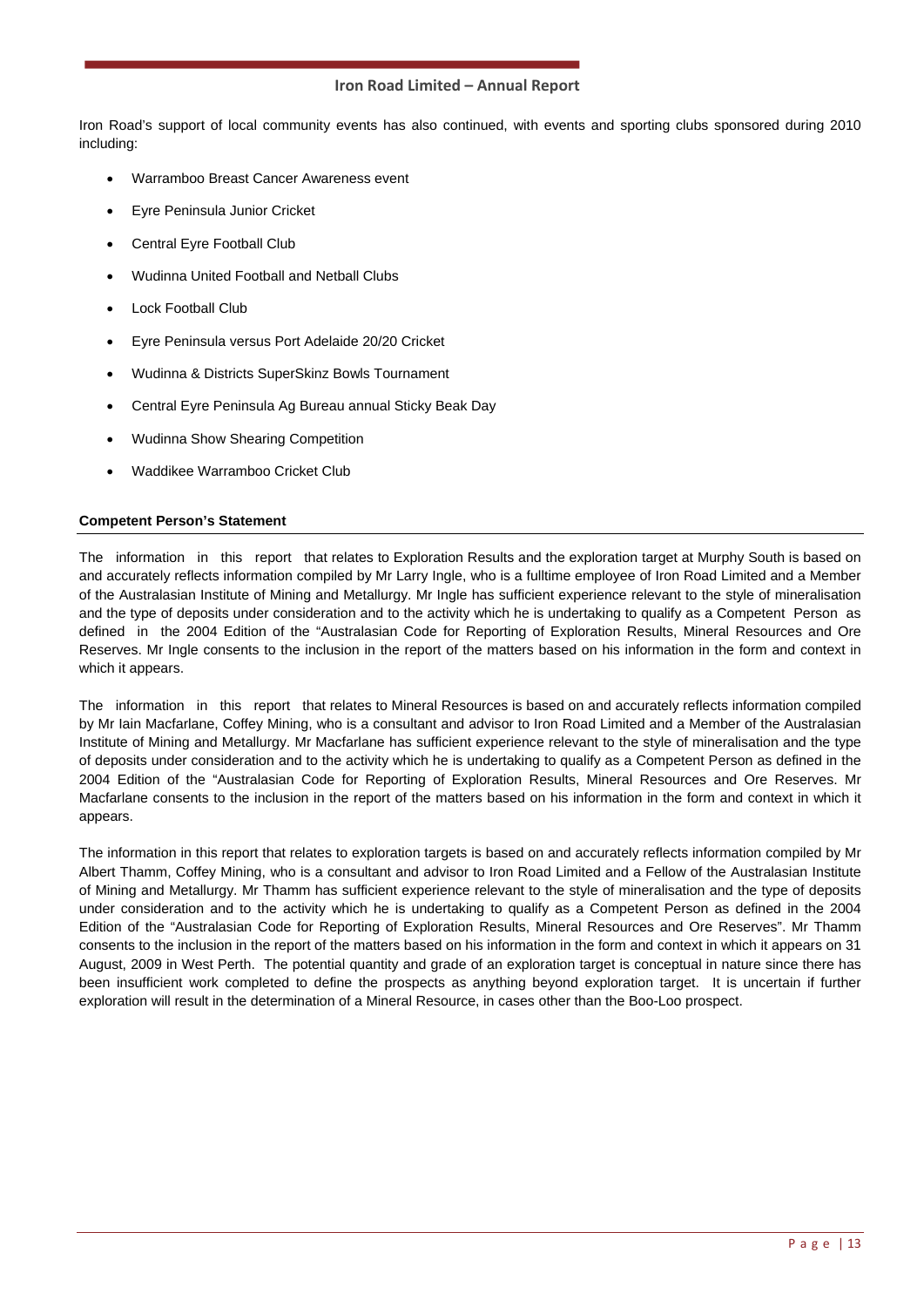Iron Road's support of local community events has also continued, with events and sporting clubs sponsored during 2010 including:

- Warramboo Breast Cancer Awareness event
- Eyre Peninsula Junior Cricket
- Central Eyre Football Club
- Wudinna United Football and Netball Clubs
- Lock Football Club
- Eyre Peninsula versus Port Adelaide 20/20 Cricket
- Wudinna & Districts SuperSkinz Bowls Tournament
- Central Eyre Peninsula Ag Bureau annual Sticky Beak Day
- Wudinna Show Shearing Competition
- Waddikee Warramboo Cricket Club

**Competent Person's Statement**

The information in this report that relates to Exploration Results and the exploration target at Murphy South is based on and accurately reflects information compiled by Mr Larry Ingle, who is a fulltime employee of Iron Road Limited and a Member of the Australasian Institute of Mining and Metallurgy. Mr Ingle has sufficient experience relevant to the style of mineralisation and the type of deposits under consideration and to the activity which he is undertaking to qualify as a Competent Person as defined in the 2004 Edition of the "Australasian Code for Reporting of Exploration Results, Mineral Resources and Ore Reserves. Mr Ingle consents to the inclusion in the report of the matters based on his information in the form and context in which it appears.

The information in this report that relates to Mineral Resources is based on and accurately reflects information compiled by Mr Iain Macfarlane, Coffey Mining, who is a consultant and advisor to Iron Road Limited and a Member of the Australasian Institute of Mining and Metallurgy. Mr Macfarlane has sufficient experience relevant to the style of mineralisation and the type of deposits under consideration and to the activity which he is undertaking to qualify as a Competent Person as defined in the 2004 Edition of the "Australasian Code for Reporting of Exploration Results, Mineral Resources and Ore Reserves. Mr Macfarlane consents to the inclusion in the report of the matters based on his information in the form and context in which it appears.

The information in this report that relates to exploration targets is based on and accurately reflects information compiled by Mr Albert Thamm, Coffey Mining, who is a consultant and advisor to Iron Road Limited and a Fellow of the Australasian Institute of Mining and Metallurgy. Mr Thamm has sufficient experience relevant to the style of mineralisation and the type of deposits under consideration and to the activity which he is undertaking to qualify as a Competent Person as defined in the 2004 Edition of the "Australasian Code for Reporting of Exploration Results, Mineral Resources and Ore Reserves". Mr Thamm consents to the inclusion in the report of the matters based on his information in the form and context in which it appears on 31 August, 2009 in West Perth. The potential quantity and grade of an exploration target is conceptual in nature since there has been insufficient work completed to define the prospects as anything beyond exploration target. It is uncertain if further exploration will result in the determination of a Mineral Resource, in cases other than the Boo-Loo prospect.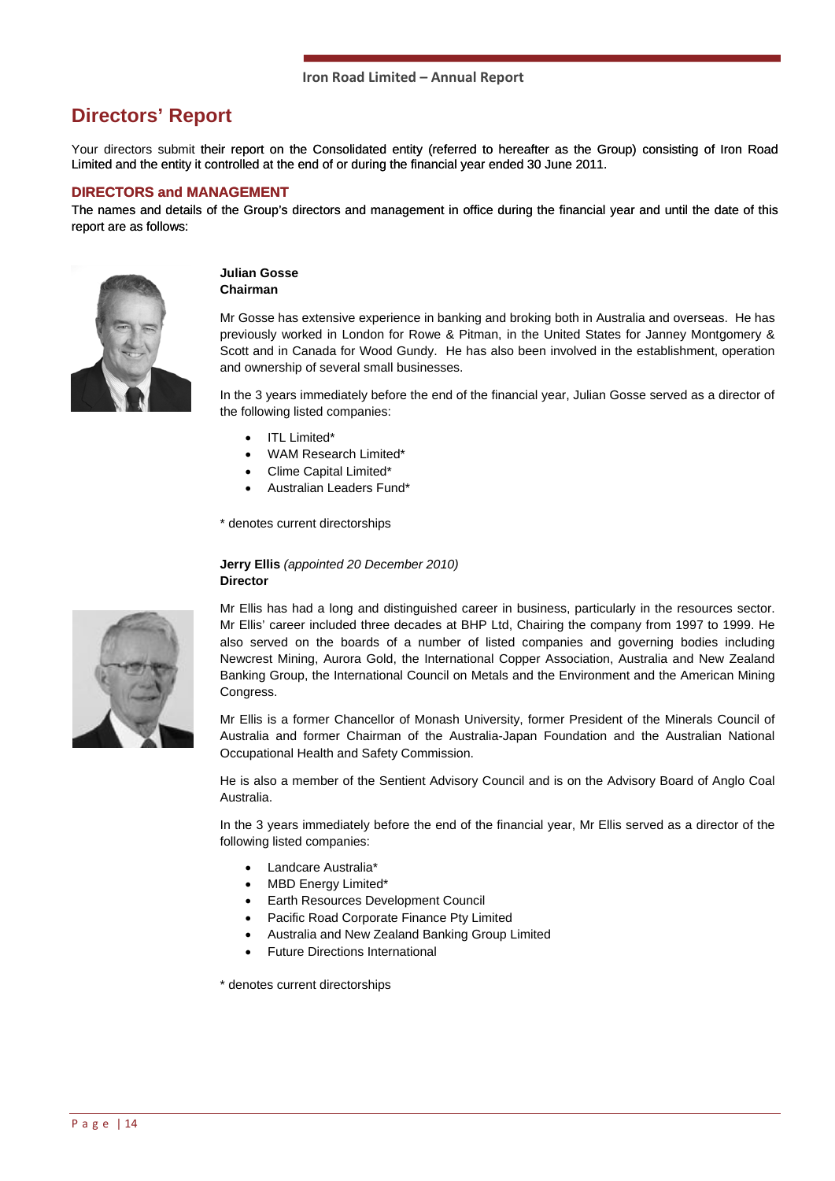# Directors' Report

Your directors submit their report on the Consolidated entity (referred to hereafter as the Group) consisting of Iron Road Limited and the entity it controlled at the end of or during the financial year ended 30 June 2011.

## DIRECTORS and MANAGEMENT

The names and details of the Group's directors and management in office during the financial year and until the date of this report are as follows:

**Julian Gosse**
**Chairman**

Mr Gosse has extensive experience in banking and broking both in Australia and overseas. He has previously worked in London for Rowe & Pitman, in the United States for Janney Montgomery & Scott and in Canada for Wood Gundy. He has also been involved in the establishment, operation and ownership of several small businesses.

In the 3 years immediately before the end of the financial year, Julian Gosse served as a director of the following listed companies:

- ITL Limited*
- WAM Research Limited*
- Clime Capital Limited*
- Australian Leaders Fund*

\* denotes current directorships

**Jerry Ellis** *(appointed 20 December 2010)*
**Director**

Mr Ellis has had a long and distinguished career in business, particularly in the resources sector. Mr Ellis' career included three decades at BHP Ltd, Chairing the company from 1997 to 1999. He also served on the boards of a number of listed companies and governing bodies including Newcrest Mining, Aurora Gold, the International Copper Association, Australia and New Zealand Banking Group, the International Council on Metals and the Environment and the American Mining Congress.

Mr Ellis is a former Chancellor of Monash University, former President of the Minerals Council of Australia and former Chairman of the Australia-Japan Foundation and the Australian National Occupational Health and Safety Commission.

He is also a member of the Sentient Advisory Council and is on the Advisory Board of Anglo Coal Australia.

In the 3 years immediately before the end of the financial year, Mr Ellis served as a director of the following listed companies:

- Landcare Australia*
- MBD Energy Limited*
- Earth Resources Development Council
- Pacific Road Corporate Finance Pty Limited
- Australia and New Zealand Banking Group Limited
- Future Directions International

\* denotes current directorships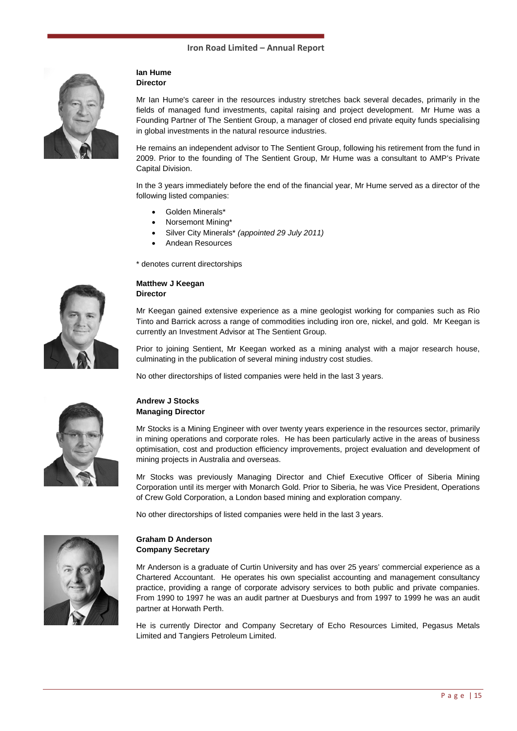**Ian Hume**
**Director**

Mr Ian Hume's career in the resources industry stretches back several decades, primarily in the fields of managed fund investments, capital raising and project development. Mr Hume was a Founding Partner of The Sentient Group, a manager of closed end private equity funds specialising in global investments in the natural resource industries.

He remains an independent advisor to The Sentient Group, following his retirement from the fund in 2009. Prior to the founding of The Sentient Group, Mr Hume was a consultant to AMP's Private Capital Division.

In the 3 years immediately before the end of the financial year, Mr Hume served as a director of the following listed companies:

- Golden Minerals*
- Norsemont Mining*
- Silver City Minerals* *(appointed 29 July 2011)*
- Andean Resources

\* denotes current directorships

**Matthew J Keegan**
**Director**

Mr Keegan gained extensive experience as a mine geologist working for companies such as Rio Tinto and Barrick across a range of commodities including iron ore, nickel, and gold. Mr Keegan is currently an Investment Advisor at The Sentient Group.

Prior to joining Sentient, Mr Keegan worked as a mining analyst with a major research house, culminating in the publication of several mining industry cost studies.

No other directorships of listed companies were held in the last 3 years.

**Andrew J Stocks**
**Managing Director**

Mr Stocks is a Mining Engineer with over twenty years experience in the resources sector, primarily in mining operations and corporate roles. He has been particularly active in the areas of business optimisation, cost and production efficiency improvements, project evaluation and development of mining projects in Australia and overseas.

Mr Stocks was previously Managing Director and Chief Executive Officer of Siberia Mining Corporation until its merger with Monarch Gold. Prior to Siberia, he was Vice President, Operations of Crew Gold Corporation, a London based mining and exploration company.

No other directorships of listed companies were held in the last 3 years.

**Graham D Anderson**
**Company Secretary**

Mr Anderson is a graduate of Curtin University and has over 25 years' commercial experience as a Chartered Accountant. He operates his own specialist accounting and management consultancy practice, providing a range of corporate advisory services to both public and private companies. From 1990 to 1997 he was an audit partner at Duesburys and from 1997 to 1999 he was an audit partner at Horwath Perth.

He is currently Director and Company Secretary of Echo Resources Limited, Pegasus Metals Limited and Tangiers Petroleum Limited.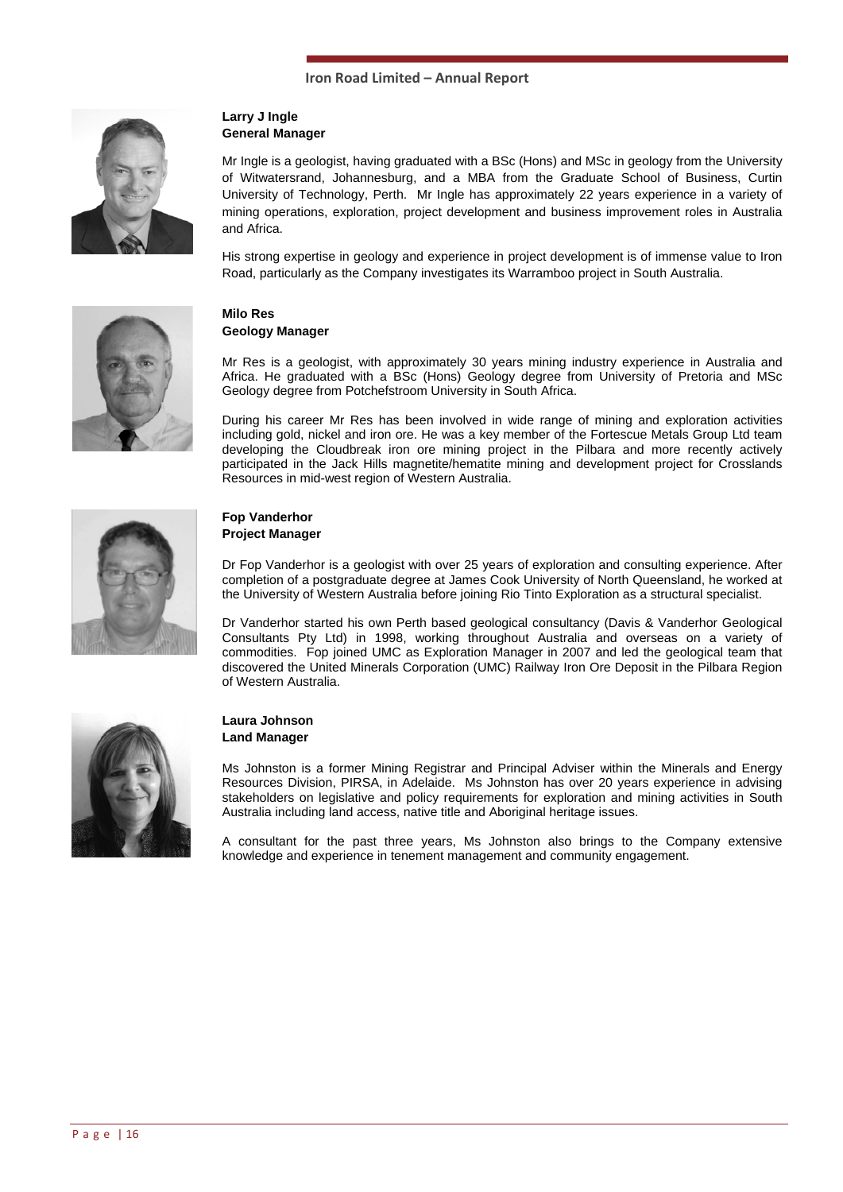**Larry J Ingle**
**General Manager**

Mr Ingle is a geologist, having graduated with a BSc (Hons) and MSc in geology from the University of Witwatersrand, Johannesburg, and a MBA from the Graduate School of Business, Curtin University of Technology, Perth. Mr Ingle has approximately 22 years experience in a variety of mining operations, exploration, project development and business improvement roles in Australia and Africa.

His strong expertise in geology and experience in project development is of immense value to Iron Road, particularly as the Company investigates its Warramboo project in South Australia.

**Milo Res**
**Geology Manager**

Mr Res is a geologist, with approximately 30 years mining industry experience in Australia and Africa. He graduated with a BSc (Hons) Geology degree from University of Pretoria and MSc Geology degree from Potchefstroom University in South Africa.

During his career Mr Res has been involved in wide range of mining and exploration activities including gold, nickel and iron ore. He was a key member of the Fortescue Metals Group Ltd team developing the Cloudbreak iron ore mining project in the Pilbara and more recently actively participated in the Jack Hills magnetite/hematite mining and development project for Crosslands Resources in mid-west region of Western Australia.

**Fop Vanderhor**
**Project Manager**

Dr Fop Vanderhor is a geologist with over 25 years of exploration and consulting experience. After completion of a postgraduate degree at James Cook University of North Queensland, he worked at the University of Western Australia before joining Rio Tinto Exploration as a structural specialist.

Dr Vanderhor started his own Perth based geological consultancy (Davis & Vanderhor Geological Consultants Pty Ltd) in 1998, working throughout Australia and overseas on a variety of commodities. Fop joined UMC as Exploration Manager in 2007 and led the geological team that discovered the United Minerals Corporation (UMC) Railway Iron Ore Deposit in the Pilbara Region of Western Australia.

**Laura Johnson**
**Land Manager**

Ms Johnston is a former Mining Registrar and Principal Adviser within the Minerals and Energy Resources Division, PIRSA, in Adelaide. Ms Johnston has over 20 years experience in advising stakeholders on legislative and policy requirements for exploration and mining activities in South Australia including land access, native title and Aboriginal heritage issues.

A consultant for the past three years, Ms Johnston also brings to the Company extensive knowledge and experience in tenement management and community engagement.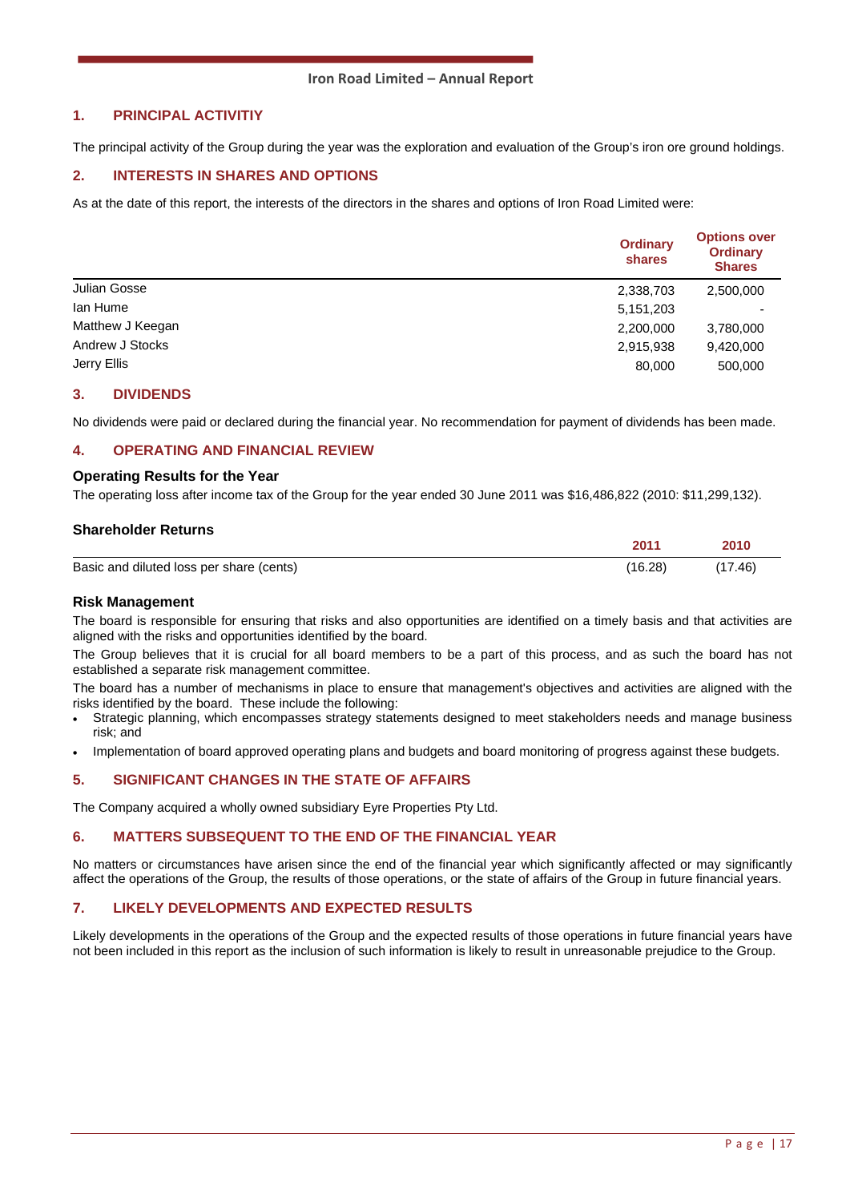## 1. PRINCIPAL ACTIVITIY

The principal activity of the Group during the year was the exploration and evaluation of the Group's iron ore ground holdings.

## 2. INTERESTS IN SHARES AND OPTIONS

As at the date of this report, the interests of the directors in the shares and options of Iron Road Limited were:

| | Ordinary shares | Options over Ordinary Shares |
|---|---|---|
| Julian Gosse | 2,338,703 | 2,500,000 |
| Ian Hume | 5,151,203 | - |
| Matthew J Keegan | 2,200,000 | 3,780,000 |
| Andrew J Stocks | 2,915,938 | 9,420,000 |
| Jerry Ellis | 80,000 | 500,000 |

## 3. DIVIDENDS

No dividends were paid or declared during the financial year. No recommendation for payment of dividends has been made.

## 4. OPERATING AND FINANCIAL REVIEW

### Operating Results for the Year

The operating loss after income tax of the Group for the year ended 30 June 2011 was $16,486,822 (2010: $11,299,132).

### Shareholder Returns

| | 2011 | 2010 |
|---|---|---|
| Basic and diluted loss per share (cents) | (16.28) | (17.46) |

### Risk Management

The board is responsible for ensuring that risks and also opportunities are identified on a timely basis and that activities are aligned with the risks and opportunities identified by the board.

The Group believes that it is crucial for all board members to be a part of this process, and as such the board has not established a separate risk management committee.

The board has a number of mechanisms in place to ensure that management's objectives and activities are aligned with the risks identified by the board. These include the following:

- Strategic planning, which encompasses strategy statements designed to meet stakeholders needs and manage business risk; and
- Implementation of board approved operating plans and budgets and board monitoring of progress against these budgets.

## 5. SIGNIFICANT CHANGES IN THE STATE OF AFFAIRS

The Company acquired a wholly owned subsidiary Eyre Properties Pty Ltd.

## 6. MATTERS SUBSEQUENT TO THE END OF THE FINANCIAL YEAR

No matters or circumstances have arisen since the end of the financial year which significantly affected or may significantly affect the operations of the Group, the results of those operations, or the state of affairs of the Group in future financial years.

## 7. LIKELY DEVELOPMENTS AND EXPECTED RESULTS

Likely developments in the operations of the Group and the expected results of those operations in future financial years have not been included in this report as the inclusion of such information is likely to result in unreasonable prejudice to the Group.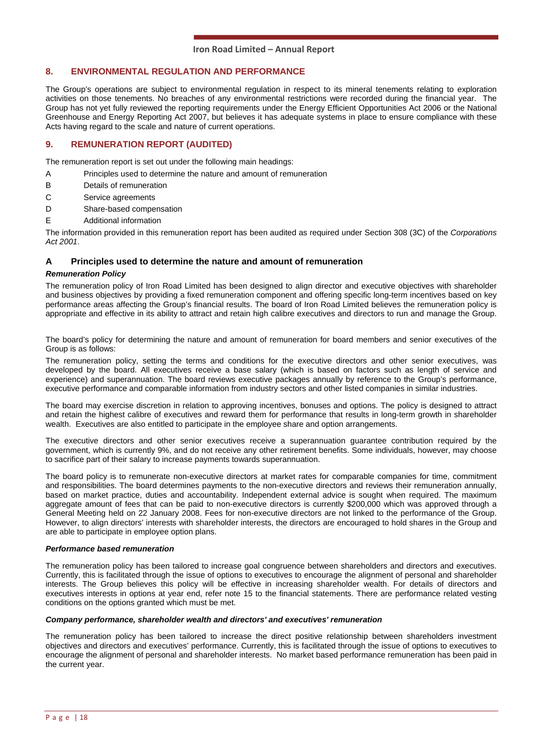## 8. ENVIRONMENTAL REGULATION AND PERFORMANCE

The Group's operations are subject to environmental regulation in respect to its mineral tenements relating to exploration activities on those tenements. No breaches of any environmental restrictions were recorded during the financial year. The Group has not yet fully reviewed the reporting requirements under the Energy Efficient Opportunities Act 2006 or the National Greenhouse and Energy Reporting Act 2007, but believes it has adequate systems in place to ensure compliance with these Acts having regard to the scale and nature of current operations.

## 9. REMUNERATION REPORT (AUDITED)

The remuneration report is set out under the following main headings:

- A Principles used to determine the nature and amount of remuneration
- B Details of remuneration
- C Service agreements
- D Share-based compensation
- E Additional information

The information provided in this remuneration report has been audited as required under Section 308 (3C) of the *Corporations Act 2001*.

### A Principles used to determine the nature and amount of remuneration

***Remuneration Policy***

The remuneration policy of Iron Road Limited has been designed to align director and executive objectives with shareholder and business objectives by providing a fixed remuneration component and offering specific long-term incentives based on key performance areas affecting the Group's financial results. The board of Iron Road Limited believes the remuneration policy is appropriate and effective in its ability to attract and retain high calibre executives and directors to run and manage the Group.

The board's policy for determining the nature and amount of remuneration for board members and senior executives of the Group is as follows:

The remuneration policy, setting the terms and conditions for the executive directors and other senior executives, was developed by the board. All executives receive a base salary (which is based on factors such as length of service and experience) and superannuation. The board reviews executive packages annually by reference to the Group's performance, executive performance and comparable information from industry sectors and other listed companies in similar industries.

The board may exercise discretion in relation to approving incentives, bonuses and options. The policy is designed to attract and retain the highest calibre of executives and reward them for performance that results in long-term growth in shareholder wealth. Executives are also entitled to participate in the employee share and option arrangements.

The executive directors and other senior executives receive a superannuation guarantee contribution required by the government, which is currently 9%, and do not receive any other retirement benefits. Some individuals, however, may choose to sacrifice part of their salary to increase payments towards superannuation.

The board policy is to remunerate non-executive directors at market rates for comparable companies for time, commitment and responsibilities. The board determines payments to the non-executive directors and reviews their remuneration annually, based on market practice, duties and accountability. Independent external advice is sought when required. The maximum aggregate amount of fees that can be paid to non-executive directors is currently $200,000 which was approved through a General Meeting held on 22 January 2008. Fees for non-executive directors are not linked to the performance of the Group. However, to align directors' interests with shareholder interests, the directors are encouraged to hold shares in the Group and are able to participate in employee option plans.

***Performance based remuneration***

The remuneration policy has been tailored to increase goal congruence between shareholders and directors and executives. Currently, this is facilitated through the issue of options to executives to encourage the alignment of personal and shareholder interests. The Group believes this policy will be effective in increasing shareholder wealth. For details of directors and executives interests in options at year end, refer note 15 to the financial statements. There are performance related vesting conditions on the options granted which must be met.

***Company performance, shareholder wealth and directors' and executives' remuneration***

The remuneration policy has been tailored to increase the direct positive relationship between shareholders investment objectives and directors and executives' performance. Currently, this is facilitated through the issue of options to executives to encourage the alignment of personal and shareholder interests. No market based performance remuneration has been paid in the current year.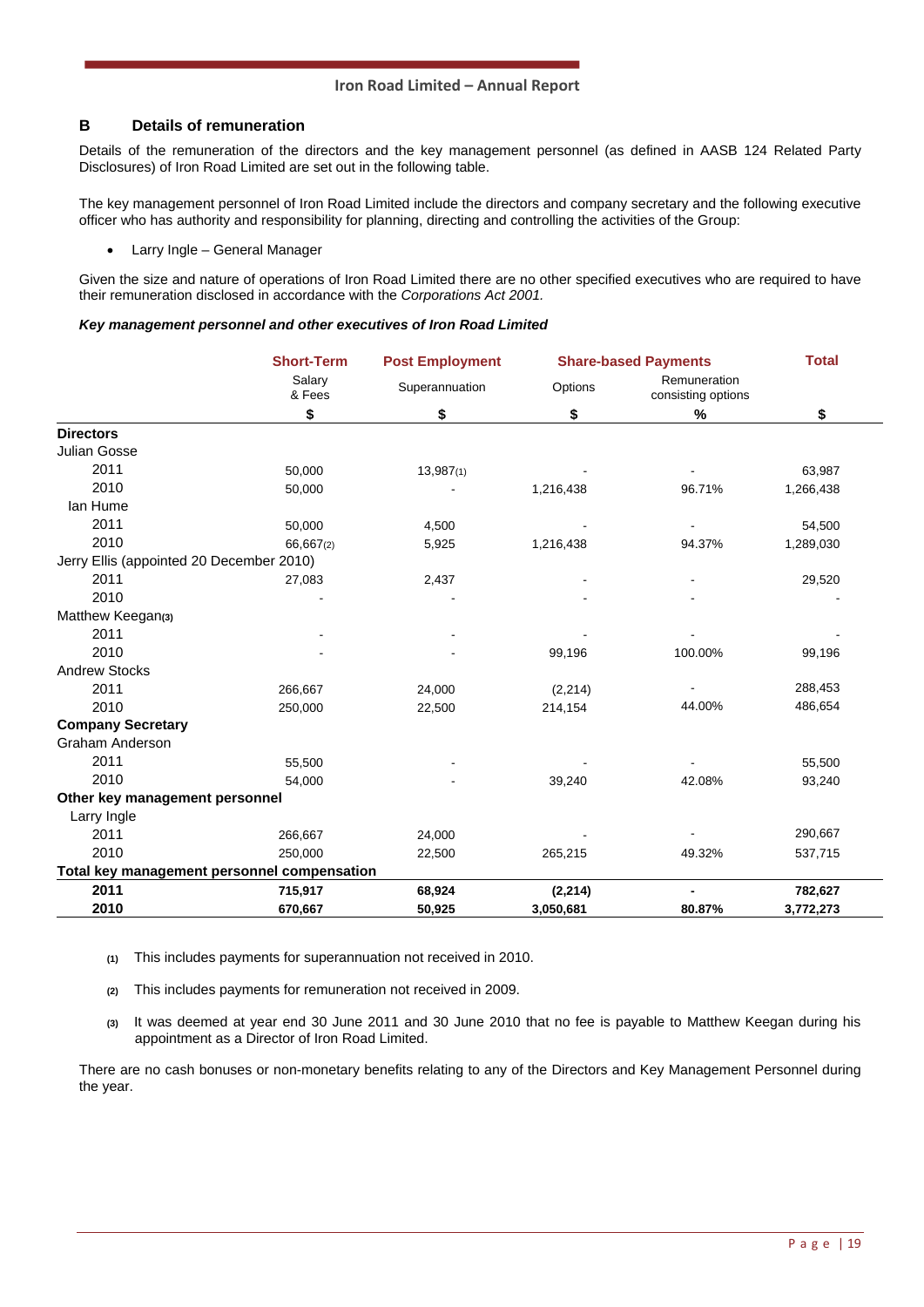## B Details of remuneration

Details of the remuneration of the directors and the key management personnel (as defined in AASB 124 Related Party Disclosures) of Iron Road Limited are set out in the following table.

The key management personnel of Iron Road Limited include the directors and company secretary and the following executive officer who has authority and responsibility for planning, directing and controlling the activities of the Group:

- Larry Ingle – General Manager

Given the size and nature of operations of Iron Road Limited there are no other specified executives who are required to have their remuneration disclosed in accordance with the *Corporations Act 2001.*

***Key management personnel and other executives of Iron Road Limited***

| | Short-Term | Post Employment | Share-based Payments | | Total |
|---|---|---|---|---|---|
| | Salary & Fees | Superannuation | Options | Remuneration consisting options | |
| | $ | $ | $ | % | $ |
| **Directors** | | | | | |
| Julian Gosse | | | | | |
| 2011 | 50,000 | 13,987(1) | - | - | 63,987 |
| 2010 | 50,000 | - | 1,216,438 | 96.71% | 1,266,438 |
| Ian Hume | | | | | |
| 2011 | 50,000 | 4,500 | - | - | 54,500 |
| 2010 | 66,667(2) | 5,925 | 1,216,438 | 94.37% | 1,289,030 |
| Jerry Ellis (appointed 20 December 2010) | | | | | |
| 2011 | 27,083 | 2,437 | - | - | 29,520 |
| 2010 | - | - | - | - | - |
| Matthew Keegan(3) | | | | | |
| 2011 | - | - | - | - | - |
| 2010 | - | - | 99,196 | 100.00% | 99,196 |
| Andrew Stocks | | | | | |
| 2011 | 266,667 | 24,000 | (2,214) | - | 288,453 |
| 2010 | 250,000 | 22,500 | 214,154 | 44.00% | 486,654 |
| **Company Secretary** | | | | | |
| Graham Anderson | | | | | |
| 2011 | 55,500 | - | - | - | 55,500 |
| 2010 | 54,000 | - | 39,240 | 42.08% | 93,240 |
| **Other key management personnel** | | | | | |
| Larry Ingle | | | | | |
| 2011 | 266,667 | 24,000 | - | - | 290,667 |
| 2010 | 250,000 | 22,500 | 265,215 | 49.32% | 537,715 |
| **Total key management personnel compensation** | | | | | |
| **2011** | **715,917** | **68,924** | **(2,214)** | **-** | **782,627** |
| **2010** | **670,667** | **50,925** | **3,050,681** | **80.87%** | **3,772,273** |

(1) This includes payments for superannuation not received in 2010.

(2) This includes payments for remuneration not received in 2009.

(3) It was deemed at year end 30 June 2011 and 30 June 2010 that no fee is payable to Matthew Keegan during his appointment as a Director of Iron Road Limited.

There are no cash bonuses or non-monetary benefits relating to any of the Directors and Key Management Personnel during the year.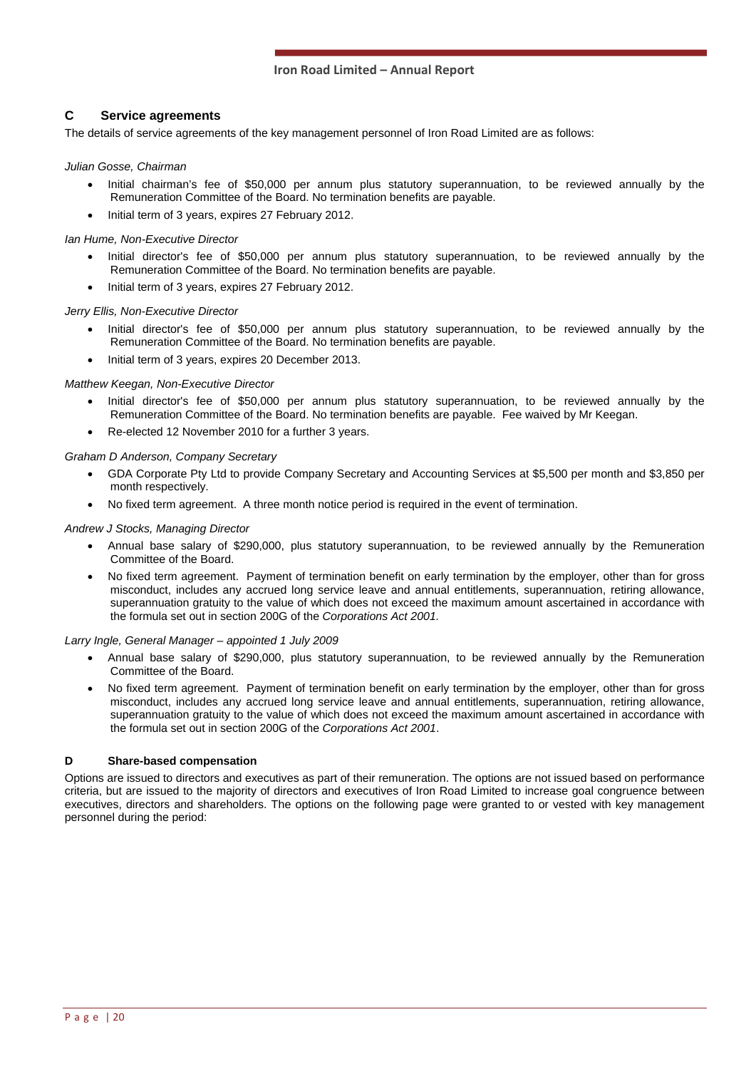## C Service agreements

The details of service agreements of the key management personnel of Iron Road Limited are as follows:

*Julian Gosse, Chairman*

- Initial chairman's fee of $50,000 per annum plus statutory superannuation, to be reviewed annually by the Remuneration Committee of the Board. No termination benefits are payable.
- Initial term of 3 years, expires 27 February 2012.

*Ian Hume, Non-Executive Director*

- Initial director's fee of $50,000 per annum plus statutory superannuation, to be reviewed annually by the Remuneration Committee of the Board. No termination benefits are payable.
- Initial term of 3 years, expires 27 February 2012.

*Jerry Ellis, Non-Executive Director*

- Initial director's fee of $50,000 per annum plus statutory superannuation, to be reviewed annually by the Remuneration Committee of the Board. No termination benefits are payable.
- Initial term of 3 years, expires 20 December 2013.

*Matthew Keegan, Non-Executive Director*

- Initial director's fee of $50,000 per annum plus statutory superannuation, to be reviewed annually by the Remuneration Committee of the Board. No termination benefits are payable. Fee waived by Mr Keegan.
- Re-elected 12 November 2010 for a further 3 years.

*Graham D Anderson, Company Secretary*

- GDA Corporate Pty Ltd to provide Company Secretary and Accounting Services at $5,500 per month and $3,850 per month respectively.
- No fixed term agreement. A three month notice period is required in the event of termination.

*Andrew J Stocks, Managing Director*

- Annual base salary of $290,000, plus statutory superannuation, to be reviewed annually by the Remuneration Committee of the Board.
- No fixed term agreement. Payment of termination benefit on early termination by the employer, other than for gross misconduct, includes any accrued long service leave and annual entitlements, superannuation, retiring allowance, superannuation gratuity to the value of which does not exceed the maximum amount ascertained in accordance with the formula set out in section 200G of the *Corporations Act 2001.*

*Larry Ingle, General Manager – appointed 1 July 2009*

- Annual base salary of $290,000, plus statutory superannuation, to be reviewed annually by the Remuneration Committee of the Board.
- No fixed term agreement. Payment of termination benefit on early termination by the employer, other than for gross misconduct, includes any accrued long service leave and annual entitlements, superannuation, retiring allowance, superannuation gratuity to the value of which does not exceed the maximum amount ascertained in accordance with the formula set out in section 200G of the *Corporations Act 2001*.

### D Share-based compensation

Options are issued to directors and executives as part of their remuneration. The options are not issued based on performance criteria, but are issued to the majority of directors and executives of Iron Road Limited to increase goal congruence between executives, directors and shareholders. The options on the following page were granted to or vested with key management personnel during the period: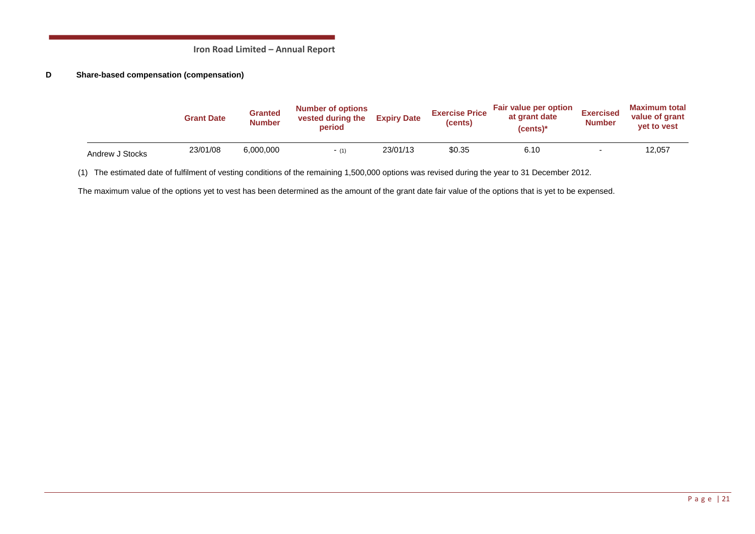**D Share-based compensation (compensation)**

| | Grant Date | Granted Number | Number of options vested during the period | Expiry Date | Exercise Price (cents) | Fair value per option at grant date (cents)* | Exercised Number | Maximum total value of grant yet to vest |
|---|---|---|---|---|---|---|---|---|
| Andrew J Stocks | 23/01/08 | 6,000,000 | - (1) | 23/01/13 | $0.35 | 6.10 | - | 12,057 |

(1) The estimated date of fulfilment of vesting conditions of the remaining 1,500,000 options was revised during the year to 31 December 2012.

The maximum value of the options yet to vest has been determined as the amount of the grant date fair value of the options that is yet to be expensed.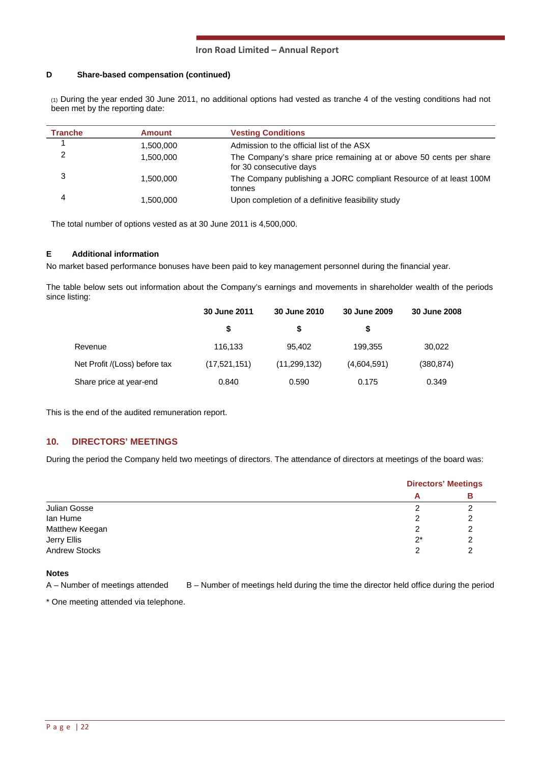### D Share-based compensation (continued)

(1) During the year ended 30 June 2011, no additional options had vested as tranche 4 of the vesting conditions had not been met by the reporting date:

| Tranche | Amount | Vesting Conditions |
|---|---|---|
| 1 | 1,500,000 | Admission to the official list of the ASX |
| 2 | 1,500,000 | The Company's share price remaining at or above 50 cents per share for 30 consecutive days |
| 3 | 1,500,000 | The Company publishing a JORC compliant Resource of at least 100M tonnes |
| 4 | 1,500,000 | Upon completion of a definitive feasibility study |

The total number of options vested as at 30 June 2011 is 4,500,000.

### E Additional information

No market based performance bonuses have been paid to key management personnel during the financial year.

The table below sets out information about the Company's earnings and movements in shareholder wealth of the periods since listing:

| | 30 June 2011 | 30 June 2010 | 30 June 2009 | 30 June 2008 |
|---|---|---|---|---|
| | $ | $ | $ | |
| Revenue | 116,133 | 95,402 | 199,355 | 30,022 |
| Net Profit /(Loss) before tax | (17,521,151) | (11,299,132) | (4,604,591) | (380,874) |
| Share price at year-end | 0.840 | 0.590 | 0.175 | 0.349 |

This is the end of the audited remuneration report.

## 10. DIRECTORS' MEETINGS

During the period the Company held two meetings of directors. The attendance of directors at meetings of the board was:

| | Directors' Meetings | |
|---|---|---|
| | A | B |
| Julian Gosse | 2 | 2 |
| Ian Hume | 2 | 2 |
| Matthew Keegan | 2 | 2 |
| Jerry Ellis | 2* | 2 |
| Andrew Stocks | 2 | 2 |

**Notes**

A – Number of meetings attended B – Number of meetings held during the time the director held office during the period

* One meeting attended via telephone.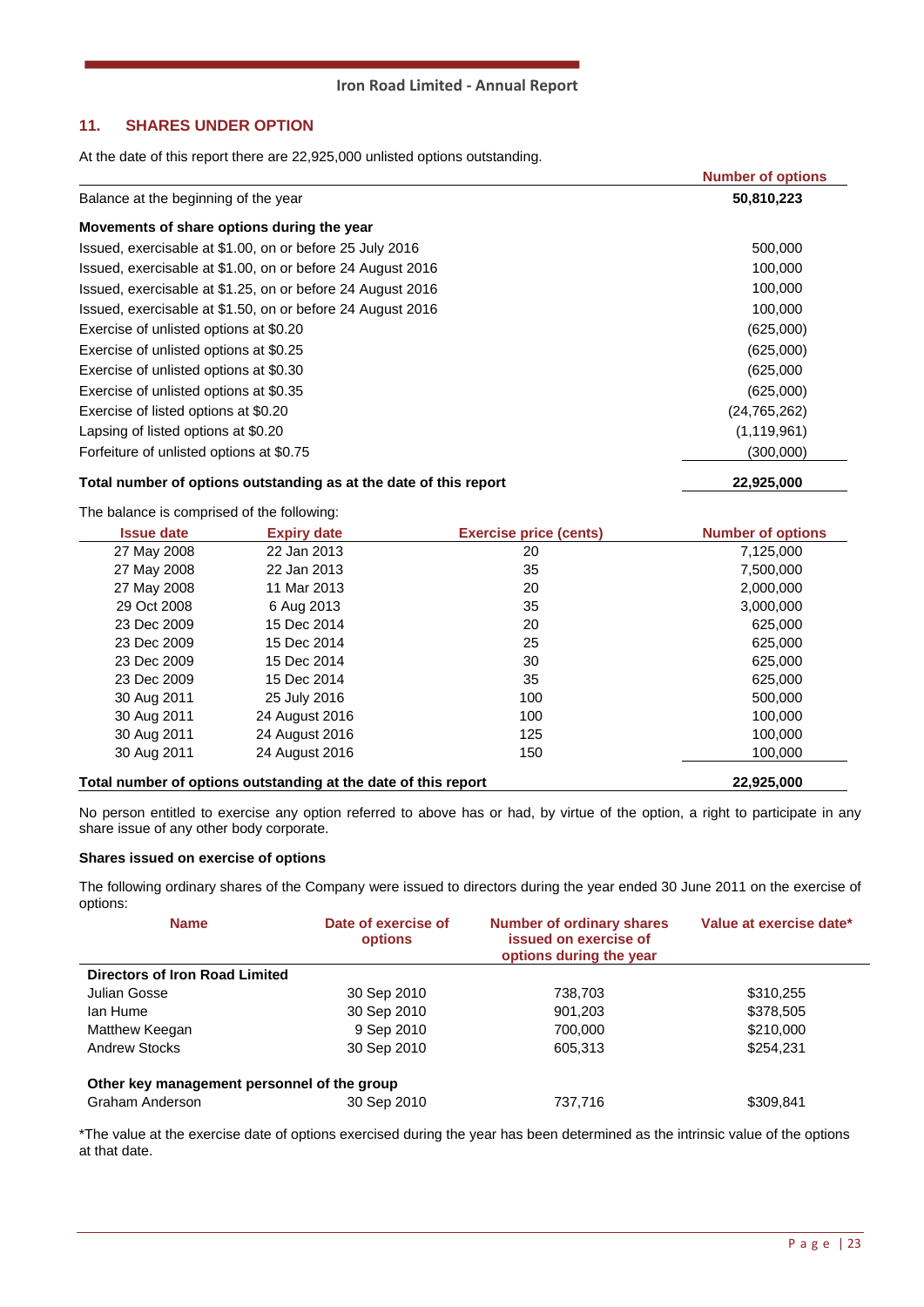## 11. SHARES UNDER OPTION

At the date of this report there are 22,925,000 unlisted options outstanding.

| | Number of options |
|---|---|
| Balance at the beginning of the year | **50,810,223** |
| **Movements of share options during the year** | |
| Issued, exercisable at $1.00, on or before 25 July 2016 | 500,000 |
| Issued, exercisable at $1.00, on or before 24 August 2016 | 100,000 |
| Issued, exercisable at $1.25, on or before 24 August 2016 | 100,000 |
| Issued, exercisable at $1.50, on or before 24 August 2016 | 100,000 |
| Exercise of unlisted options at $0.20 | (625,000) |
| Exercise of unlisted options at $0.25 | (625,000) |
| Exercise of unlisted options at $0.30 | (625,000 |
| Exercise of unlisted options at $0.35 | (625,000) |
| Exercise of listed options at $0.20 | (24,765,262) |
| Lapsing of listed options at $0.20 | (1,119,961) |
| Forfeiture of unlisted options at $0.75 | (300,000) |
| **Total number of options outstanding as at the date of this report** | **22,925,000** |

The balance is comprised of the following:

| Issue date | Expiry date | Exercise price (cents) | Number of options |
|---|---|---|---|
| 27 May 2008 | 22 Jan 2013 | 20 | 7,125,000 |
| 27 May 2008 | 22 Jan 2013 | 35 | 7,500,000 |
| 27 May 2008 | 11 Mar 2013 | 20 | 2,000,000 |
| 29 Oct 2008 | 6 Aug 2013 | 35 | 3,000,000 |
| 23 Dec 2009 | 15 Dec 2014 | 20 | 625,000 |
| 23 Dec 2009 | 15 Dec 2014 | 25 | 625,000 |
| 23 Dec 2009 | 15 Dec 2014 | 30 | 625,000 |
| 23 Dec 2009 | 15 Dec 2014 | 35 | 625,000 |
| 30 Aug 2011 | 25 July 2016 | 100 | 500,000 |
| 30 Aug 2011 | 24 August 2016 | 100 | 100,000 |
| 30 Aug 2011 | 24 August 2016 | 125 | 100,000 |
| 30 Aug 2011 | 24 August 2016 | 150 | 100,000 |
| **Total number of options outstanding at the date of this report** | | | **22,925,000** |

No person entitled to exercise any option referred to above has or had, by virtue of the option, a right to participate in any share issue of any other body corporate.

**Shares issued on exercise of options**

The following ordinary shares of the Company were issued to directors during the year ended 30 June 2011 on the exercise of options:

| Name | Date of exercise of options | Number of ordinary shares issued on exercise of options during the year | Value at exercise date* |
|---|---|---|---|
| **Directors of Iron Road Limited** | | | |
| Julian Gosse | 30 Sep 2010 | 738,703 | $310,255 |
| Ian Hume | 30 Sep 2010 | 901,203 | $378,505 |
| Matthew Keegan | 9 Sep 2010 | 700,000 | $210,000 |
| Andrew Stocks | 30 Sep 2010 | 605,313 | $254,231 |
| **Other key management personnel of the group** | | | |
| Graham Anderson | 30 Sep 2010 | 737,716 | $309,841 |

*The value at the exercise date of options exercised during the year has been determined as the intrinsic value of the options at that date.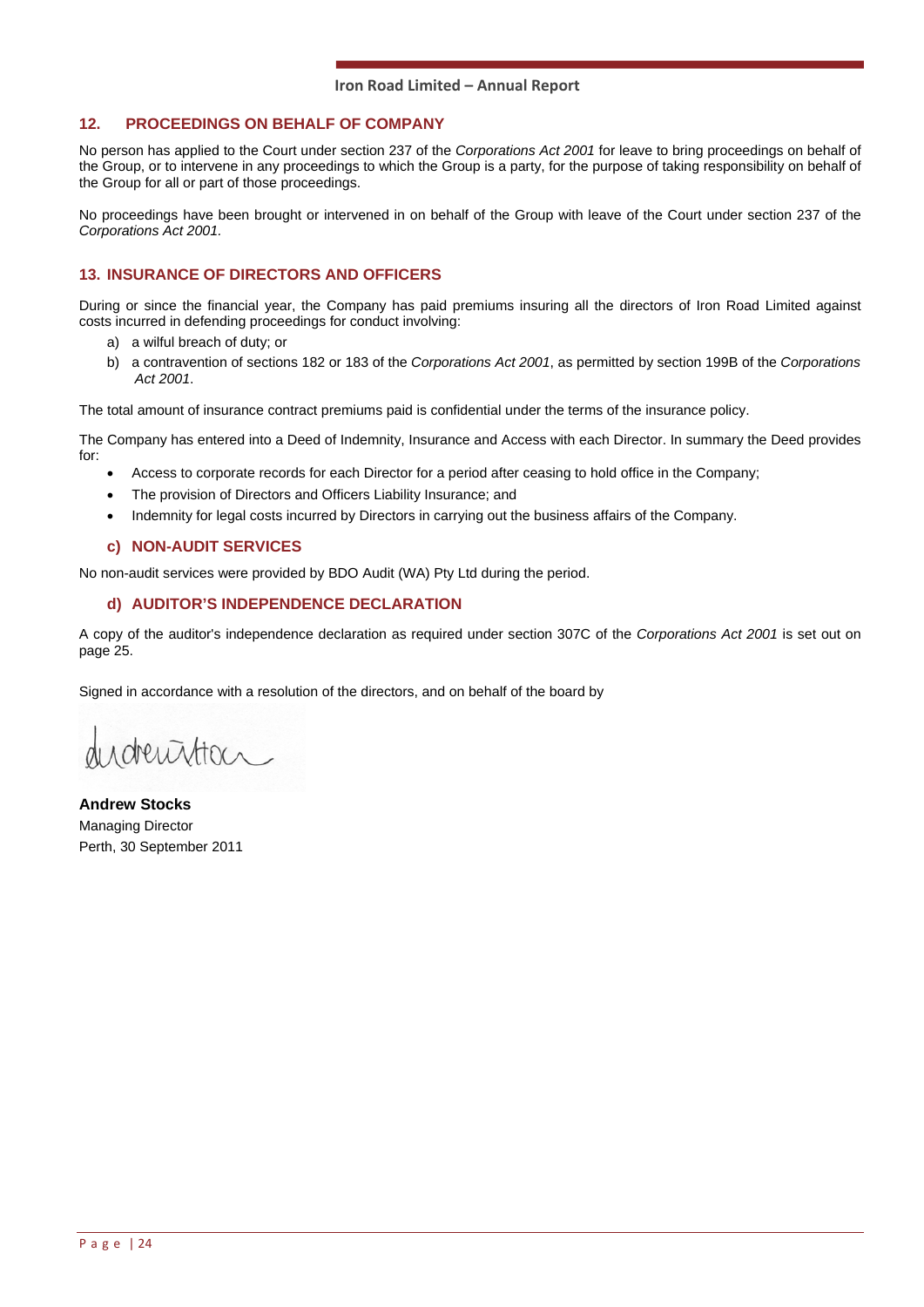## 12. PROCEEDINGS ON BEHALF OF COMPANY

No person has applied to the Court under section 237 of the *Corporations Act 2001* for leave to bring proceedings on behalf of the Group, or to intervene in any proceedings to which the Group is a party, for the purpose of taking responsibility on behalf of the Group for all or part of those proceedings.

No proceedings have been brought or intervened in on behalf of the Group with leave of the Court under section 237 of the *Corporations Act 2001.*

## 13. INSURANCE OF DIRECTORS AND OFFICERS

During or since the financial year, the Company has paid premiums insuring all the directors of Iron Road Limited against costs incurred in defending proceedings for conduct involving:

a) a wilful breach of duty; or
b) a contravention of sections 182 or 183 of the *Corporations Act 2001*, as permitted by section 199B of the *Corporations Act 2001*.

The total amount of insurance contract premiums paid is confidential under the terms of the insurance policy.

The Company has entered into a Deed of Indemnity, Insurance and Access with each Director. In summary the Deed provides for:

- Access to corporate records for each Director for a period after ceasing to hold office in the Company;
- The provision of Directors and Officers Liability Insurance; and
- Indemnity for legal costs incurred by Directors in carrying out the business affairs of the Company.

### c) NON-AUDIT SERVICES

No non-audit services were provided by BDO Audit (WA) Pty Ltd during the period.

### d) AUDITOR'S INDEPENDENCE DECLARATION

A copy of the auditor's independence declaration as required under section 307C of the *Corporations Act 2001* is set out on page 25.

Signed in accordance with a resolution of the directors, and on behalf of the board by

**Andrew Stocks**
Managing Director
Perth, 30 September 2011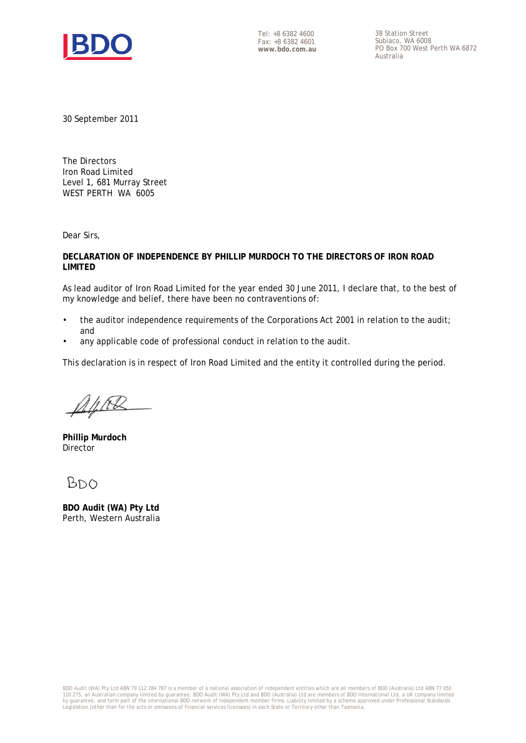Tel: +8 6382 4600
Fax: +8 6382 4601
**www.bdo.com.au**

38 Station Street
Subiaco, WA 6008
PO Box 700 West Perth WA 6872
Australia

30 September 2011

The Directors
Iron Road Limited
Level 1, 681 Murray Street
WEST PERTH WA 6005

Dear Sirs,

**DECLARATION OF INDEPENDENCE BY PHILLIP MURDOCH TO THE DIRECTORS OF IRON ROAD LIMITED**

As lead auditor of Iron Road Limited for the year ended 30 June 2011, I declare that, to the best of my knowledge and belief, there have been no contraventions of:

- the auditor independence requirements of the Corporations Act 2001 in relation to the audit; and
- any applicable code of professional conduct in relation to the audit.

This declaration is in respect of Iron Road Limited and the entity it controlled during the period.

**Phillip Murdoch**
Director

BDO

**BDO Audit (WA) Pty Ltd**
Perth, Western Australia

BDO Audit (WA) Pty Ltd ABN 79 112 284 787 is a member of a national association of independent entities which are all members of BDO (Australia) Ltd ABN 77 050 110 275, an Australian company limited by guarantee. BDO Audit (WA) Pty Ltd and BDO (Australia) Ltd are members of BDO International Ltd, a UK company limited by guarantee, and form part of the international BDO network of independent member firms. Liability limited by a scheme approved under Professional Standards Legislation (other than for the acts or omissions of financial services licensees) in each State or Territory other than Tasmania.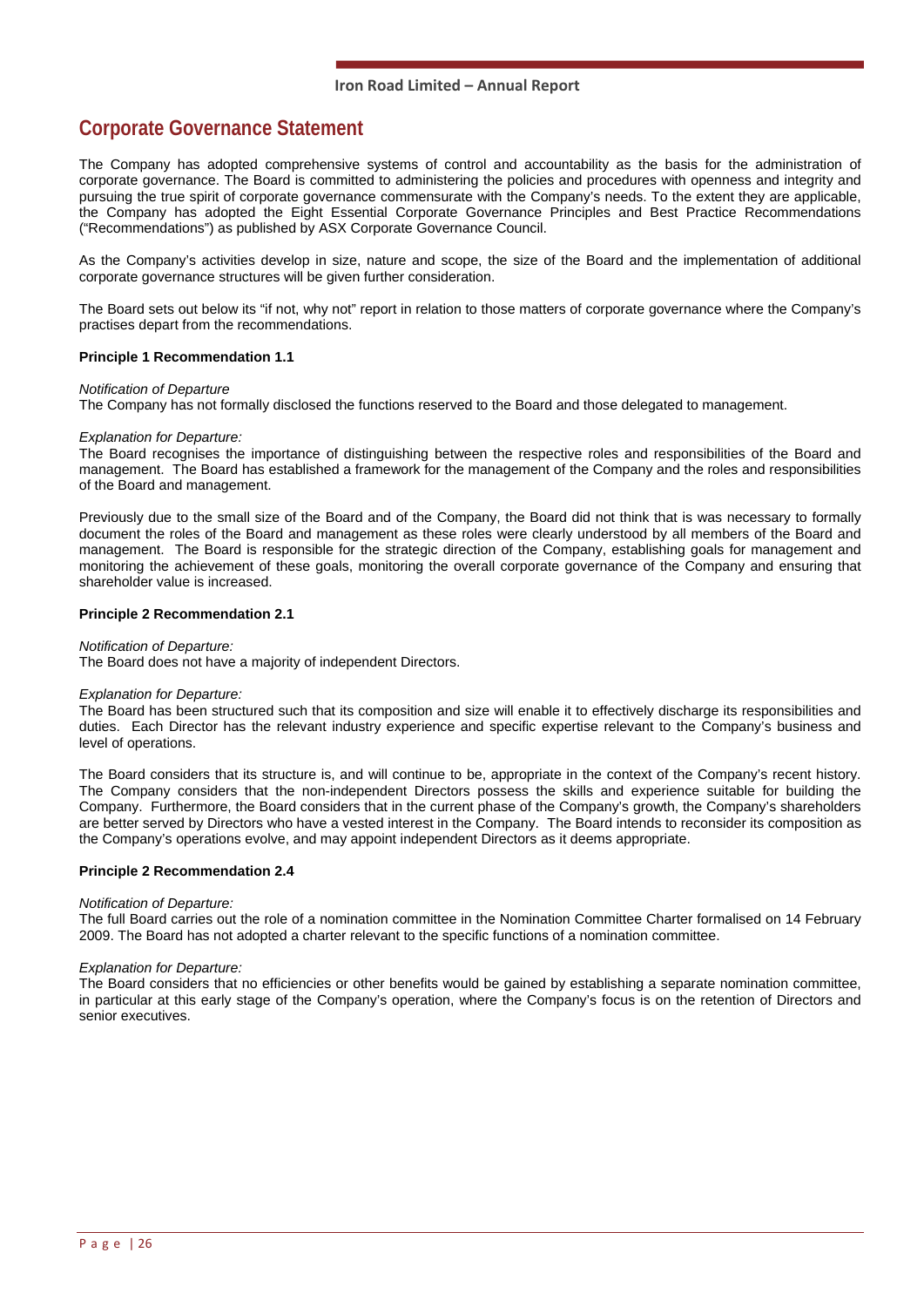# Corporate Governance Statement

The Company has adopted comprehensive systems of control and accountability as the basis for the administration of corporate governance. The Board is committed to administering the policies and procedures with openness and integrity and pursuing the true spirit of corporate governance commensurate with the Company's needs. To the extent they are applicable, the Company has adopted the Eight Essential Corporate Governance Principles and Best Practice Recommendations ("Recommendations") as published by ASX Corporate Governance Council.

As the Company's activities develop in size, nature and scope, the size of the Board and the implementation of additional corporate governance structures will be given further consideration.

The Board sets out below its "if not, why not" report in relation to those matters of corporate governance where the Company's practises depart from the recommendations.

**Principle 1 Recommendation 1.1**

*Notification of Departure*
The Company has not formally disclosed the functions reserved to the Board and those delegated to management.

*Explanation for Departure:*
The Board recognises the importance of distinguishing between the respective roles and responsibilities of the Board and management. The Board has established a framework for the management of the Company and the roles and responsibilities of the Board and management.

Previously due to the small size of the Board and of the Company, the Board did not think that is was necessary to formally document the roles of the Board and management as these roles were clearly understood by all members of the Board and management. The Board is responsible for the strategic direction of the Company, establishing goals for management and monitoring the achievement of these goals, monitoring the overall corporate governance of the Company and ensuring that shareholder value is increased.

**Principle 2 Recommendation 2.1**

*Notification of Departure:*
The Board does not have a majority of independent Directors.

*Explanation for Departure:*
The Board has been structured such that its composition and size will enable it to effectively discharge its responsibilities and duties. Each Director has the relevant industry experience and specific expertise relevant to the Company's business and level of operations.

The Board considers that its structure is, and will continue to be, appropriate in the context of the Company's recent history. The Company considers that the non-independent Directors possess the skills and experience suitable for building the Company. Furthermore, the Board considers that in the current phase of the Company's growth, the Company's shareholders are better served by Directors who have a vested interest in the Company. The Board intends to reconsider its composition as the Company's operations evolve, and may appoint independent Directors as it deems appropriate.

**Principle 2 Recommendation 2.4**

*Notification of Departure:*
The full Board carries out the role of a nomination committee in the Nomination Committee Charter formalised on 14 February 2009. The Board has not adopted a charter relevant to the specific functions of a nomination committee.

*Explanation for Departure:*
The Board considers that no efficiencies or other benefits would be gained by establishing a separate nomination committee, in particular at this early stage of the Company's operation, where the Company's focus is on the retention of Directors and senior executives.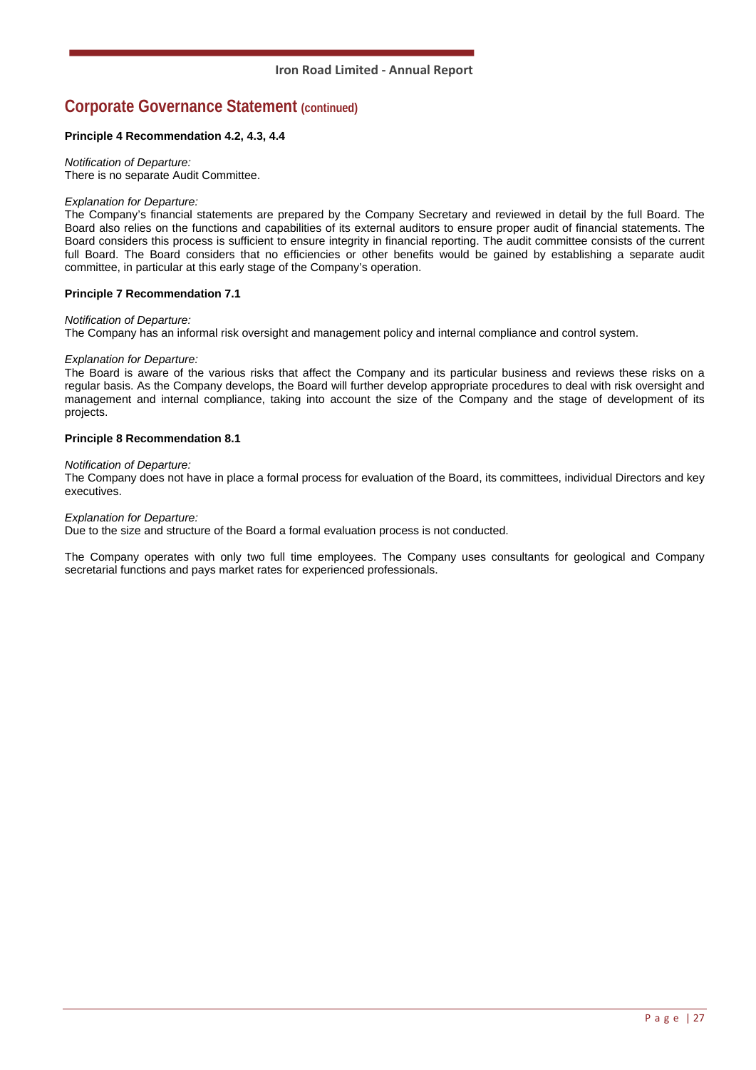## Corporate Governance Statement (continued)

**Principle 4 Recommendation 4.2, 4.3, 4.4**

*Notification of Departure:*
There is no separate Audit Committee.

*Explanation for Departure:*
The Company's financial statements are prepared by the Company Secretary and reviewed in detail by the full Board. The Board also relies on the functions and capabilities of its external auditors to ensure proper audit of financial statements. The Board considers this process is sufficient to ensure integrity in financial reporting. The audit committee consists of the current full Board. The Board considers that no efficiencies or other benefits would be gained by establishing a separate audit committee, in particular at this early stage of the Company's operation.

**Principle 7 Recommendation 7.1**

*Notification of Departure:*
The Company has an informal risk oversight and management policy and internal compliance and control system.

*Explanation for Departure:*
The Board is aware of the various risks that affect the Company and its particular business and reviews these risks on a regular basis. As the Company develops, the Board will further develop appropriate procedures to deal with risk oversight and management and internal compliance, taking into account the size of the Company and the stage of development of its projects.

**Principle 8 Recommendation 8.1**

*Notification of Departure:*
The Company does not have in place a formal process for evaluation of the Board, its committees, individual Directors and key executives.

*Explanation for Departure:*
Due to the size and structure of the Board a formal evaluation process is not conducted.

The Company operates with only two full time employees. The Company uses consultants for geological and Company secretarial functions and pays market rates for experienced professionals.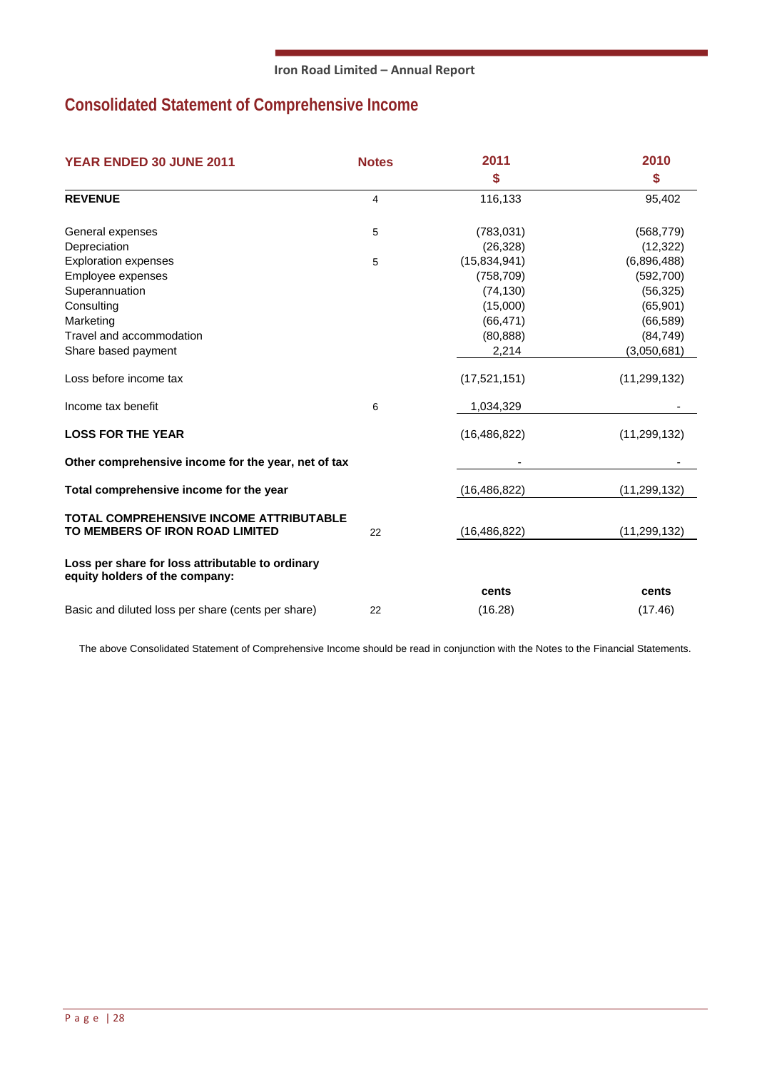# Consolidated Statement of Comprehensive Income

| YEAR ENDED 30 JUNE 2011 | Notes | 2011 | 2010 |
|---|---|---|---|
| | | $ | $ |
| **REVENUE** | 4 | 116,133 | 95,402 |
| | | | |
| General expenses | 5 | (783,031) | (568,779) |
| Depreciation | | (26,328) | (12,322) |
| Exploration expenses | 5 | (15,834,941) | (6,896,488) |
| Employee expenses | | (758,709) | (592,700) |
| Superannuation | | (74,130) | (56,325) |
| Consulting | | (15,000) | (65,901) |
| Marketing | | (66,471) | (66,589) |
| Travel and accommodation | | (80,888) | (84,749) |
| Share based payment | | 2,214 | (3,050,681) |
| | | | |
| Loss before income tax | | (17,521,151) | (11,299,132) |
| | | | |
| Income tax benefit | 6 | 1,034,329 | - |
| | | | |
| **LOSS FOR THE YEAR** | | (16,486,822) | (11,299,132) |
| | | | |
| **Other comprehensive income for the year, net of tax** | | - | - |
| | | | |
| **Total comprehensive income for the year** | | (16,486,822) | (11,299,132) |
| | | | |
| **TOTAL COMPREHENSIVE INCOME ATTRIBUTABLE TO MEMBERS OF IRON ROAD LIMITED** | 22 | (16,486,822) | (11,299,132) |
| | | | |
| **Loss per share for loss attributable to ordinary equity holders of the company:** | | | |
| | | **cents** | **cents** |
| Basic and diluted loss per share (cents per share) | 22 | (16.28) | (17.46) |

The above Consolidated Statement of Comprehensive Income should be read in conjunction with the Notes to the Financial Statements.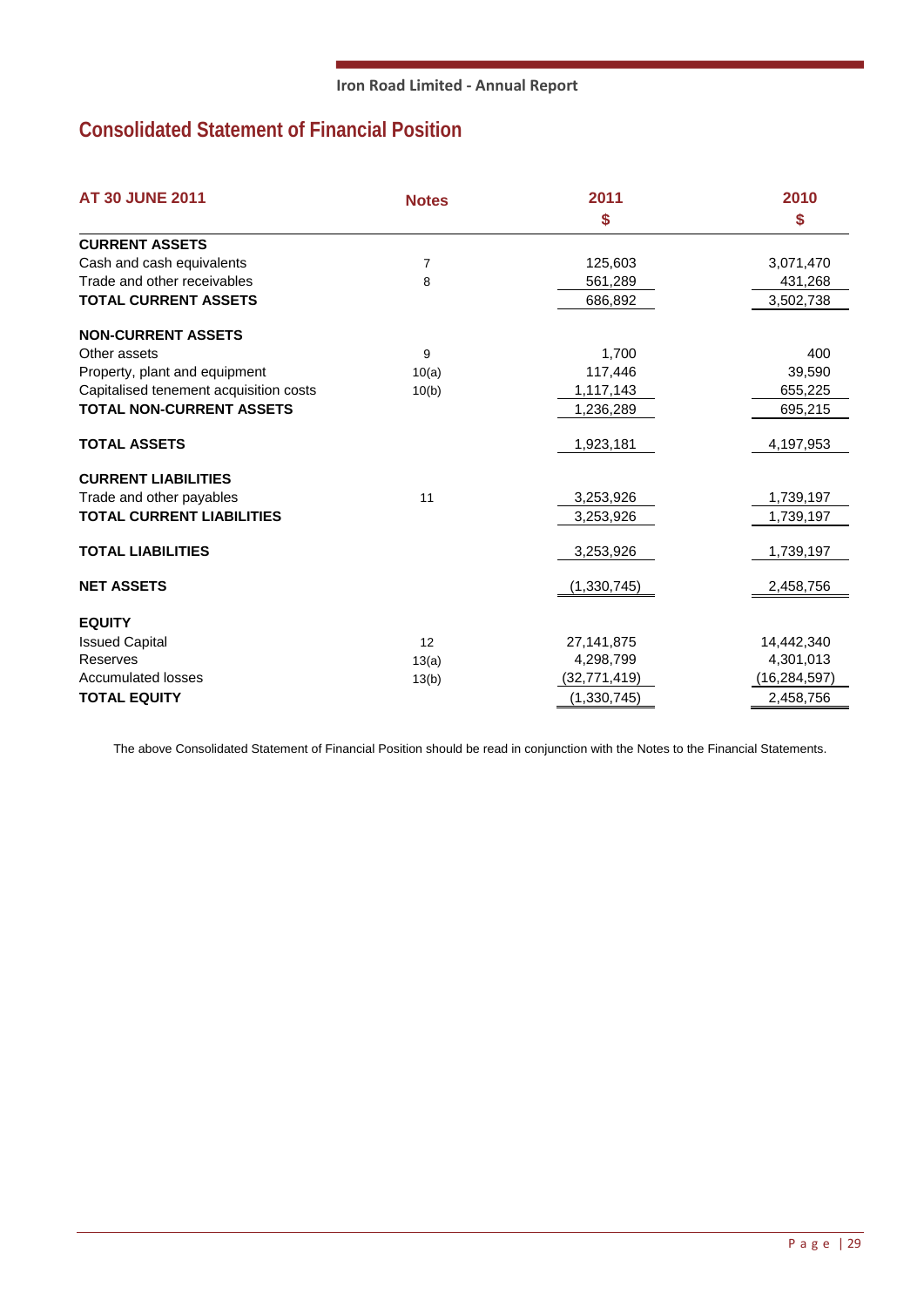## Consolidated Statement of Financial Position

| AT 30 JUNE 2011 | Notes | 2011 $ | 2010 $ |
|---|---|---|---|
| **CURRENT ASSETS** | | | |
| Cash and cash equivalents | 7 | 125,603 | 3,071,470 |
| Trade and other receivables | 8 | 561,289 | 431,268 |
| **TOTAL CURRENT ASSETS** | | 686,892 | 3,502,738 |
| **NON-CURRENT ASSETS** | | | |
| Other assets | 9 | 1,700 | 400 |
| Property, plant and equipment | 10(a) | 117,446 | 39,590 |
| Capitalised tenement acquisition costs | 10(b) | 1,117,143 | 655,225 |
| **TOTAL NON-CURRENT ASSETS** | | 1,236,289 | 695,215 |
| **TOTAL ASSETS** | | 1,923,181 | 4,197,953 |
| **CURRENT LIABILITIES** | | | |
| Trade and other payables | 11 | 3,253,926 | 1,739,197 |
| **TOTAL CURRENT LIABILITIES** | | 3,253,926 | 1,739,197 |
| **TOTAL LIABILITIES** | | 3,253,926 | 1,739,197 |
| **NET ASSETS** | | (1,330,745) | 2,458,756 |
| **EQUITY** | | | |
| Issued Capital | 12 | 27,141,875 | 14,442,340 |
| Reserves | 13(a) | 4,298,799 | 4,301,013 |
| Accumulated losses | 13(b) | (32,771,419) | (16,284,597) |
| **TOTAL EQUITY** | | (1,330,745) | 2,458,756 |

The above Consolidated Statement of Financial Position should be read in conjunction with the Notes to the Financial Statements.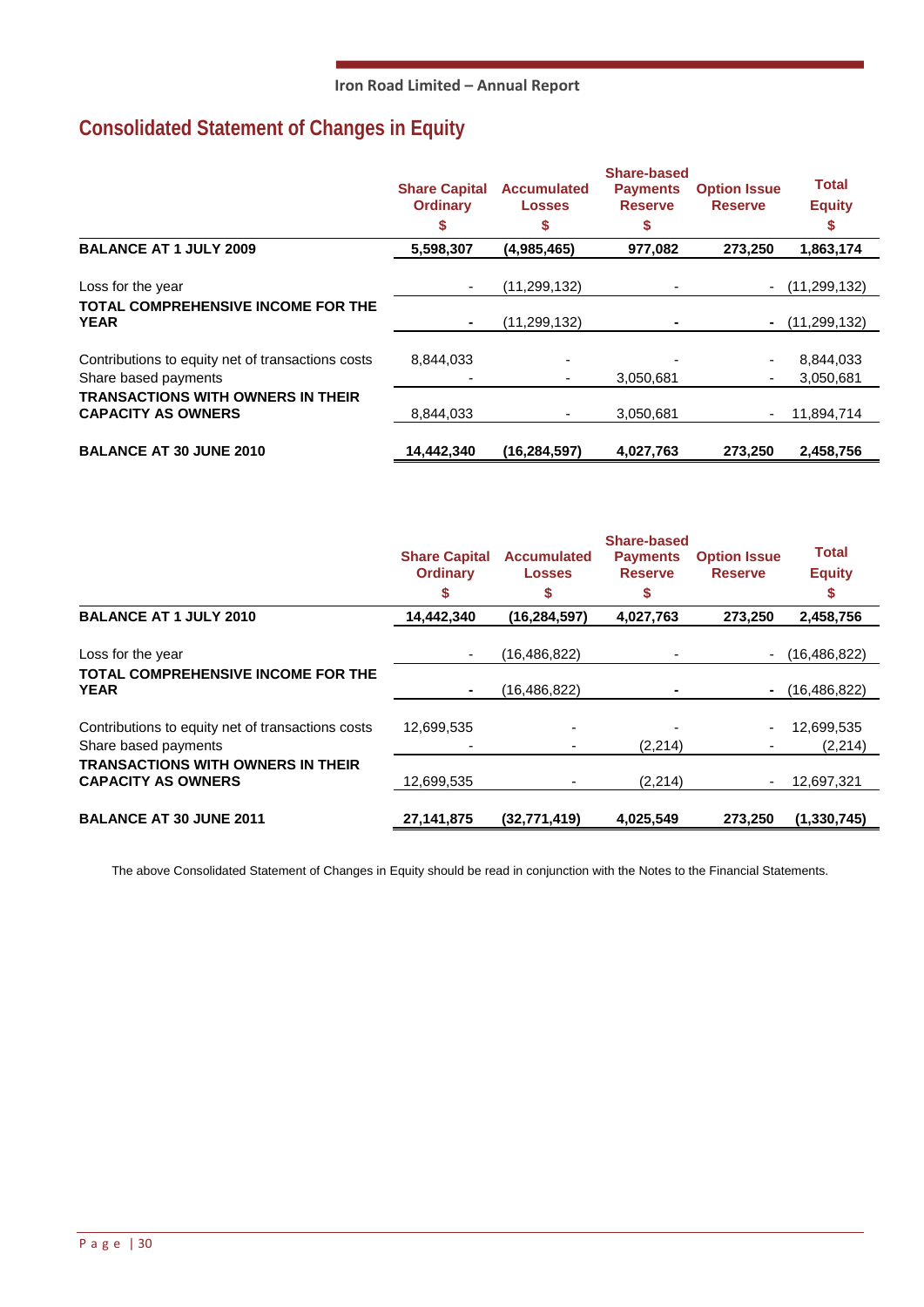# Consolidated Statement of Changes in Equity

| | Share Capital Ordinary $ | Accumulated Losses $ | Share-based Payments Reserve $ | Option Issue Reserve $ | Total Equity $ |
|---|---|---|---|---|---|
| **BALANCE AT 1 JULY 2009** | **5,598,307** | **(4,985,465)** | **977,082** | **273,250** | **1,863,174** |
| Loss for the year | - | (11,299,132) | - | - | (11,299,132) |
| **TOTAL COMPREHENSIVE INCOME FOR THE YEAR** | **-** | (11,299,132) | **-** | **-** | (11,299,132) |
| Contributions to equity net of transactions costs | 8,844,033 | - | - | - | 8,844,033 |
| Share based payments | - | - | 3,050,681 | - | 3,050,681 |
| **TRANSACTIONS WITH OWNERS IN THEIR CAPACITY AS OWNERS** | 8,844,033 | - | 3,050,681 | - | 11,894,714 |
| **BALANCE AT 30 JUNE 2010** | **14,442,340** | **(16,284,597)** | **4,027,763** | **273,250** | **2,458,756** |

| | Share Capital Ordinary $ | Accumulated Losses $ | Share-based Payments Reserve $ | Option Issue Reserve $ | Total Equity $ |
|---|---|---|---|---|---|
| **BALANCE AT 1 JULY 2010** | **14,442,340** | **(16,284,597)** | **4,027,763** | **273,250** | **2,458,756** |
| Loss for the year | - | (16,486,822) | - | - | (16,486,822) |
| **TOTAL COMPREHENSIVE INCOME FOR THE YEAR** | **-** | (16,486,822) | **-** | **-** | (16,486,822) |
| Contributions to equity net of transactions costs | 12,699,535 | - | - | - | 12,699,535 |
| Share based payments | - | - | (2,214) | - | (2,214) |
| **TRANSACTIONS WITH OWNERS IN THEIR CAPACITY AS OWNERS** | 12,699,535 | - | (2,214) | - | 12,697,321 |
| **BALANCE AT 30 JUNE 2011** | **27,141,875** | **(32,771,419)** | **4,025,549** | **273,250** | **(1,330,745)** |

The above Consolidated Statement of Changes in Equity should be read in conjunction with the Notes to the Financial Statements.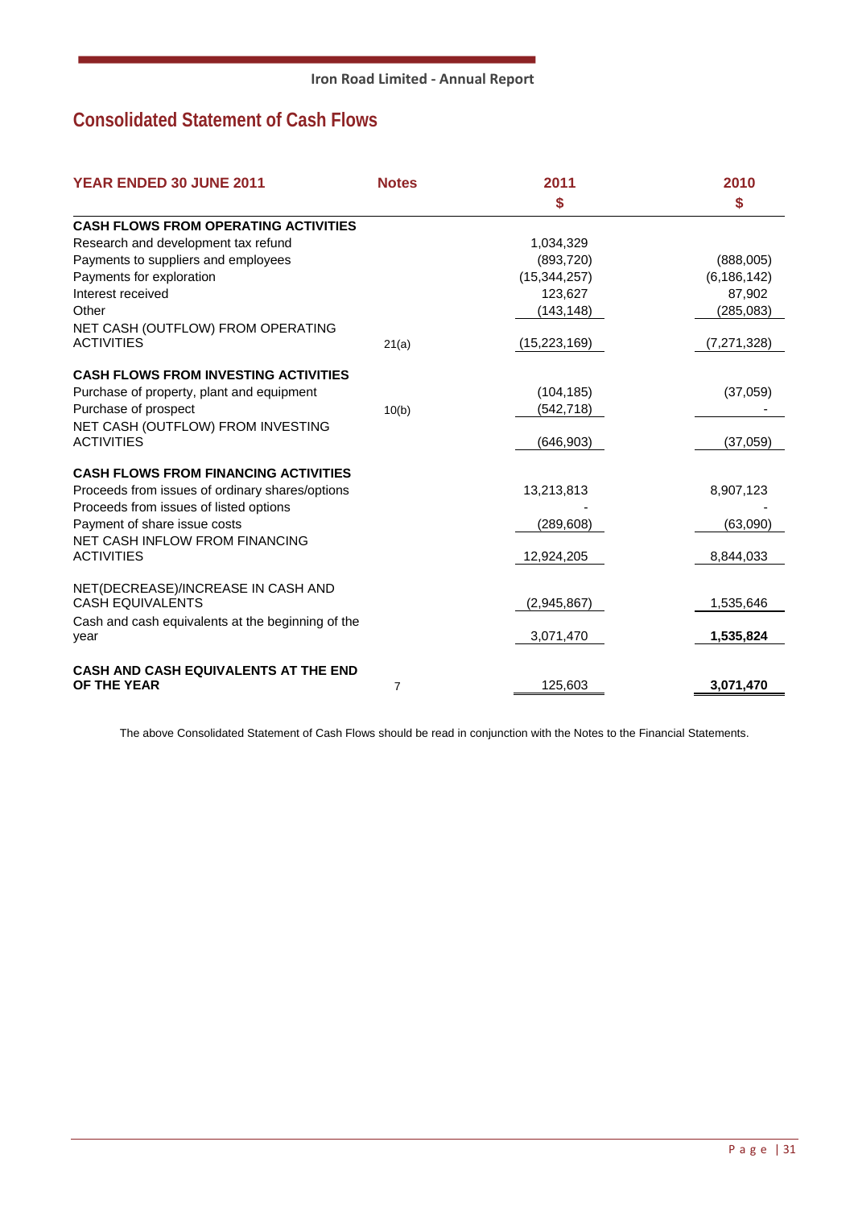## Consolidated Statement of Cash Flows

| YEAR ENDED 30 JUNE 2011 | Notes | 2011<br>$ | 2010<br>$ |
|---|---|---|---|
| **CASH FLOWS FROM OPERATING ACTIVITIES** | | | |
| Research and development tax refund | | 1,034,329 | |
| Payments to suppliers and employees | | (893,720) | (888,005) |
| Payments for exploration | | (15,344,257) | (6,186,142) |
| Interest received | | 123,627 | 87,902 |
| Other | | (143,148) | (285,083) |
| NET CASH (OUTFLOW) FROM OPERATING ACTIVITIES | 21(a) | (15,223,169) | (7,271,328) |
| **CASH FLOWS FROM INVESTING ACTIVITIES** | | | |
| Purchase of property, plant and equipment | | (104,185) | (37,059) |
| Purchase of prospect | 10(b) | (542,718) | - |
| NET CASH (OUTFLOW) FROM INVESTING ACTIVITIES | | (646,903) | (37,059) |
| **CASH FLOWS FROM FINANCING ACTIVITIES** | | | |
| Proceeds from issues of ordinary shares/options | | 13,213,813 | 8,907,123 |
| Proceeds from issues of listed options | | - | - |
| Payment of share issue costs | | (289,608) | (63,090) |
| NET CASH INFLOW FROM FINANCING ACTIVITIES | | 12,924,205 | 8,844,033 |
| NET(DECREASE)/INCREASE IN CASH AND CASH EQUIVALENTS | | (2,945,867) | 1,535,646 |
| Cash and cash equivalents at the beginning of the year | | 3,071,470 | **1,535,824** |
| **CASH AND CASH EQUIVALENTS AT THE END OF THE YEAR** | 7 | 125,603 | **3,071,470** |

The above Consolidated Statement of Cash Flows should be read in conjunction with the Notes to the Financial Statements.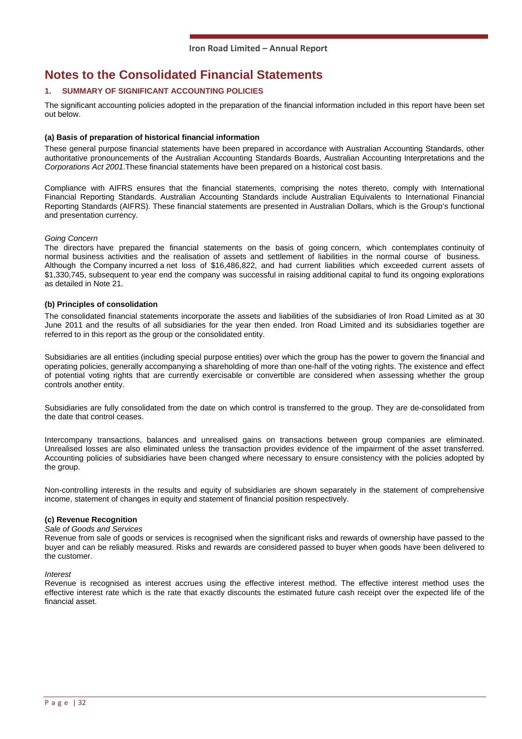# Notes to the Consolidated Financial Statements

## 1. SUMMARY OF SIGNIFICANT ACCOUNTING POLICIES

The significant accounting policies adopted in the preparation of the financial information included in this report have been set out below.

### (a) Basis of preparation of historical financial information

These general purpose financial statements have been prepared in accordance with Australian Accounting Standards, other authoritative pronouncements of the Australian Accounting Standards Boards, Australian Accounting Interpretations and the *Corporations Act 2001*.These financial statements have been prepared on a historical cost basis.

Compliance with AIFRS ensures that the financial statements, comprising the notes thereto, comply with International Financial Reporting Standards. Australian Accounting Standards include Australian Equivalents to International Financial Reporting Standards (AIFRS). These financial statements are presented in Australian Dollars, which is the Group's functional and presentation currency.

*Going Concern*

The directors have prepared the financial statements on the basis of going concern, which contemplates continuity of normal business activities and the realisation of assets and settlement of liabilities in the normal course of business. Although the Company incurred a net loss of $16,486,822, and had current liabilities which exceeded current assets of $1,330,745, subsequent to year end the company was successful in raising additional capital to fund its ongoing explorations as detailed in Note 21.

### (b) Principles of consolidation

The consolidated financial statements incorporate the assets and liabilities of the subsidiaries of Iron Road Limited as at 30 June 2011 and the results of all subsidiaries for the year then ended. Iron Road Limited and its subsidiaries together are referred to in this report as the group or the consolidated entity.

Subsidiaries are all entities (including special purpose entities) over which the group has the power to govern the financial and operating policies, generally accompanying a shareholding of more than one-half of the voting rights. The existence and effect of potential voting rights that are currently exercisable or convertible are considered when assessing whether the group controls another entity.

Subsidiaries are fully consolidated from the date on which control is transferred to the group. They are de-consolidated from the date that control ceases.

Intercompany transactions, balances and unrealised gains on transactions between group companies are eliminated. Unrealised losses are also eliminated unless the transaction provides evidence of the impairment of the asset transferred. Accounting policies of subsidiaries have been changed where necessary to ensure consistency with the policies adopted by the group.

Non-controlling interests in the results and equity of subsidiaries are shown separately in the statement of comprehensive income, statement of changes in equity and statement of financial position respectively.

### (c) Revenue Recognition

*Sale of Goods and Services*

Revenue from sale of goods or services is recognised when the significant risks and rewards of ownership have passed to the buyer and can be reliably measured. Risks and rewards are considered passed to buyer when goods have been delivered to the customer.

*Interest*

Revenue is recognised as interest accrues using the effective interest method. The effective interest method uses the effective interest rate which is the rate that exactly discounts the estimated future cash receipt over the expected life of the financial asset.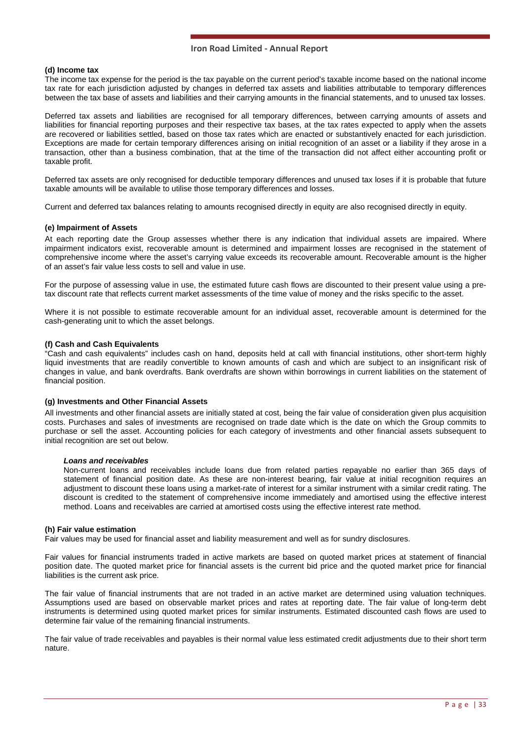#### (d) Income tax

The income tax expense for the period is the tax payable on the current period's taxable income based on the national income tax rate for each jurisdiction adjusted by changes in deferred tax assets and liabilities attributable to temporary differences between the tax base of assets and liabilities and their carrying amounts in the financial statements, and to unused tax losses.

Deferred tax assets and liabilities are recognised for all temporary differences, between carrying amounts of assets and liabilities for financial reporting purposes and their respective tax bases, at the tax rates expected to apply when the assets are recovered or liabilities settled, based on those tax rates which are enacted or substantively enacted for each jurisdiction. Exceptions are made for certain temporary differences arising on initial recognition of an asset or a liability if they arose in a transaction, other than a business combination, that at the time of the transaction did not affect either accounting profit or taxable profit.

Deferred tax assets are only recognised for deductible temporary differences and unused tax loses if it is probable that future taxable amounts will be available to utilise those temporary differences and losses.

Current and deferred tax balances relating to amounts recognised directly in equity are also recognised directly in equity.

#### (e) Impairment of Assets

At each reporting date the Group assesses whether there is any indication that individual assets are impaired. Where impairment indicators exist, recoverable amount is determined and impairment losses are recognised in the statement of comprehensive income where the asset's carrying value exceeds its recoverable amount. Recoverable amount is the higher of an asset's fair value less costs to sell and value in use.

For the purpose of assessing value in use, the estimated future cash flows are discounted to their present value using a pre-tax discount rate that reflects current market assessments of the time value of money and the risks specific to the asset.

Where it is not possible to estimate recoverable amount for an individual asset, recoverable amount is determined for the cash-generating unit to which the asset belongs.

#### (f) Cash and Cash Equivalents

"Cash and cash equivalents" includes cash on hand, deposits held at call with financial institutions, other short-term highly liquid investments that are readily convertible to known amounts of cash and which are subject to an insignificant risk of changes in value, and bank overdrafts. Bank overdrafts are shown within borrowings in current liabilities on the statement of financial position.

#### (g) Investments and Other Financial Assets

All investments and other financial assets are initially stated at cost, being the fair value of consideration given plus acquisition costs. Purchases and sales of investments are recognised on trade date which is the date on which the Group commits to purchase or sell the asset. Accounting policies for each category of investments and other financial assets subsequent to initial recognition are set out below.

***Loans and receivables***

Non-current loans and receivables include loans due from related parties repayable no earlier than 365 days of statement of financial position date. As these are non-interest bearing, fair value at initial recognition requires an adjustment to discount these loans using a market-rate of interest for a similar instrument with a similar credit rating. The discount is credited to the statement of comprehensive income immediately and amortised using the effective interest method. Loans and receivables are carried at amortised costs using the effective interest rate method.

#### (h) Fair value estimation

Fair values may be used for financial asset and liability measurement and well as for sundry disclosures.

Fair values for financial instruments traded in active markets are based on quoted market prices at statement of financial position date. The quoted market price for financial assets is the current bid price and the quoted market price for financial liabilities is the current ask price.

The fair value of financial instruments that are not traded in an active market are determined using valuation techniques. Assumptions used are based on observable market prices and rates at reporting date. The fair value of long-term debt instruments is determined using quoted market prices for similar instruments. Estimated discounted cash flows are used to determine fair value of the remaining financial instruments.

The fair value of trade receivables and payables is their normal value less estimated credit adjustments due to their short term nature.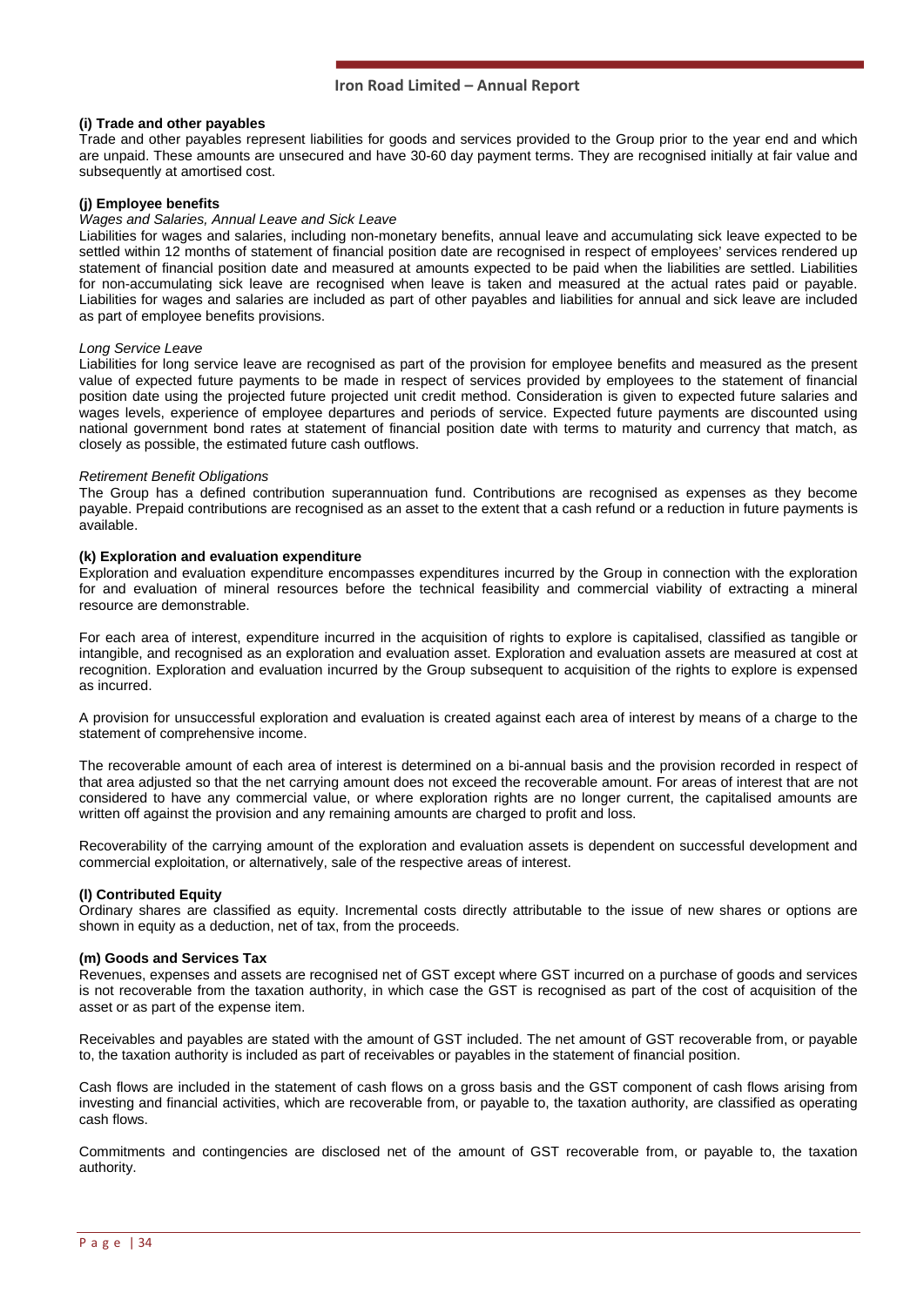**(i) Trade and other payables**

Trade and other payables represent liabilities for goods and services provided to the Group prior to the year end and which are unpaid. These amounts are unsecured and have 30-60 day payment terms. They are recognised initially at fair value and subsequently at amortised cost.

**(j) Employee benefits**

*Wages and Salaries, Annual Leave and Sick Leave*

Liabilities for wages and salaries, including non-monetary benefits, annual leave and accumulating sick leave expected to be settled within 12 months of statement of financial position date are recognised in respect of employees' services rendered up statement of financial position date and measured at amounts expected to be paid when the liabilities are settled. Liabilities for non-accumulating sick leave are recognised when leave is taken and measured at the actual rates paid or payable. Liabilities for wages and salaries are included as part of other payables and liabilities for annual and sick leave are included as part of employee benefits provisions.

*Long Service Leave*

Liabilities for long service leave are recognised as part of the provision for employee benefits and measured as the present value of expected future payments to be made in respect of services provided by employees to the statement of financial position date using the projected future projected unit credit method. Consideration is given to expected future salaries and wages levels, experience of employee departures and periods of service. Expected future payments are discounted using national government bond rates at statement of financial position date with terms to maturity and currency that match, as closely as possible, the estimated future cash outflows.

*Retirement Benefit Obligations*

The Group has a defined contribution superannuation fund. Contributions are recognised as expenses as they become payable. Prepaid contributions are recognised as an asset to the extent that a cash refund or a reduction in future payments is available.

**(k) Exploration and evaluation expenditure**

Exploration and evaluation expenditure encompasses expenditures incurred by the Group in connection with the exploration for and evaluation of mineral resources before the technical feasibility and commercial viability of extracting a mineral resource are demonstrable.

For each area of interest, expenditure incurred in the acquisition of rights to explore is capitalised, classified as tangible or intangible, and recognised as an exploration and evaluation asset. Exploration and evaluation assets are measured at cost at recognition. Exploration and evaluation incurred by the Group subsequent to acquisition of the rights to explore is expensed as incurred.

A provision for unsuccessful exploration and evaluation is created against each area of interest by means of a charge to the statement of comprehensive income.

The recoverable amount of each area of interest is determined on a bi-annual basis and the provision recorded in respect of that area adjusted so that the net carrying amount does not exceed the recoverable amount. For areas of interest that are not considered to have any commercial value, or where exploration rights are no longer current, the capitalised amounts are written off against the provision and any remaining amounts are charged to profit and loss.

Recoverability of the carrying amount of the exploration and evaluation assets is dependent on successful development and commercial exploitation, or alternatively, sale of the respective areas of interest.

**(l) Contributed Equity**

Ordinary shares are classified as equity. Incremental costs directly attributable to the issue of new shares or options are shown in equity as a deduction, net of tax, from the proceeds.

**(m) Goods and Services Tax**

Revenues, expenses and assets are recognised net of GST except where GST incurred on a purchase of goods and services is not recoverable from the taxation authority, in which case the GST is recognised as part of the cost of acquisition of the asset or as part of the expense item.

Receivables and payables are stated with the amount of GST included. The net amount of GST recoverable from, or payable to, the taxation authority is included as part of receivables or payables in the statement of financial position.

Cash flows are included in the statement of cash flows on a gross basis and the GST component of cash flows arising from investing and financial activities, which are recoverable from, or payable to, the taxation authority, are classified as operating cash flows.

Commitments and contingencies are disclosed net of the amount of GST recoverable from, or payable to, the taxation authority.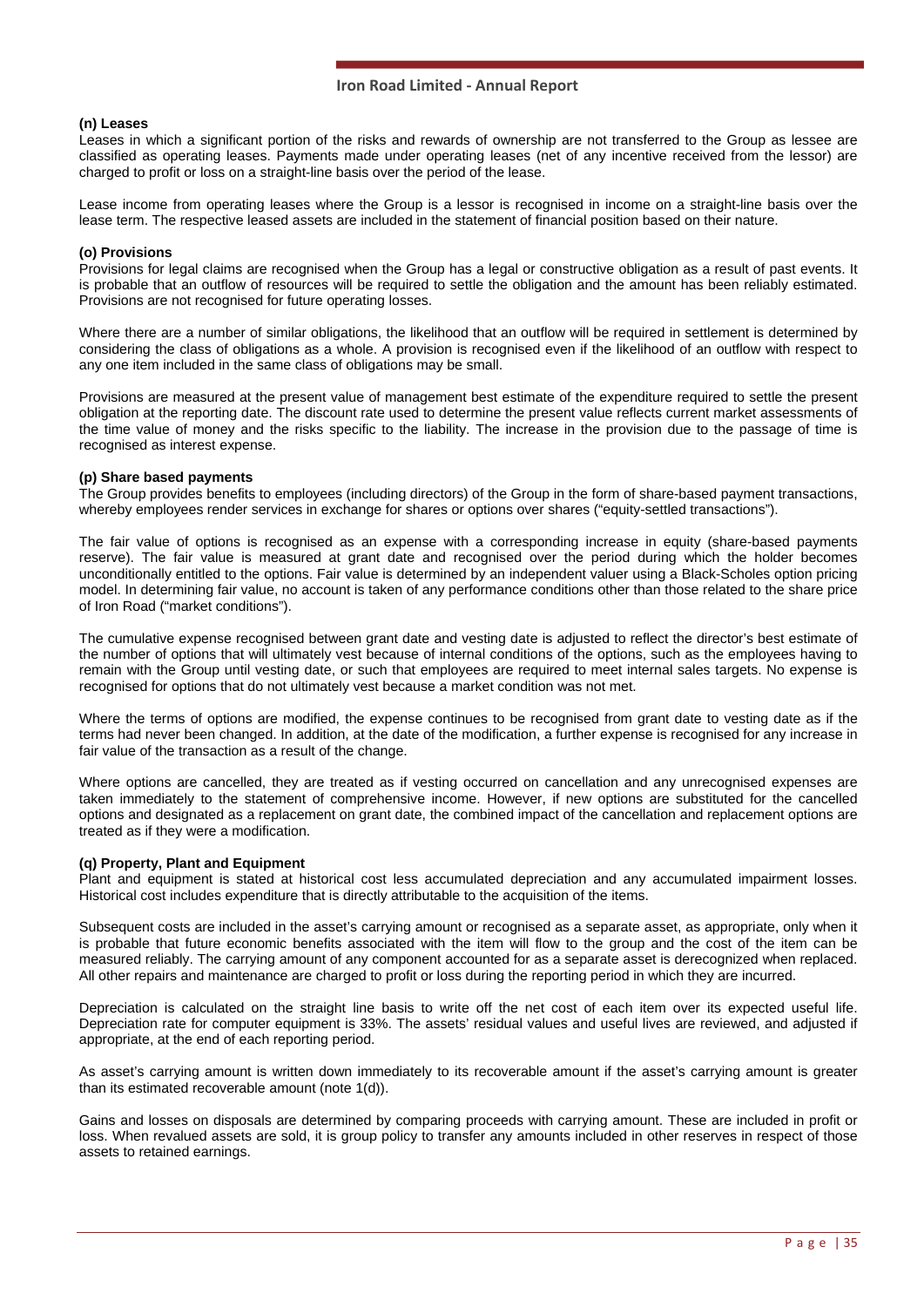**(n) Leases**

Leases in which a significant portion of the risks and rewards of ownership are not transferred to the Group as lessee are classified as operating leases. Payments made under operating leases (net of any incentive received from the lessor) are charged to profit or loss on a straight-line basis over the period of the lease.

Lease income from operating leases where the Group is a lessor is recognised in income on a straight-line basis over the lease term. The respective leased assets are included in the statement of financial position based on their nature.

**(o) Provisions**

Provisions for legal claims are recognised when the Group has a legal or constructive obligation as a result of past events. It is probable that an outflow of resources will be required to settle the obligation and the amount has been reliably estimated. Provisions are not recognised for future operating losses.

Where there are a number of similar obligations, the likelihood that an outflow will be required in settlement is determined by considering the class of obligations as a whole. A provision is recognised even if the likelihood of an outflow with respect to any one item included in the same class of obligations may be small.

Provisions are measured at the present value of management best estimate of the expenditure required to settle the present obligation at the reporting date. The discount rate used to determine the present value reflects current market assessments of the time value of money and the risks specific to the liability. The increase in the provision due to the passage of time is recognised as interest expense.

**(p) Share based payments**

The Group provides benefits to employees (including directors) of the Group in the form of share-based payment transactions, whereby employees render services in exchange for shares or options over shares ("equity-settled transactions").

The fair value of options is recognised as an expense with a corresponding increase in equity (share-based payments reserve). The fair value is measured at grant date and recognised over the period during which the holder becomes unconditionally entitled to the options. Fair value is determined by an independent valuer using a Black-Scholes option pricing model. In determining fair value, no account is taken of any performance conditions other than those related to the share price of Iron Road ("market conditions").

The cumulative expense recognised between grant date and vesting date is adjusted to reflect the director's best estimate of the number of options that will ultimately vest because of internal conditions of the options, such as the employees having to remain with the Group until vesting date, or such that employees are required to meet internal sales targets. No expense is recognised for options that do not ultimately vest because a market condition was not met.

Where the terms of options are modified, the expense continues to be recognised from grant date to vesting date as if the terms had never been changed. In addition, at the date of the modification, a further expense is recognised for any increase in fair value of the transaction as a result of the change.

Where options are cancelled, they are treated as if vesting occurred on cancellation and any unrecognised expenses are taken immediately to the statement of comprehensive income. However, if new options are substituted for the cancelled options and designated as a replacement on grant date, the combined impact of the cancellation and replacement options are treated as if they were a modification.

**(q) Property, Plant and Equipment**

Plant and equipment is stated at historical cost less accumulated depreciation and any accumulated impairment losses. Historical cost includes expenditure that is directly attributable to the acquisition of the items.

Subsequent costs are included in the asset's carrying amount or recognised as a separate asset, as appropriate, only when it is probable that future economic benefits associated with the item will flow to the group and the cost of the item can be measured reliably. The carrying amount of any component accounted for as a separate asset is derecognized when replaced. All other repairs and maintenance are charged to profit or loss during the reporting period in which they are incurred.

Depreciation is calculated on the straight line basis to write off the net cost of each item over its expected useful life. Depreciation rate for computer equipment is 33%. The assets' residual values and useful lives are reviewed, and adjusted if appropriate, at the end of each reporting period.

As asset's carrying amount is written down immediately to its recoverable amount if the asset's carrying amount is greater than its estimated recoverable amount (note 1(d)).

Gains and losses on disposals are determined by comparing proceeds with carrying amount. These are included in profit or loss. When revalued assets are sold, it is group policy to transfer any amounts included in other reserves in respect of those assets to retained earnings.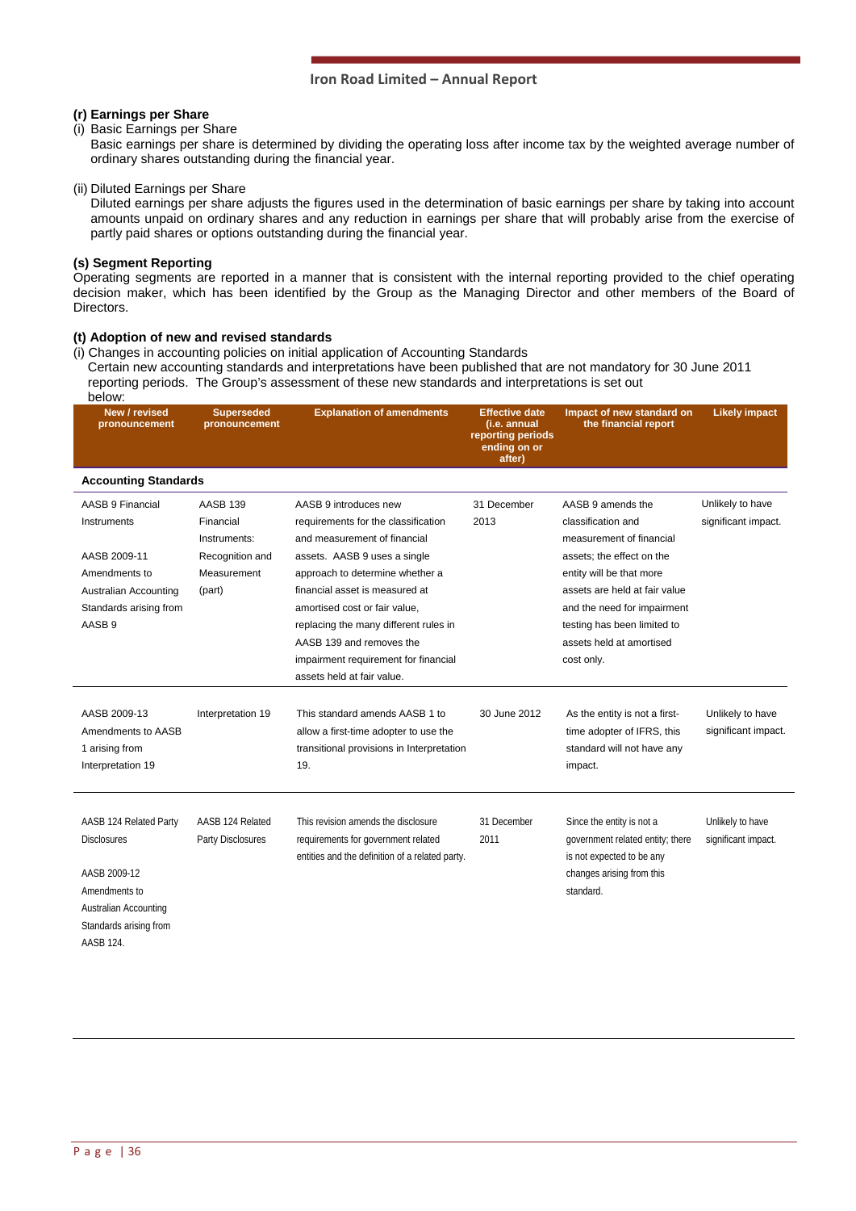### (r) Earnings per Share

(i) Basic Earnings per Share

Basic earnings per share is determined by dividing the operating loss after income tax by the weighted average number of ordinary shares outstanding during the financial year.

(ii) Diluted Earnings per Share

Diluted earnings per share adjusts the figures used in the determination of basic earnings per share by taking into account amounts unpaid on ordinary shares and any reduction in earnings per share that will probably arise from the exercise of partly paid shares or options outstanding during the financial year.

### (s) Segment Reporting

Operating segments are reported in a manner that is consistent with the internal reporting provided to the chief operating decision maker, which has been identified by the Group as the Managing Director and other members of the Board of Directors.

### (t) Adoption of new and revised standards

(i) Changes in accounting policies on initial application of Accounting Standards

Certain new accounting standards and interpretations have been published that are not mandatory for 30 June 2011 reporting periods. The Group's assessment of these new standards and interpretations is set out below:

| New / revised pronouncement | Superseded pronouncement | Explanation of amendments | Effective date (i.e. annual reporting periods ending on or after) | Impact of new standard on the financial report | Likely impact |
|---|---|---|---|---|---|
| **Accounting Standards** | | | | | |
| AASB 9 Financial Instruments<br><br>AASB 2009-11 Amendments to Australian Accounting Standards arising from AASB 9 | AASB 139 Financial Instruments: Recognition and Measurement (part) | AASB 9 introduces new requirements for the classification and measurement of financial assets. AASB 9 uses a single approach to determine whether a financial asset is measured at amortised cost or fair value, replacing the many different rules in AASB 139 and removes the impairment requirement for financial assets held at fair value. | 31 December 2013 | AASB 9 amends the classification and measurement of financial assets; the effect on the entity will be that more assets are held at fair value and the need for impairment testing has been limited to assets held at amortised cost only. | Unlikely to have significant impact. |
| AASB 2009-13 Amendments to AASB 1 arising from Interpretation 19 | Interpretation 19 | This standard amends AASB 1 to allow a first-time adopter to use the transitional provisions in Interpretation 19. | 30 June 2012 | As the entity is not a first-time adopter of IFRS, this standard will not have any impact. | Unlikely to have significant impact. |
| AASB 124 Related Party Disclosures<br><br>AASB 2009-12 Amendments to Australian Accounting Standards arising from AASB 124. | AASB 124 Related Party Disclosures | This revision amends the disclosure requirements for government related entities and the definition of a related party. | 31 December 2011 | Since the entity is not a government related entity; there is not expected to be any changes arising from this standard. | Unlikely to have significant impact. |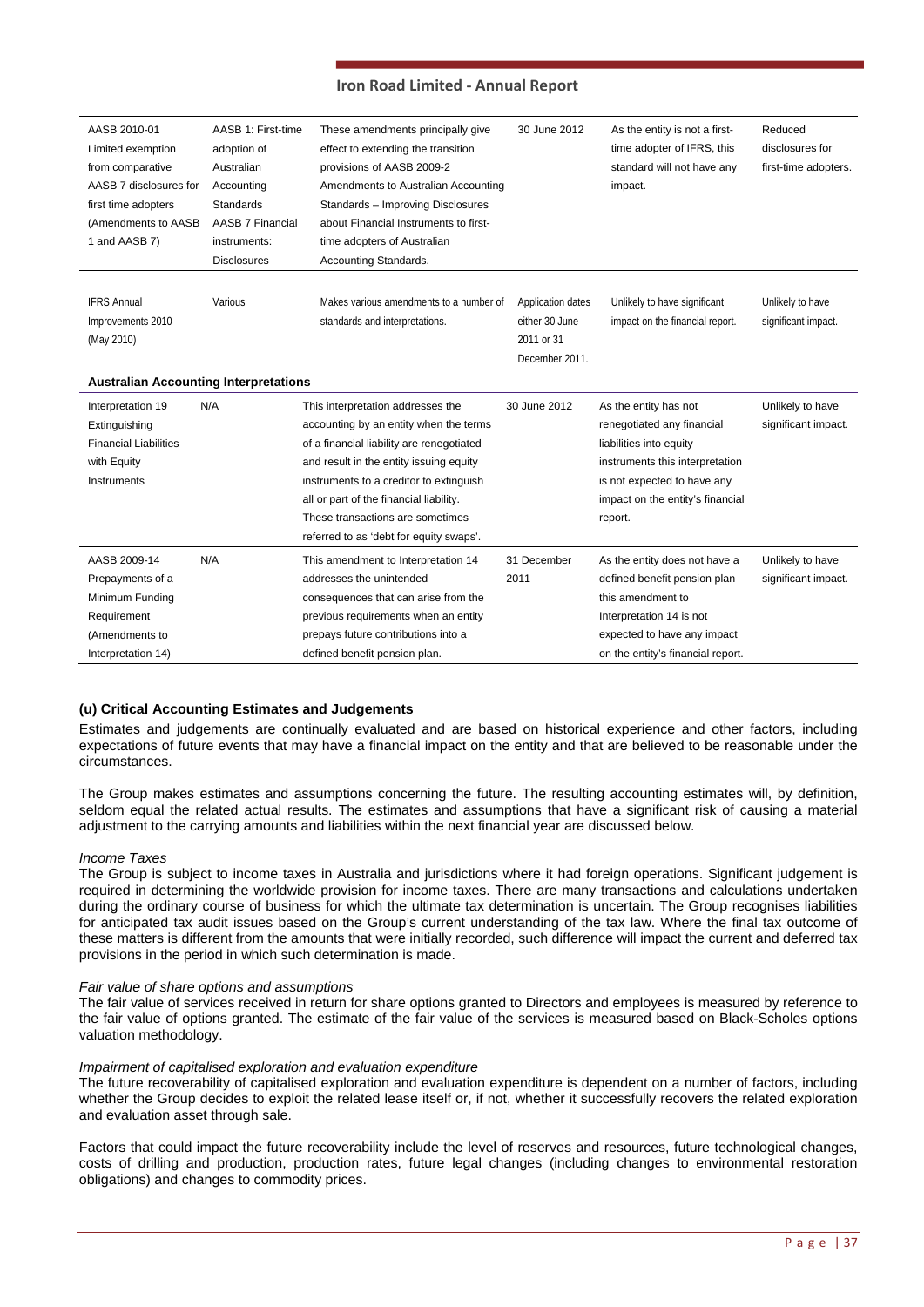| | | | | | |
|---|---|---|---|---|---|
| AASB 2010-01 Limited exemption from comparative AASB 7 disclosures for first time adopters (Amendments to AASB 1 and AASB 7) | AASB 1: First-time adoption of Australian Accounting Standards AASB 7 Financial instruments: Disclosures | These amendments principally give effect to extending the transition provisions of AASB 2009-2 Amendments to Australian Accounting Standards – Improving Disclosures about Financial Instruments to first-time adopters of Australian Accounting Standards. | 30 June 2012 | As the entity is not a first-time adopter of IFRS, this standard will not have any impact. | Reduced disclosures for first-time adopters. |
| IFRS Annual Improvements 2010 (May 2010) | Various | Makes various amendments to a number of standards and interpretations. | Application dates either 30 June 2011 or 31 December 2011. | Unlikely to have significant impact on the financial report. | Unlikely to have significant impact. |
| **Australian Accounting Interpretations** | | | | | |
| Interpretation 19 Extinguishing Financial Liabilities with Equity Instruments | N/A | This interpretation addresses the accounting by an entity when the terms of a financial liability are renegotiated and result in the entity issuing equity instruments to a creditor to extinguish all or part of the financial liability. These transactions are sometimes referred to as 'debt for equity swaps'. | 30 June 2012 | As the entity has not renegotiated any financial liabilities into equity instruments this interpretation is not expected to have any impact on the entity's financial report. | Unlikely to have significant impact. |
| AASB 2009-14 Prepayments of a Minimum Funding Requirement (Amendments to Interpretation 14) | N/A | This amendment to Interpretation 14 addresses the unintended consequences that can arise from the previous requirements when an entity prepays future contributions into a defined benefit pension plan. | 31 December 2011 | As the entity does not have a defined benefit pension plan this amendment to Interpretation 14 is not expected to have any impact on the entity's financial report. | Unlikely to have significant impact. |

### (u) Critical Accounting Estimates and Judgements

Estimates and judgements are continually evaluated and are based on historical experience and other factors, including expectations of future events that may have a financial impact on the entity and that are believed to be reasonable under the circumstances.

The Group makes estimates and assumptions concerning the future. The resulting accounting estimates will, by definition, seldom equal the related actual results. The estimates and assumptions that have a significant risk of causing a material adjustment to the carrying amounts and liabilities within the next financial year are discussed below.

*Income Taxes*

The Group is subject to income taxes in Australia and jurisdictions where it had foreign operations. Significant judgement is required in determining the worldwide provision for income taxes. There are many transactions and calculations undertaken during the ordinary course of business for which the ultimate tax determination is uncertain. The Group recognises liabilities for anticipated tax audit issues based on the Group's current understanding of the tax law. Where the final tax outcome of these matters is different from the amounts that were initially recorded, such difference will impact the current and deferred tax provisions in the period in which such determination is made.

*Fair value of share options and assumptions*

The fair value of services received in return for share options granted to Directors and employees is measured by reference to the fair value of options granted. The estimate of the fair value of the services is measured based on Black-Scholes options valuation methodology.

*Impairment of capitalised exploration and evaluation expenditure*

The future recoverability of capitalised exploration and evaluation expenditure is dependent on a number of factors, including whether the Group decides to exploit the related lease itself or, if not, whether it successfully recovers the related exploration and evaluation asset through sale.

Factors that could impact the future recoverability include the level of reserves and resources, future technological changes, costs of drilling and production, production rates, future legal changes (including changes to environmental restoration obligations) and changes to commodity prices.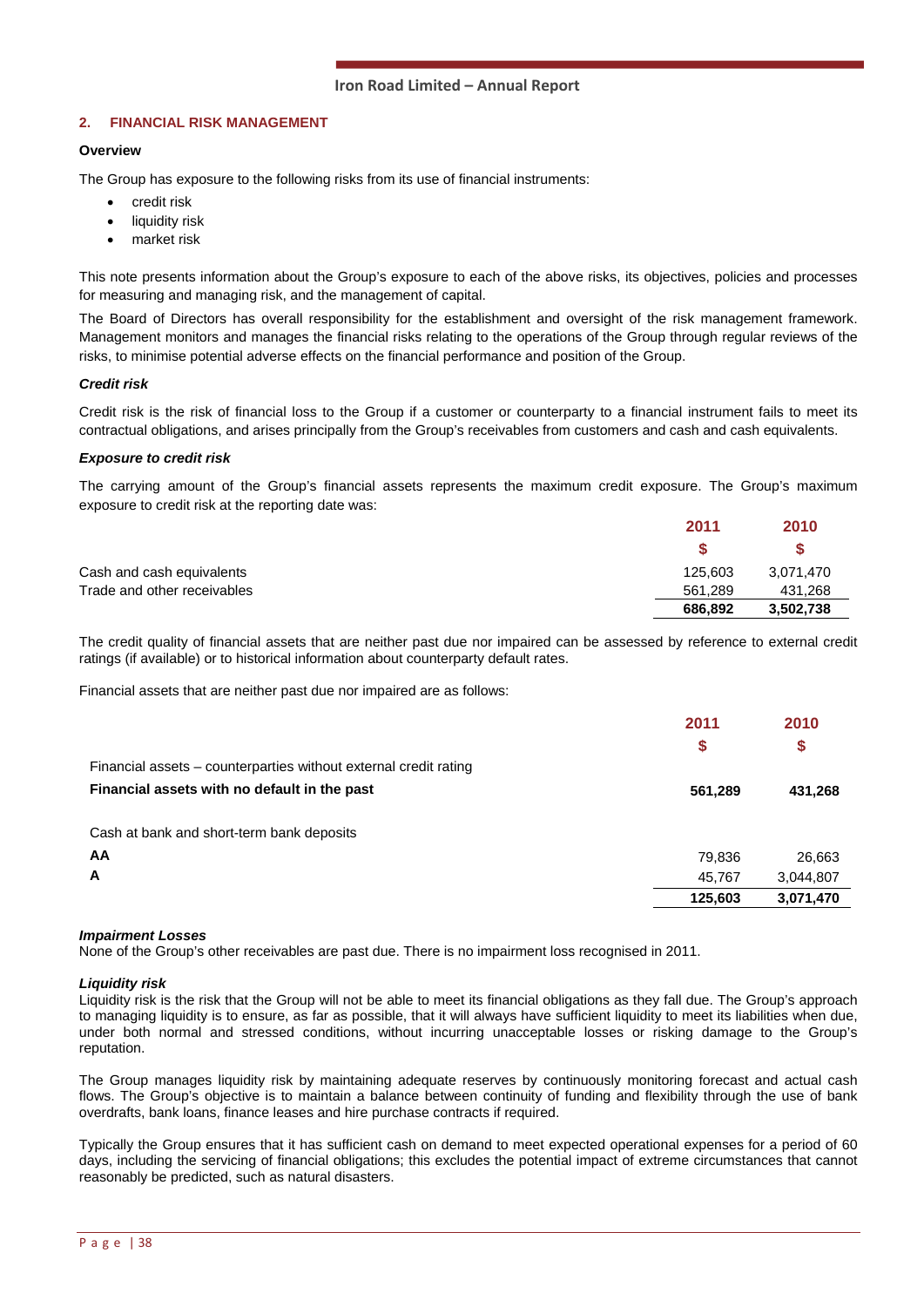## 2. FINANCIAL RISK MANAGEMENT

**Overview**

The Group has exposure to the following risks from its use of financial instruments:

- credit risk
- liquidity risk
- market risk

This note presents information about the Group's exposure to each of the above risks, its objectives, policies and processes for measuring and managing risk, and the management of capital.

The Board of Directors has overall responsibility for the establishment and oversight of the risk management framework. Management monitors and manages the financial risks relating to the operations of the Group through regular reviews of the risks, to minimise potential adverse effects on the financial performance and position of the Group.

***Credit risk***

Credit risk is the risk of financial loss to the Group if a customer or counterparty to a financial instrument fails to meet its contractual obligations, and arises principally from the Group's receivables from customers and cash and cash equivalents.

***Exposure to credit risk***

The carrying amount of the Group's financial assets represents the maximum credit exposure. The Group's maximum exposure to credit risk at the reporting date was:

| | 2011 | 2010 |
|---|---|---|
| | $ | $ |
| Cash and cash equivalents | 125,603 | 3,071,470 |
| Trade and other receivables | 561,289 | 431,268 |
| | **686,892** | **3,502,738** |

The credit quality of financial assets that are neither past due nor impaired can be assessed by reference to external credit ratings (if available) or to historical information about counterparty default rates.

Financial assets that are neither past due nor impaired are as follows:

| | 2011 | 2010 |
|---|---|---|
| | $ | $ |
| Financial assets – counterparties without external credit rating | | |
| **Financial assets with no default in the past** | **561,289** | **431,268** |
| | | |
| Cash at bank and short-term bank deposits | | |
| **AA** | 79,836 | 26,663 |
| **A** | 45,767 | 3,044,807 |
| | **125,603** | **3,071,470** |

***Impairment Losses***

None of the Group's other receivables are past due. There is no impairment loss recognised in 2011.

***Liquidity risk***

Liquidity risk is the risk that the Group will not be able to meet its financial obligations as they fall due. The Group's approach to managing liquidity is to ensure, as far as possible, that it will always have sufficient liquidity to meet its liabilities when due, under both normal and stressed conditions, without incurring unacceptable losses or risking damage to the Group's reputation.

The Group manages liquidity risk by maintaining adequate reserves by continuously monitoring forecast and actual cash flows. The Group's objective is to maintain a balance between continuity of funding and flexibility through the use of bank overdrafts, bank loans, finance leases and hire purchase contracts if required.

Typically the Group ensures that it has sufficient cash on demand to meet expected operational expenses for a period of 60 days, including the servicing of financial obligations; this excludes the potential impact of extreme circumstances that cannot reasonably be predicted, such as natural disasters.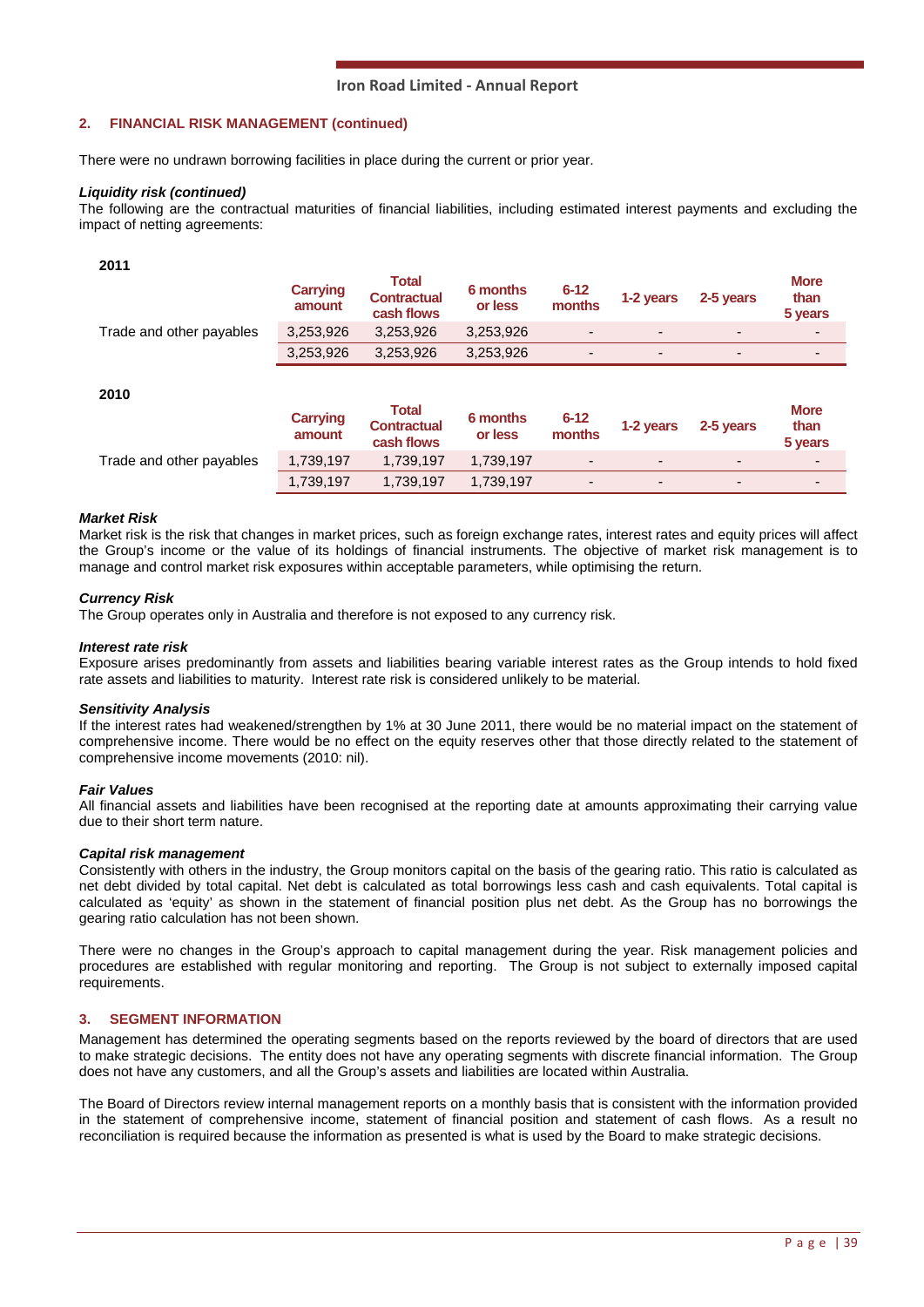## 2. FINANCIAL RISK MANAGEMENT (continued)

There were no undrawn borrowing facilities in place during the current or prior year.

***Liquidity risk (continued)***

The following are the contractual maturities of financial liabilities, including estimated interest payments and excluding the impact of netting agreements:

**2011**

| | Carrying amount | Total Contractual cash flows | 6 months or less | 6-12 months | 1-2 years | 2-5 years | More than 5 years |
|---|---|---|---|---|---|---|---|
| Trade and other payables | 3,253,926 | 3,253,926 | 3,253,926 | - | - | - | - |
| | 3,253,926 | 3,253,926 | 3,253,926 | - | - | - | - |

**2010**

| | Carrying amount | Total Contractual cash flows | 6 months or less | 6-12 months | 1-2 years | 2-5 years | More than 5 years |
|---|---|---|---|---|---|---|---|
| Trade and other payables | 1,739,197 | 1,739,197 | 1,739,197 | - | - | - | - |
| | 1,739,197 | 1,739,197 | 1,739,197 | - | - | - | - |

***Market Risk***

Market risk is the risk that changes in market prices, such as foreign exchange rates, interest rates and equity prices will affect the Group's income or the value of its holdings of financial instruments. The objective of market risk management is to manage and control market risk exposures within acceptable parameters, while optimising the return.

***Currency Risk***

The Group operates only in Australia and therefore is not exposed to any currency risk.

***Interest rate risk***

Exposure arises predominantly from assets and liabilities bearing variable interest rates as the Group intends to hold fixed rate assets and liabilities to maturity. Interest rate risk is considered unlikely to be material.

***Sensitivity Analysis***

If the interest rates had weakened/strengthen by 1% at 30 June 2011, there would be no material impact on the statement of comprehensive income. There would be no effect on the equity reserves other that those directly related to the statement of comprehensive income movements (2010: nil).

***Fair Values***

All financial assets and liabilities have been recognised at the reporting date at amounts approximating their carrying value due to their short term nature.

***Capital risk management***

Consistently with others in the industry, the Group monitors capital on the basis of the gearing ratio. This ratio is calculated as net debt divided by total capital. Net debt is calculated as total borrowings less cash and cash equivalents. Total capital is calculated as 'equity' as shown in the statement of financial position plus net debt. As the Group has no borrowings the gearing ratio calculation has not been shown.

There were no changes in the Group's approach to capital management during the year. Risk management policies and procedures are established with regular monitoring and reporting. The Group is not subject to externally imposed capital requirements.

## 3. SEGMENT INFORMATION

Management has determined the operating segments based on the reports reviewed by the board of directors that are used to make strategic decisions. The entity does not have any operating segments with discrete financial information. The Group does not have any customers, and all the Group's assets and liabilities are located within Australia.

The Board of Directors review internal management reports on a monthly basis that is consistent with the information provided in the statement of comprehensive income, statement of financial position and statement of cash flows. As a result no reconciliation is required because the information as presented is what is used by the Board to make strategic decisions.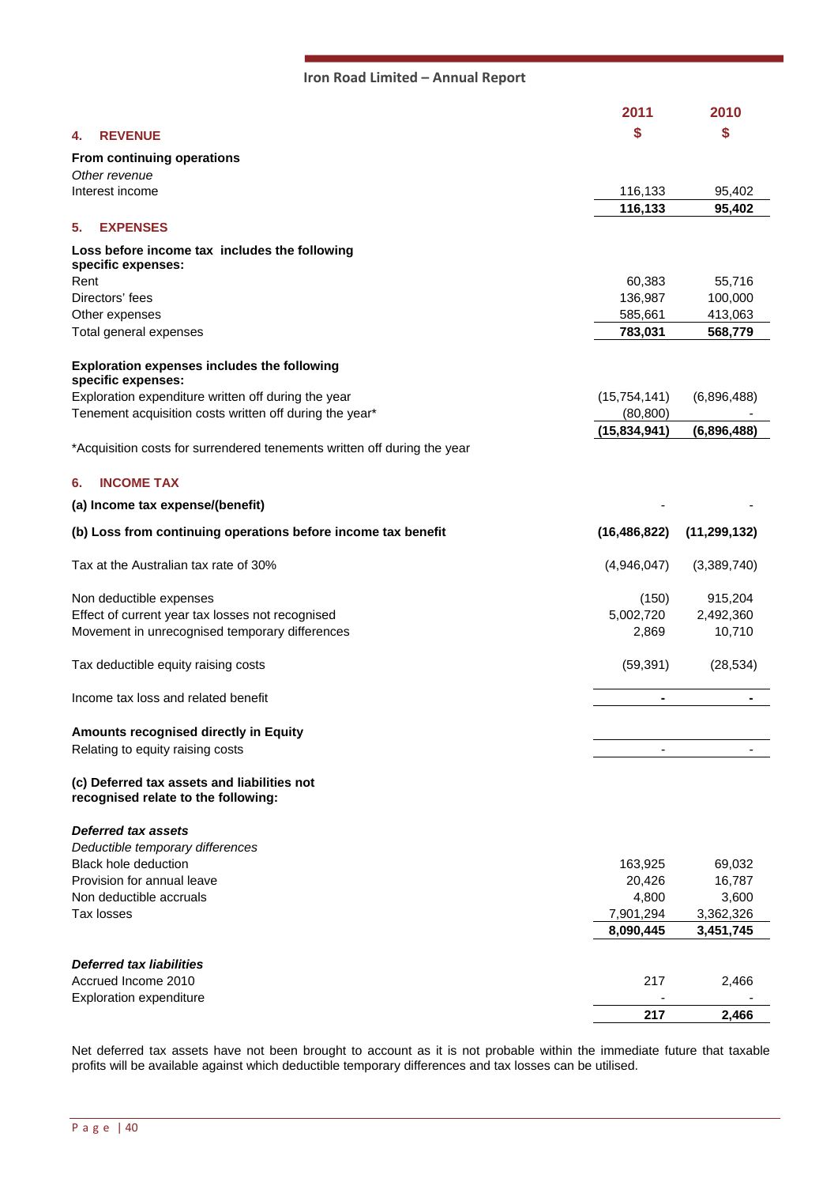| | 2011 | 2010 |
|---|---|---|
| **4. REVENUE** | **$** | **$** |
| **From continuing operations** | | |
| *Other revenue* | | |
| Interest income | 116,133 | 95,402 |
| | **116,133** | **95,402** |
| **5. EXPENSES** | | |
| **Loss before income tax includes the following specific expenses:** | | |
| Rent | 60,383 | 55,716 |
| Directors' fees | 136,987 | 100,000 |
| Other expenses | 585,661 | 413,063 |
| Total general expenses | **783,031** | **568,779** |
| **Exploration expenses includes the following specific expenses:** | | |
| Exploration expenditure written off during the year | (15,754,141) | (6,896,488) |
| Tenement acquisition costs written off during the year* | (80,800) | - |
| | **(15,834,941)** | **(6,896,488)** |

*Acquisition costs for surrendered tenements written off during the year

| | 2011 | 2010 |
|---|---|---|
| **6. INCOME TAX** | | |
| **(a) Income tax expense/(benefit)** | - | - |
| **(b) Loss from continuing operations before income tax benefit** | **(16,486,822)** | **(11,299,132)** |
| Tax at the Australian tax rate of 30% | (4,946,047) | (3,389,740) |
| Non deductible expenses | (150) | 915,204 |
| Effect of current year tax losses not recognised | 5,002,720 | 2,492,360 |
| Movement in unrecognised temporary differences | 2,869 | 10,710 |
| Tax deductible equity raising costs | (59,391) | (28,534) |
| Income tax loss and related benefit | **-** | **-** |
| **Amounts recognised directly in Equity** | | |
| Relating to equity raising costs | - | - |
| **(c) Deferred tax assets and liabilities not recognised relate to the following:** | | |
| ***Deferred tax assets*** | | |
| *Deductible temporary differences* | | |
| Black hole deduction | 163,925 | 69,032 |
| Provision for annual leave | 20,426 | 16,787 |
| Non deductible accruals | 4,800 | 3,600 |
| Tax losses | 7,901,294 | 3,362,326 |
| | **8,090,445** | **3,451,745** |
| ***Deferred tax liabilities*** | | |
| Accrued Income 2010 | 217 | 2,466 |
| Exploration expenditure | - | - |
| | **217** | **2,466** |

Net deferred tax assets have not been brought to account as it is not probable within the immediate future that taxable profits will be available against which deductible temporary differences and tax losses can be utilised.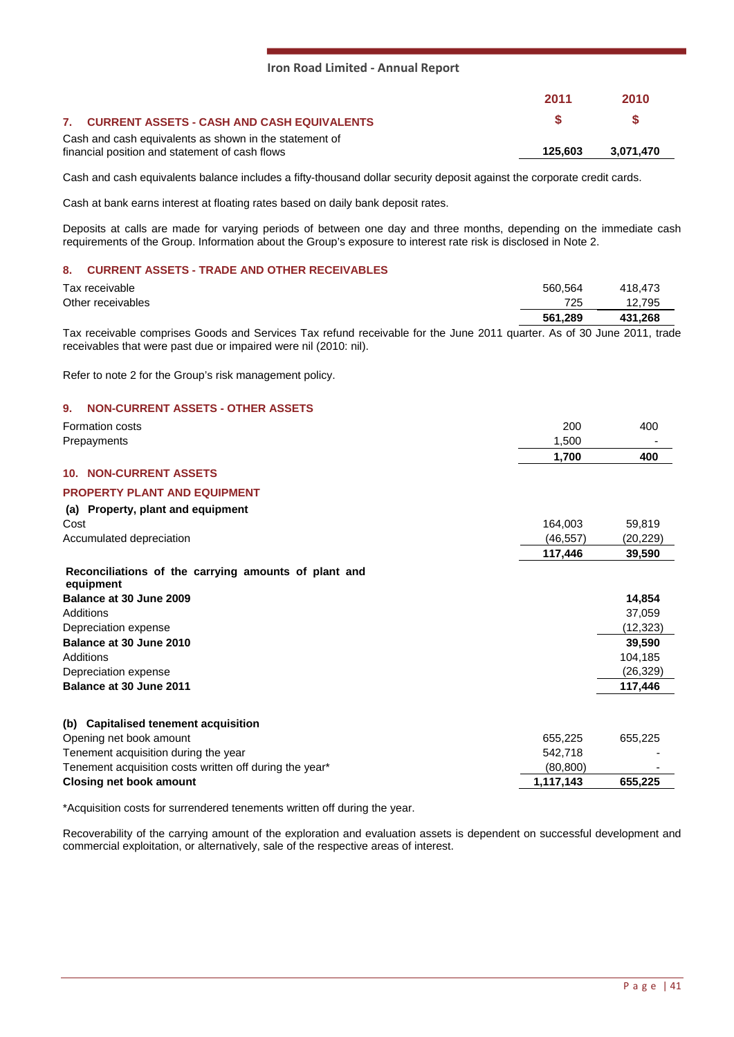| | 2011 | 2010 |
|---|---|---|
| **7. CURRENT ASSETS - CASH AND CASH EQUIVALENTS** | **$** | **$** |
| Cash and cash equivalents as shown in the statement of financial position and statement of cash flows | **125,603** | **3,071,470** |

Cash and cash equivalents balance includes a fifty-thousand dollar security deposit against the corporate credit cards.

Cash at bank earns interest at floating rates based on daily bank deposit rates.

Deposits at calls are made for varying periods of between one day and three months, depending on the immediate cash requirements of the Group. Information about the Group's exposure to interest rate risk is disclosed in Note 2.

## 8. CURRENT ASSETS - TRADE AND OTHER RECEIVABLES

| | 2011 | 2010 |
|---|---|---|
| Tax receivable | 560,564 | 418,473 |
| Other receivables | 725 | 12,795 |
| | **561,289** | **431,268** |

Tax receivable comprises Goods and Services Tax refund receivable for the June 2011 quarter. As of 30 June 2011, trade receivables that were past due or impaired were nil (2010: nil).

Refer to note 2 for the Group's risk management policy.

## 9. NON-CURRENT ASSETS - OTHER ASSETS

| | 2011 | 2010 |
|---|---|---|
| Formation costs | 200 | 400 |
| Prepayments | 1,500 | - |
| | **1,700** | **400** |

## 10. NON-CURRENT ASSETS

### PROPERTY PLANT AND EQUIPMENT

**(a) Property, plant and equipment**

| | 2011 | 2010 |
|---|---|---|
| Cost | 164,003 | 59,819 |
| Accumulated depreciation | (46,557) | (20,229) |
| | **117,446** | **39,590** |

**Reconciliations of the carrying amounts of plant and equipment**

| | |
|---|---|
| **Balance at 30 June 2009** | **14,854** |
| Additions | 37,059 |
| Depreciation expense | (12,323) |
| **Balance at 30 June 2010** | **39,590** |
| Additions | 104,185 |
| Depreciation expense | (26,329) |
| **Balance at 30 June 2011** | **117,446** |

**(b) Capitalised tenement acquisition**

| | 2011 | 2010 |
|---|---|---|
| Opening net book amount | 655,225 | 655,225 |
| Tenement acquisition during the year | 542,718 | - |
| Tenement acquisition costs written off during the year* | (80,800) | - |
| **Closing net book amount** | **1,117,143** | **655,225** |

*Acquisition costs for surrendered tenements written off during the year.

Recoverability of the carrying amount of the exploration and evaluation assets is dependent on successful development and commercial exploitation, or alternatively, sale of the respective areas of interest.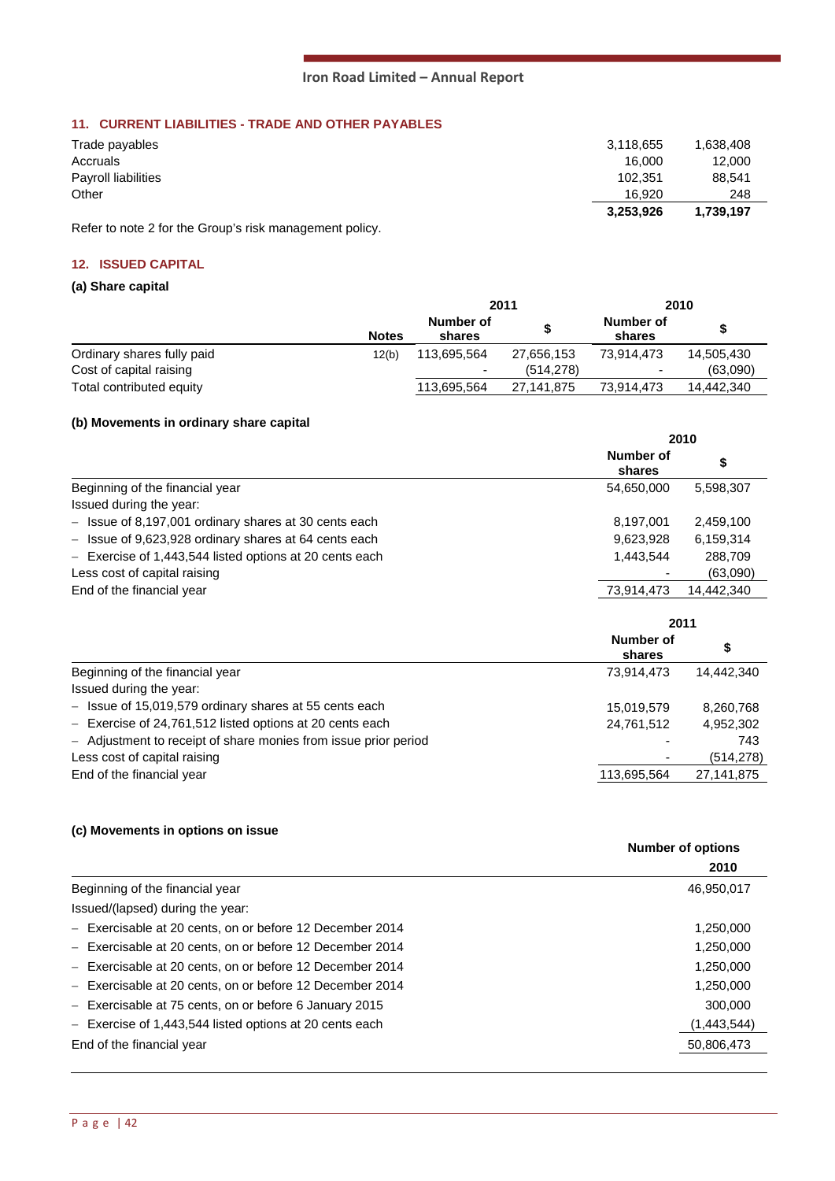### 11. CURRENT LIABILITIES - TRADE AND OTHER PAYABLES

| | | |
|---|---|---|
| Trade payables | 3,118,655 | 1,638,408 |
| Accruals | 16,000 | 12,000 |
| Payroll liabilities | 102,351 | 88,541 |
| Other | 16,920 | 248 |
| | **3,253,926** | **1,739,197** |

Refer to note 2 for the Group's risk management policy.

### 12. ISSUED CAPITAL

**(a) Share capital**

| | | 2011 | | 2010 | |
|---|---|---|---|---|---|
| | **Notes** | **Number of shares** | **$** | **Number of shares** | **$** |
| Ordinary shares fully paid | 12(b) | 113,695,564 | 27,656,153 | 73,914,473 | 14,505,430 |
| Cost of capital raising | | - | (514,278) | - | (63,090) |
| Total contributed equity | | 113,695,564 | 27,141,875 | 73,914,473 | 14,442,340 |

**(b) Movements in ordinary share capital**

| | 2010 | |
|---|---|---|
| | **Number of shares** | **$** |
| Beginning of the financial year | 54,650,000 | 5,598,307 |
| Issued during the year: | | |
| – Issue of 8,197,001 ordinary shares at 30 cents each | 8,197,001 | 2,459,100 |
| – Issue of 9,623,928 ordinary shares at 64 cents each | 9,623,928 | 6,159,314 |
| – Exercise of 1,443,544 listed options at 20 cents each | 1,443,544 | 288,709 |
| Less cost of capital raising | - | (63,090) |
| End of the financial year | 73,914,473 | 14,442,340 |

| | 2011 | |
|---|---|---|
| | **Number of shares** | **$** |
| Beginning of the financial year | 73,914,473 | 14,442,340 |
| Issued during the year: | | |
| – Issue of 15,019,579 ordinary shares at 55 cents each | 15,019,579 | 8,260,768 |
| – Exercise of 24,761,512 listed options at 20 cents each | 24,761,512 | 4,952,302 |
| – Adjustment to receipt of share monies from issue prior period | - | 743 |
| Less cost of capital raising | - | (514,278) |
| End of the financial year | 113,695,564 | 27,141,875 |

**(c) Movements in options on issue**

| | Number of options |
|---|---|
| | **2010** |
| Beginning of the financial year | 46,950,017 |
| Issued/(lapsed) during the year: | |
| – Exercisable at 20 cents, on or before 12 December 2014 | 1,250,000 |
| – Exercisable at 20 cents, on or before 12 December 2014 | 1,250,000 |
| – Exercisable at 20 cents, on or before 12 December 2014 | 1,250,000 |
| – Exercisable at 20 cents, on or before 12 December 2014 | 1,250,000 |
| – Exercisable at 75 cents, on or before 6 January 2015 | 300,000 |
| – Exercise of 1,443,544 listed options at 20 cents each | (1,443,544) |
| End of the financial year | 50,806,473 |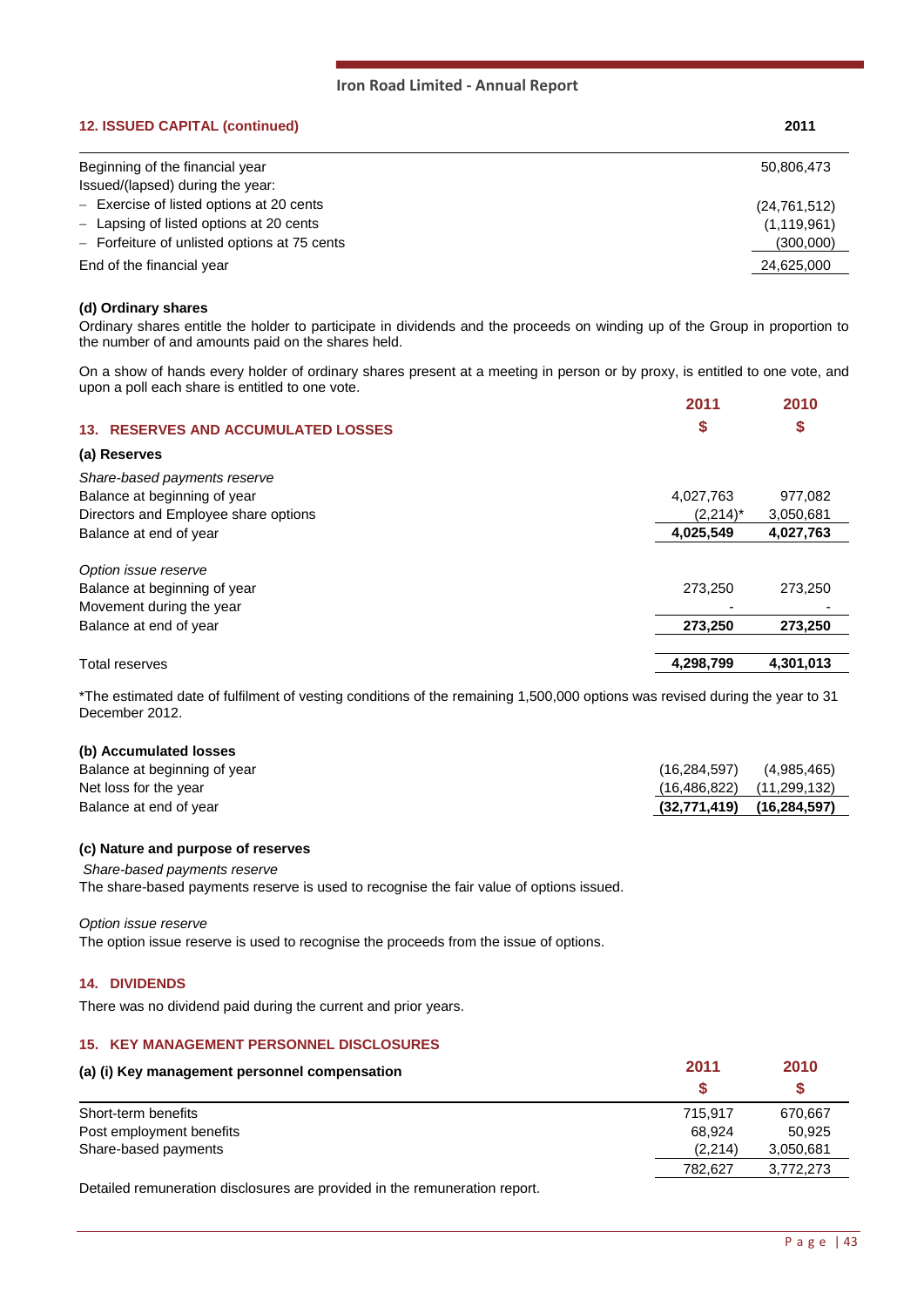## 12. ISSUED CAPITAL (continued)

| | 2011 |
|---|---|
| Beginning of the financial year | 50,806,473 |
| Issued/(lapsed) during the year: | |
| – Exercise of listed options at 20 cents | (24,761,512) |
| – Lapsing of listed options at 20 cents | (1,119,961) |
| – Forfeiture of unlisted options at 75 cents | (300,000) |
| End of the financial year | 24,625,000 |

### (d) Ordinary shares

Ordinary shares entitle the holder to participate in dividends and the proceeds on winding up of the Group in proportion to the number of and amounts paid on the shares held.

On a show of hands every holder of ordinary shares present at a meeting in person or by proxy, is entitled to one vote, and upon a poll each share is entitled to one vote.

## 13. RESERVES AND ACCUMULATED LOSSES

| | 2011 | 2010 |
|---|---|---|
| | $ | $ |
| **(a) Reserves** | | |
| *Share-based payments reserve* | | |
| Balance at beginning of year | 4,027,763 | 977,082 |
| Directors and Employee share options | (2,214)* | 3,050,681 |
| Balance at end of year | **4,025,549** | **4,027,763** |
| *Option issue reserve* | | |
| Balance at beginning of year | 273,250 | 273,250 |
| Movement during the year | - | - |
| Balance at end of year | **273,250** | **273,250** |
| Total reserves | **4,298,799** | **4,301,013** |

*The estimated date of fulfilment of vesting conditions of the remaining 1,500,000 options was revised during the year to 31 December 2012.

| **(b) Accumulated losses** | | |
|---|---|---|
| Balance at beginning of year | (16,284,597) | (4,985,465) |
| Net loss for the year | (16,486,822) | (11,299,132) |
| Balance at end of year | **(32,771,419)** | **(16,284,597)** |

### (c) Nature and purpose of reserves

*Share-based payments reserve*

The share-based payments reserve is used to recognise the fair value of options issued.

*Option issue reserve*

The option issue reserve is used to recognise the proceeds from the issue of options.

## 14. DIVIDENDS

There was no dividend paid during the current and prior years.

## 15. KEY MANAGEMENT PERSONNEL DISCLOSURES

| (a) (i) Key management personnel compensation | 2011 | 2010 |
|---|---|---|
| | $ | $ |
| Short-term benefits | 715,917 | 670,667 |
| Post employment benefits | 68,924 | 50,925 |
| Share-based payments | (2,214) | 3,050,681 |
| | 782,627 | 3,772,273 |

Detailed remuneration disclosures are provided in the remuneration report.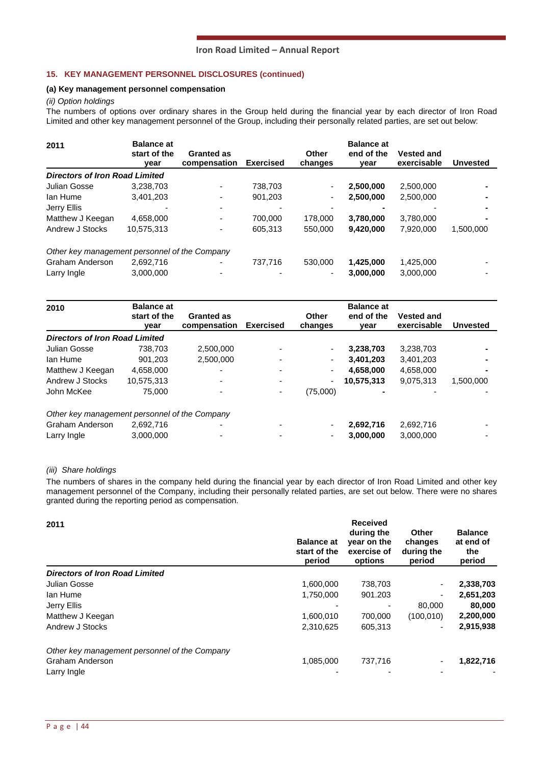### 15. KEY MANAGEMENT PERSONNEL DISCLOSURES (continued)

#### (a) Key management personnel compensation

*(ii) Option holdings*

The numbers of options over ordinary shares in the Group held during the financial year by each director of Iron Road Limited and other key management personnel of the Group, including their personally related parties, are set out below:

| 2011 | Balance at start of the year | Granted as compensation | Exercised | Other changes | Balance at end of the year | Vested and exercisable | Unvested |
|---|---|---|---|---|---|---|---|
| ***Directors of Iron Road Limited*** | | | | | | | |
| Julian Gosse | 3,238,703 | - | 738,703 | - | **2,500,000** | 2,500,000 | - |
| Ian Hume | 3,401,203 | - | 901,203 | - | **2,500,000** | 2,500,000 | - |
| Jerry Ellis | - | - | - | - | **-** | - | - |
| Matthew J Keegan | 4,658,000 | - | 700,000 | 178,000 | **3,780,000** | 3,780,000 | - |
| Andrew J Stocks | 10,575,313 | - | 605,313 | 550,000 | **9,420,000** | 7,920,000 | 1,500,000 |
| *Other key management personnel of the Company* | | | | | | | |
| Graham Anderson | 2,692,716 | - | 737,716 | 530,000 | **1,425,000** | 1,425,000 | - |
| Larry Ingle | 3,000,000 | - | - | - | **3,000,000** | 3,000,000 | - |

| 2010 | Balance at start of the year | Granted as compensation | Exercised | Other changes | Balance at end of the year | Vested and exercisable | Unvested |
|---|---|---|---|---|---|---|---|
| ***Directors of Iron Road Limited*** | | | | | | | |
| Julian Gosse | 738,703 | 2,500,000 | - | - | **3,238,703** | 3,238,703 | - |
| Ian Hume | 901,203 | 2,500,000 | - | - | **3,401,203** | 3,401,203 | - |
| Matthew J Keegan | 4,658,000 | - | - | - | **4,658,000** | 4,658,000 | - |
| Andrew J Stocks | 10,575,313 | - | - | - | **10,575,313** | 9,075,313 | 1,500,000 |
| John McKee | 75,000 | - | - | (75,000) | **-** | - | - |
| *Other key management personnel of the Company* | | | | | | | |
| Graham Anderson | 2,692,716 | - | - | - | **2,692,716** | 2,692,716 | - |
| Larry Ingle | 3,000,000 | - | - | - | **3,000,000** | 3,000,000 | - |

*(iii) Share holdings*

The numbers of shares in the company held during the financial year by each director of Iron Road Limited and other key management personnel of the Company, including their personally related parties, are set out below. There were no shares granted during the reporting period as compensation.

| 2011 | Balance at start of the period | Received during the year on the exercise of options | Other changes during the period | Balance at end of the period |
|---|---|---|---|---|
| ***Directors of Iron Road Limited*** | | | | |
| Julian Gosse | 1,600,000 | 738,703 | - | **2,338,703** |
| Ian Hume | 1,750,000 | 901.203 | - | **2,651,203** |
| Jerry Ellis | - | - | 80,000 | **80,000** |
| Matthew J Keegan | 1,600,010 | 700,000 | (100,010) | **2,200,000** |
| Andrew J Stocks | 2,310,625 | 605,313 | - | **2,915,938** |
| *Other key management personnel of the Company* | | | | |
| Graham Anderson | 1,085,000 | 737,716 | - | **1,822,716** |
| Larry Ingle | - | - | - | - |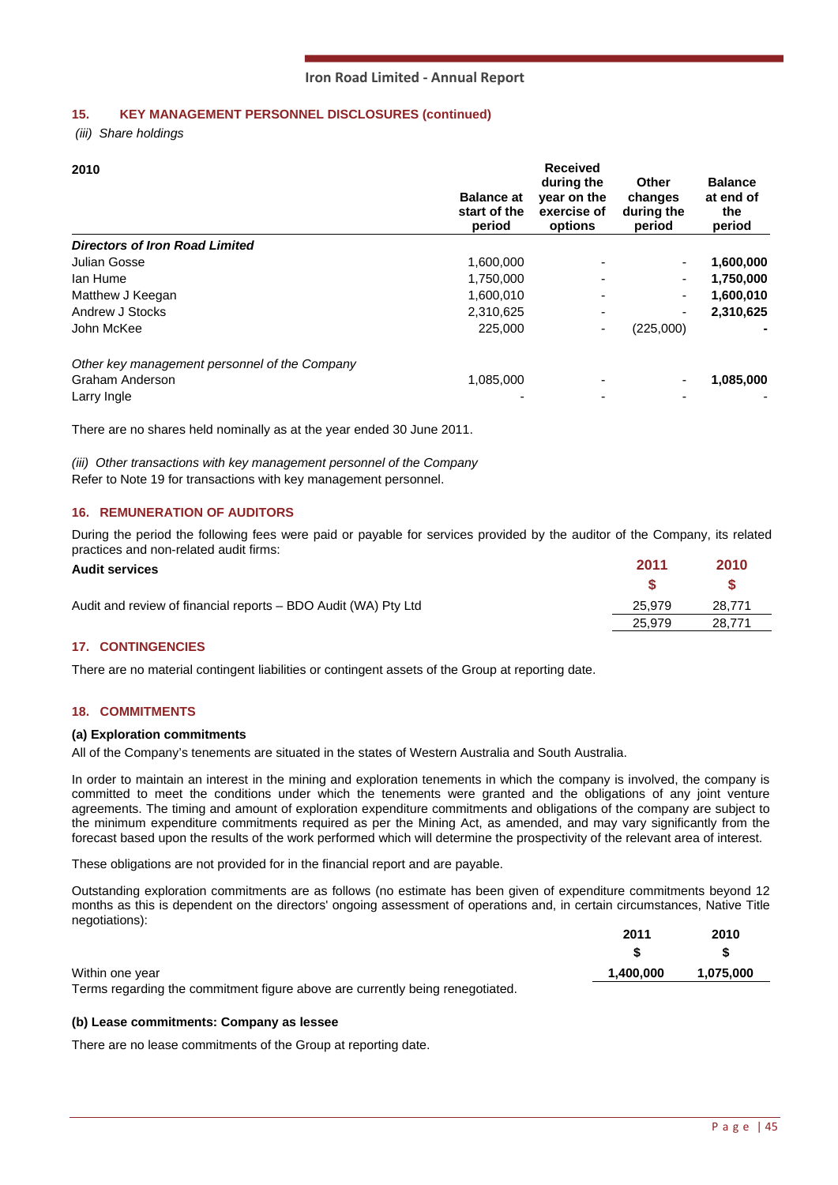### 15. KEY MANAGEMENT PERSONNEL DISCLOSURES (continued)

*(iii) Share holdings*

| 2010 | Balance at start of the period | Received during the year on the exercise of options | Other changes during the period | Balance at end of the period |
|---|---|---|---|---|
| ***Directors of Iron Road Limited*** | | | | |
| Julian Gosse | 1,600,000 | - | - | **1,600,000** |
| Ian Hume | 1,750,000 | - | - | **1,750,000** |
| Matthew J Keegan | 1,600,010 | - | - | **1,600,010** |
| Andrew J Stocks | 2,310,625 | - | - | **2,310,625** |
| John McKee | 225,000 | - | (225,000) | **-** |
| *Other key management personnel of the Company* | | | | |
| Graham Anderson | 1,085,000 | - | - | **1,085,000** |
| Larry Ingle | - | - | - | - |

There are no shares held nominally as at the year ended 30 June 2011.

*(iii) Other transactions with key management personnel of the Company*

Refer to Note 19 for transactions with key management personnel.

### 16. REMUNERATION OF AUDITORS

During the period the following fees were paid or payable for services provided by the auditor of the Company, its related practices and non-related audit firms:

| **Audit services** | 2011 | 2010 |
|---|---|---|
| | $ | $ |
| Audit and review of financial reports – BDO Audit (WA) Pty Ltd | 25,979 | 28,771 |
| | 25,979 | 28,771 |

### 17. CONTINGENCIES

There are no material contingent liabilities or contingent assets of the Group at reporting date.

### 18. COMMITMENTS

**(a) Exploration commitments**

All of the Company's tenements are situated in the states of Western Australia and South Australia.

In order to maintain an interest in the mining and exploration tenements in which the company is involved, the company is committed to meet the conditions under which the tenements were granted and the obligations of any joint venture agreements. The timing and amount of exploration expenditure commitments and obligations of the company are subject to the minimum expenditure commitments required as per the Mining Act, as amended, and may vary significantly from the forecast based upon the results of the work performed which will determine the prospectivity of the relevant area of interest.

These obligations are not provided for in the financial report and are payable.

Outstanding exploration commitments are as follows (no estimate has been given of expenditure commitments beyond 12 months as this is dependent on the directors' ongoing assessment of operations and, in certain circumstances, Native Title negotiations):

| | 2011 | 2010 |
|---|---|---|
| | $ | $ |
| Within one year | **1,400,000** | **1,075,000** |

Terms regarding the commitment figure above are currently being renegotiated.

**(b) Lease commitments: Company as lessee**

There are no lease commitments of the Group at reporting date.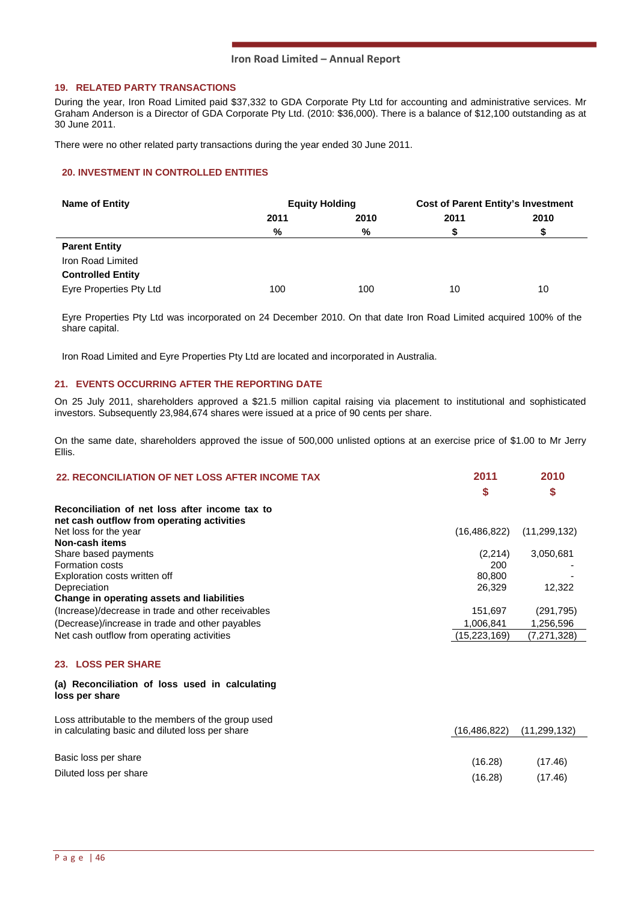## 19. RELATED PARTY TRANSACTIONS

During the year, Iron Road Limited paid $37,332 to GDA Corporate Pty Ltd for accounting and administrative services. Mr Graham Anderson is a Director of GDA Corporate Pty Ltd. (2010: $36,000). There is a balance of $12,100 outstanding as at 30 June 2011.

There were no other related party transactions during the year ended 30 June 2011.

## 20. INVESTMENT IN CONTROLLED ENTITIES

| Name of Entity | Equity Holding | | Cost of Parent Entity's Investment | |
|---|---|---|---|---|
| | 2011 | 2010 | 2011 | 2010 |
| | % | % | $ | $ |
| **Parent Entity** | | | | |
| Iron Road Limited | | | | |
| **Controlled Entity** | | | | |
| Eyre Properties Pty Ltd | 100 | 100 | 10 | 10 |

Eyre Properties Pty Ltd was incorporated on 24 December 2010. On that date Iron Road Limited acquired 100% of the share capital.

Iron Road Limited and Eyre Properties Pty Ltd are located and incorporated in Australia.

## 21. EVENTS OCCURRING AFTER THE REPORTING DATE

On 25 July 2011, shareholders approved a $21.5 million capital raising via placement to institutional and sophisticated investors. Subsequently 23,984,674 shares were issued at a price of 90 cents per share.

On the same date, shareholders approved the issue of 500,000 unlisted options at an exercise price of $1.00 to Mr Jerry Ellis.

## 22. RECONCILIATION OF NET LOSS AFTER INCOME TAX

| | 2011 | 2010 |
|---|---|---|
| | $ | $ |
| **Reconciliation of net loss after income tax to net cash outflow from operating activities** | | |
| Net loss for the year | (16,486,822) | (11,299,132) |
| **Non-cash items** | | |
| Share based payments | (2,214) | 3,050,681 |
| Formation costs | 200 | - |
| Exploration costs written off | 80,800 | - |
| Depreciation | 26,329 | 12,322 |
| **Change in operating assets and liabilities** | | |
| (Increase)/decrease in trade and other receivables | 151,697 | (291,795) |
| (Decrease)/increase in trade and other payables | 1,006,841 | 1,256,596 |
| Net cash outflow from operating activities | (15,223,169) | (7,271,328) |

## 23. LOSS PER SHARE

**(a) Reconciliation of loss used in calculating loss per share**

| | 2011 | 2010 |
|---|---|---|
| Loss attributable to the members of the group used in calculating basic and diluted loss per share | (16,486,822) | (11,299,132) |
| Basic loss per share | (16.28) | (17.46) |
| Diluted loss per share | (16.28) | (17.46) |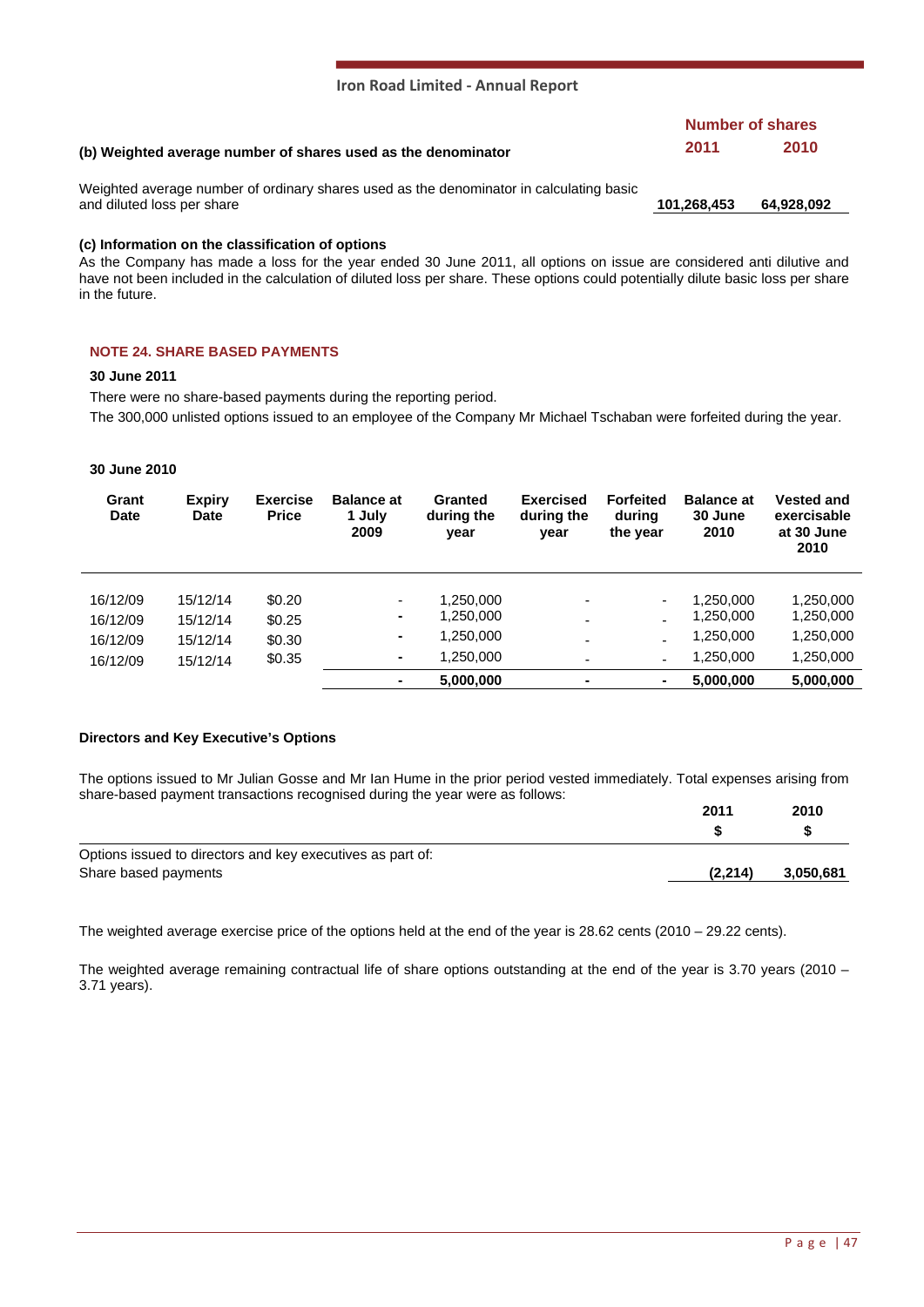| **(b) Weighted average number of shares used as the denominator** | **Number of shares 2011** | **2010** |
|---|---|---|
| Weighted average number of ordinary shares used as the denominator in calculating basic and diluted loss per share | **101,268,453** | **64,928,092** |

**(c) Information on the classification of options**

As the Company has made a loss for the year ended 30 June 2011, all options on issue are considered anti dilutive and have not been included in the calculation of diluted loss per share. These options could potentially dilute basic loss per share in the future.

## NOTE 24. SHARE BASED PAYMENTS

**30 June 2011**

There were no share-based payments during the reporting period.

The 300,000 unlisted options issued to an employee of the Company Mr Michael Tschaban were forfeited during the year.

**30 June 2010**

| Grant Date | Expiry Date | Exercise Price | Balance at 1 July 2009 | Granted during the year | Exercised during the year | Forfeited during the year | Balance at 30 June 2010 | Vested and exercisable at 30 June 2010 |
|---|---|---|---|---|---|---|---|---|
| 16/12/09 | 15/12/14 | $0.20 | - | 1,250,000 | - | - | 1,250,000 | 1,250,000 |
| 16/12/09 | 15/12/14 | $0.25 | - | 1,250,000 | - | - | 1,250,000 | 1,250,000 |
| 16/12/09 | 15/12/14 | $0.30 | - | 1,250,000 | - | - | 1,250,000 | 1,250,000 |
| 16/12/09 | 15/12/14 | $0.35 | - | 1,250,000 | - | - | 1,250,000 | 1,250,000 |
| | | | **-** | **5,000,000** | **-** | **-** | **5,000,000** | **5,000,000** |

**Directors and Key Executive's Options**

The options issued to Mr Julian Gosse and Mr Ian Hume in the prior period vested immediately. Total expenses arising from share-based payment transactions recognised during the year were as follows:

| | 2011 $ | 2010 $ |
|---|---|---|
| Options issued to directors and key executives as part of: | | |
| Share based payments | **(2,214)** | **3,050,681** |

The weighted average exercise price of the options held at the end of the year is 28.62 cents (2010 – 29.22 cents).

The weighted average remaining contractual life of share options outstanding at the end of the year is 3.70 years (2010 – 3.71 years).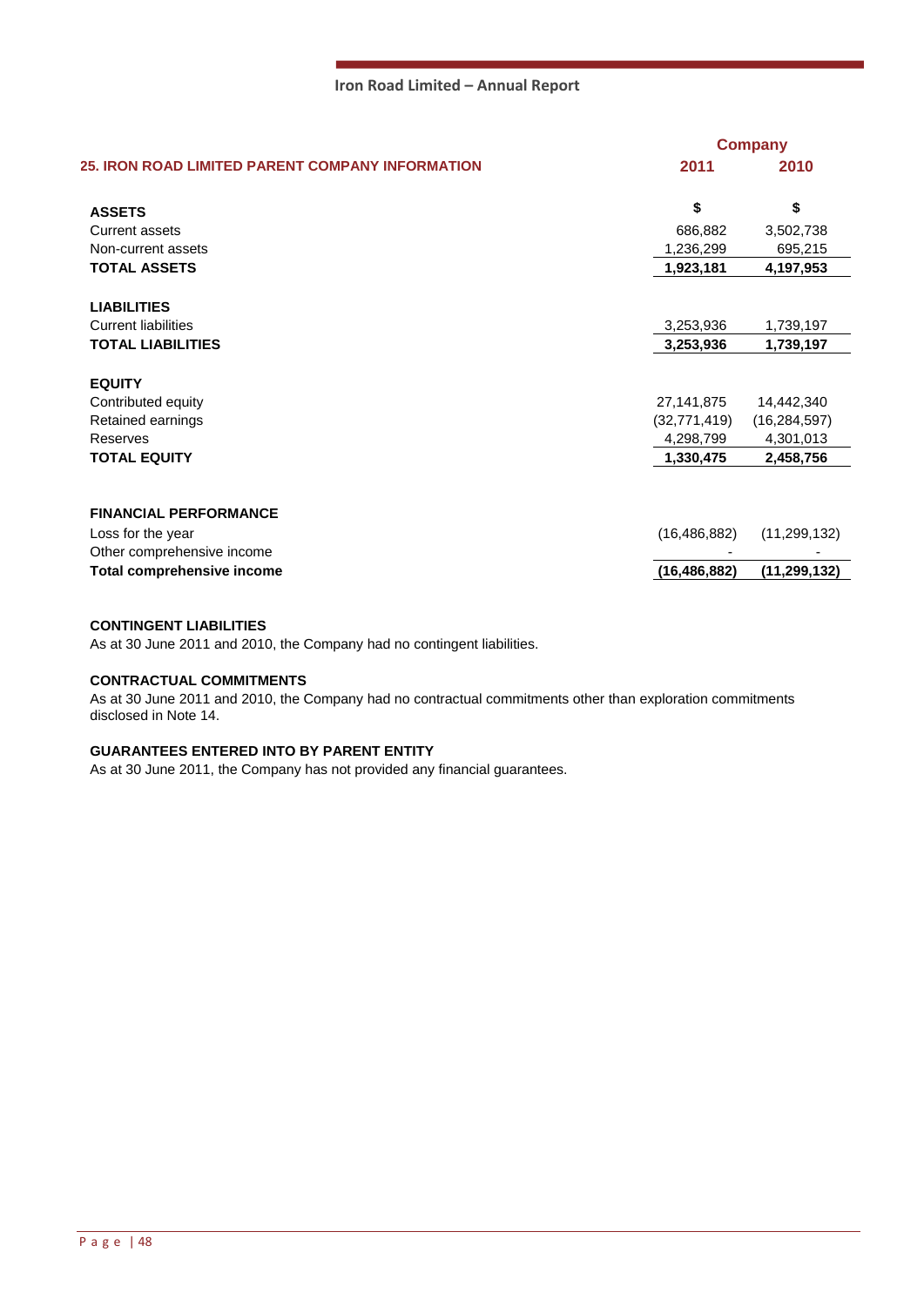## 25. IRON ROAD LIMITED PARENT COMPANY INFORMATION

| | Company | |
|---|---|---|
| | 2011 | 2010 |
| | $ | $ |
| **ASSETS** | | |
| Current assets | 686,882 | 3,502,738 |
| Non-current assets | 1,236,299 | 695,215 |
| **TOTAL ASSETS** | **1,923,181** | **4,197,953** |
| | | |
| **LIABILITIES** | | |
| Current liabilities | 3,253,936 | 1,739,197 |
| **TOTAL LIABILITIES** | **3,253,936** | **1,739,197** |
| | | |
| **EQUITY** | | |
| Contributed equity | 27,141,875 | 14,442,340 |
| Retained earnings | (32,771,419) | (16,284,597) |
| Reserves | 4,298,799 | 4,301,013 |
| **TOTAL EQUITY** | **1,330,475** | **2,458,756** |
| | | |
| **FINANCIAL PERFORMANCE** | | |
| Loss for the year | (16,486,882) | (11,299,132) |
| Other comprehensive income | - | - |
| **Total comprehensive income** | **(16,486,882)** | **(11,299,132)** |

**CONTINGENT LIABILITIES**

As at 30 June 2011 and 2010, the Company had no contingent liabilities.

**CONTRACTUAL COMMITMENTS**

As at 30 June 2011 and 2010, the Company had no contractual commitments other than exploration commitments disclosed in Note 14.

**GUARANTEES ENTERED INTO BY PARENT ENTITY**

As at 30 June 2011, the Company has not provided any financial guarantees.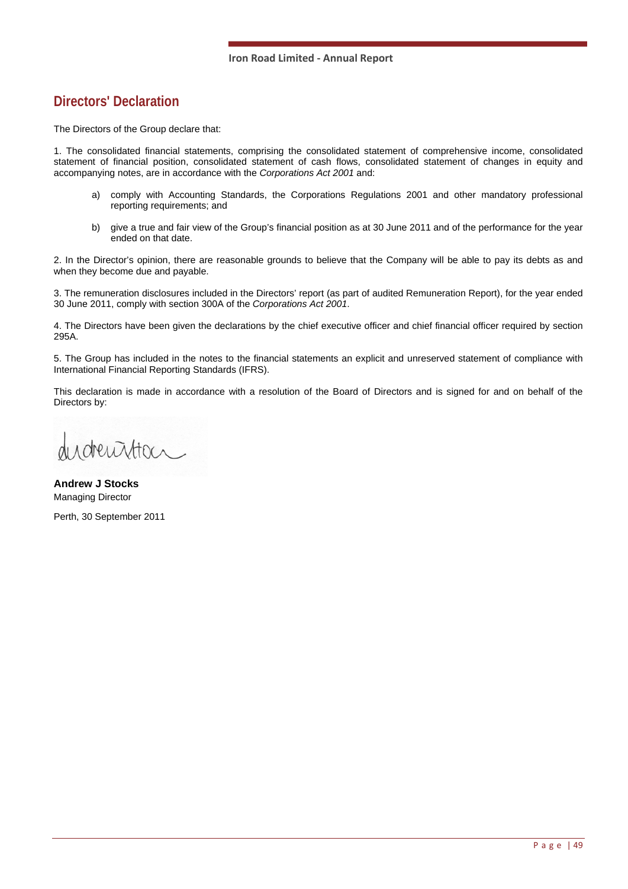# Directors' Declaration

The Directors of the Group declare that:

1. The consolidated financial statements, comprising the consolidated statement of comprehensive income, consolidated statement of financial position, consolidated statement of cash flows, consolidated statement of changes in equity and accompanying notes, are in accordance with the *Corporations Act 2001* and:

   a) comply with Accounting Standards, the Corporations Regulations 2001 and other mandatory professional reporting requirements; and

   b) give a true and fair view of the Group's financial position as at 30 June 2011 and of the performance for the year ended on that date.

2. In the Director's opinion, there are reasonable grounds to believe that the Company will be able to pay its debts as and when they become due and payable.

3. The remuneration disclosures included in the Directors' report (as part of audited Remuneration Report), for the year ended 30 June 2011, comply with section 300A of the *Corporations Act 2001*.

4. The Directors have been given the declarations by the chief executive officer and chief financial officer required by section 295A.

5. The Group has included in the notes to the financial statements an explicit and unreserved statement of compliance with International Financial Reporting Standards (IFRS).

This declaration is made in accordance with a resolution of the Board of Directors and is signed for and on behalf of the Directors by:

**Andrew J Stocks**
Managing Director

Perth, 30 September 2011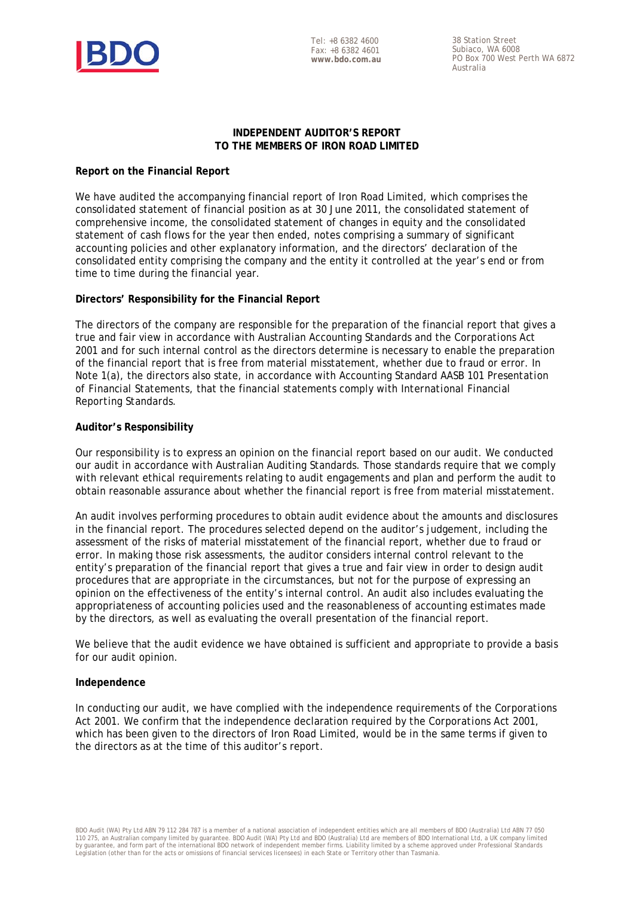Tel: +8 6382 4600
Fax: +8 6382 4601
**www.bdo.com.au**

38 Station Street
Subiaco, WA 6008
PO Box 700 West Perth WA 6872
Australia

**INDEPENDENT AUDITOR'S REPORT**
**TO THE MEMBERS OF IRON ROAD LIMITED**

**Report on the Financial Report**

We have audited the accompanying financial report of Iron Road Limited, which comprises the consolidated statement of financial position as at 30 June 2011, the consolidated statement of comprehensive income, the consolidated statement of changes in equity and the consolidated statement of cash flows for the year then ended, notes comprising a summary of significant accounting policies and other explanatory information, and the directors' declaration of the consolidated entity comprising the company and the entity it controlled at the year's end or from time to time during the financial year.

**Directors' Responsibility for the Financial Report**

The directors of the company are responsible for the preparation of the financial report that gives a true and fair view in accordance with Australian Accounting Standards and the *Corporations Act 2001* and for such internal control as the directors determine is necessary to enable the preparation of the financial report that is free from material misstatement, whether due to fraud or error. In Note 1(a), the directors also state, in accordance with Accounting Standard AASB 101 *Presentation of Financial Statements*, that the financial statements comply with *International Financial Reporting Standards*.

**Auditor's Responsibility**

Our responsibility is to express an opinion on the financial report based on our audit. We conducted our audit in accordance with Australian Auditing Standards. Those standards require that we comply with relevant ethical requirements relating to audit engagements and plan and perform the audit to obtain reasonable assurance about whether the financial report is free from material misstatement.

An audit involves performing procedures to obtain audit evidence about the amounts and disclosures in the financial report. The procedures selected depend on the auditor's judgement, including the assessment of the risks of material misstatement of the financial report, whether due to fraud or error. In making those risk assessments, the auditor considers internal control relevant to the entity's preparation of the financial report that gives a true and fair view in order to design audit procedures that are appropriate in the circumstances, but not for the purpose of expressing an opinion on the effectiveness of the entity's internal control. An audit also includes evaluating the appropriateness of accounting policies used and the reasonableness of accounting estimates made by the directors, as well as evaluating the overall presentation of the financial report.

We believe that the audit evidence we have obtained is sufficient and appropriate to provide a basis for our audit opinion.

**Independence**

In conducting our audit, we have complied with the independence requirements of the *Corporations Act 2001*. We confirm that the independence declaration required by the *Corporations Act 2001*, which has been given to the directors of Iron Road Limited, would be in the same terms if given to the directors as at the time of this auditor's report.

BDO Audit (WA) Pty Ltd ABN 79 112 284 787 is a member of a national association of independent entities which are all members of BDO (Australia) Ltd ABN 77 050 110 275, an Australian company limited by guarantee. BDO Audit (WA) Pty Ltd and BDO (Australia) Ltd are members of BDO International Ltd, a UK company limited by guarantee, and form part of the international BDO network of independent member firms. Liability limited by a scheme approved under Professional Standards Legislation (other than for the acts or omissions of financial services licensees) in each State or Territory other than Tasmania.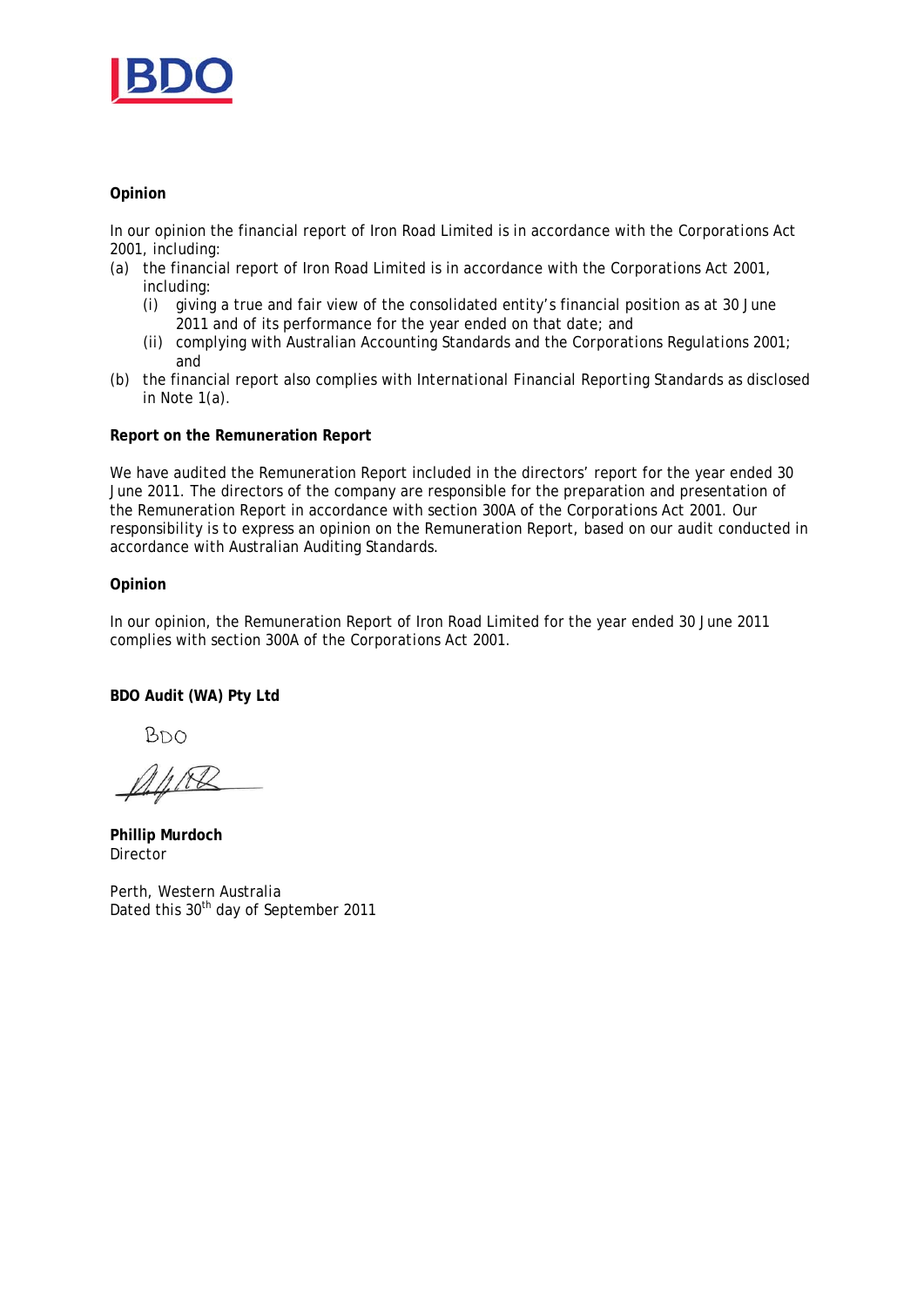**Opinion**

In our opinion the financial report of Iron Road Limited is in accordance with the Corporations Act 2001, including:

(a) the financial report of Iron Road Limited is in accordance with the Corporations Act 2001, including:
   - (i) giving a true and fair view of the consolidated entity's financial position as at 30 June 2011 and of its performance for the year ended on that date; and
   - (ii) complying with Australian Accounting Standards and the Corporations Regulations 2001; and

(b) the financial report also complies with International Financial Reporting Standards as disclosed in Note 1(a).

**Report on the Remuneration Report**

We have audited the Remuneration Report included in the directors' report for the year ended 30 June 2011. The directors of the company are responsible for the preparation and presentation of the Remuneration Report in accordance with section 300A of the Corporations Act 2001. Our responsibility is to express an opinion on the Remuneration Report, based on our audit conducted in accordance with Australian Auditing Standards.

**Opinion**

In our opinion, the Remuneration Report of Iron Road Limited for the year ended 30 June 2011 complies with section 300A of the Corporations Act 2001.

**BDO Audit (WA) Pty Ltd**

BDO

**Phillip Murdoch**
Director

Perth, Western Australia
Dated this 30th day of September 2011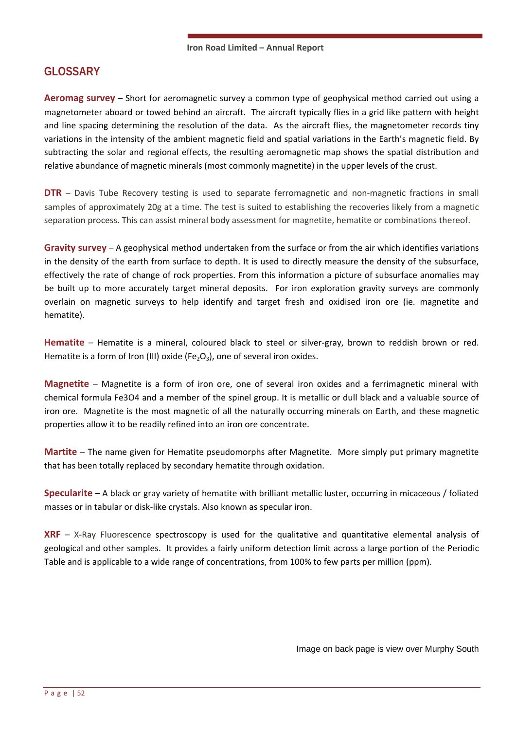## GLOSSARY

**Aeromag survey** – Short for aeromagnetic survey a common type of geophysical method carried out using a magnetometer aboard or towed behind an aircraft. The aircraft typically flies in a grid like pattern with height and line spacing determining the resolution of the data. As the aircraft flies, the magnetometer records tiny variations in the intensity of the ambient magnetic field and spatial variations in the Earth's magnetic field. By subtracting the solar and regional effects, the resulting aeromagnetic map shows the spatial distribution and relative abundance of magnetic minerals (most commonly magnetite) in the upper levels of the crust.

**DTR** – Davis Tube Recovery testing is used to separate ferromagnetic and non-magnetic fractions in small samples of approximately 20g at a time. The test is suited to establishing the recoveries likely from a magnetic separation process. This can assist mineral body assessment for magnetite, hematite or combinations thereof.

**Gravity survey** – A geophysical method undertaken from the surface or from the air which identifies variations in the density of the earth from surface to depth. It is used to directly measure the density of the subsurface, effectively the rate of change of rock properties. From this information a picture of subsurface anomalies may be built up to more accurately target mineral deposits. For iron exploration gravity surveys are commonly overlain on magnetic surveys to help identify and target fresh and oxidised iron ore (ie. magnetite and hematite).

**Hematite** – Hematite is a mineral, coloured black to steel or silver-gray, brown to reddish brown or red. Hematite is a form of Iron (III) oxide ($Fe_2O_3$), one of several iron oxides.

**Magnetite** – Magnetite is a form of iron ore, one of several iron oxides and a ferrimagnetic mineral with chemical formula $Fe_3O_4$ and a member of the spinel group. It is metallic or dull black and a valuable source of iron ore. Magnetite is the most magnetic of all the naturally occurring minerals on Earth, and these magnetic properties allow it to be readily refined into an iron ore concentrate.

**Martite** – The name given for Hematite pseudomorphs after Magnetite. More simply put primary magnetite that has been totally replaced by secondary hematite through oxidation.

**Specularite** – A black or gray variety of hematite with brilliant metallic luster, occurring in micaceous / foliated masses or in tabular or disk-like crystals. Also known as specular iron.

**XRF** – X-Ray Fluorescence spectroscopy is used for the qualitative and quantitative elemental analysis of geological and other samples. It provides a fairly uniform detection limit across a large portion of the Periodic Table and is applicable to a wide range of concentrations, from 100% to few parts per million (ppm).

Image on back page is view over Murphy South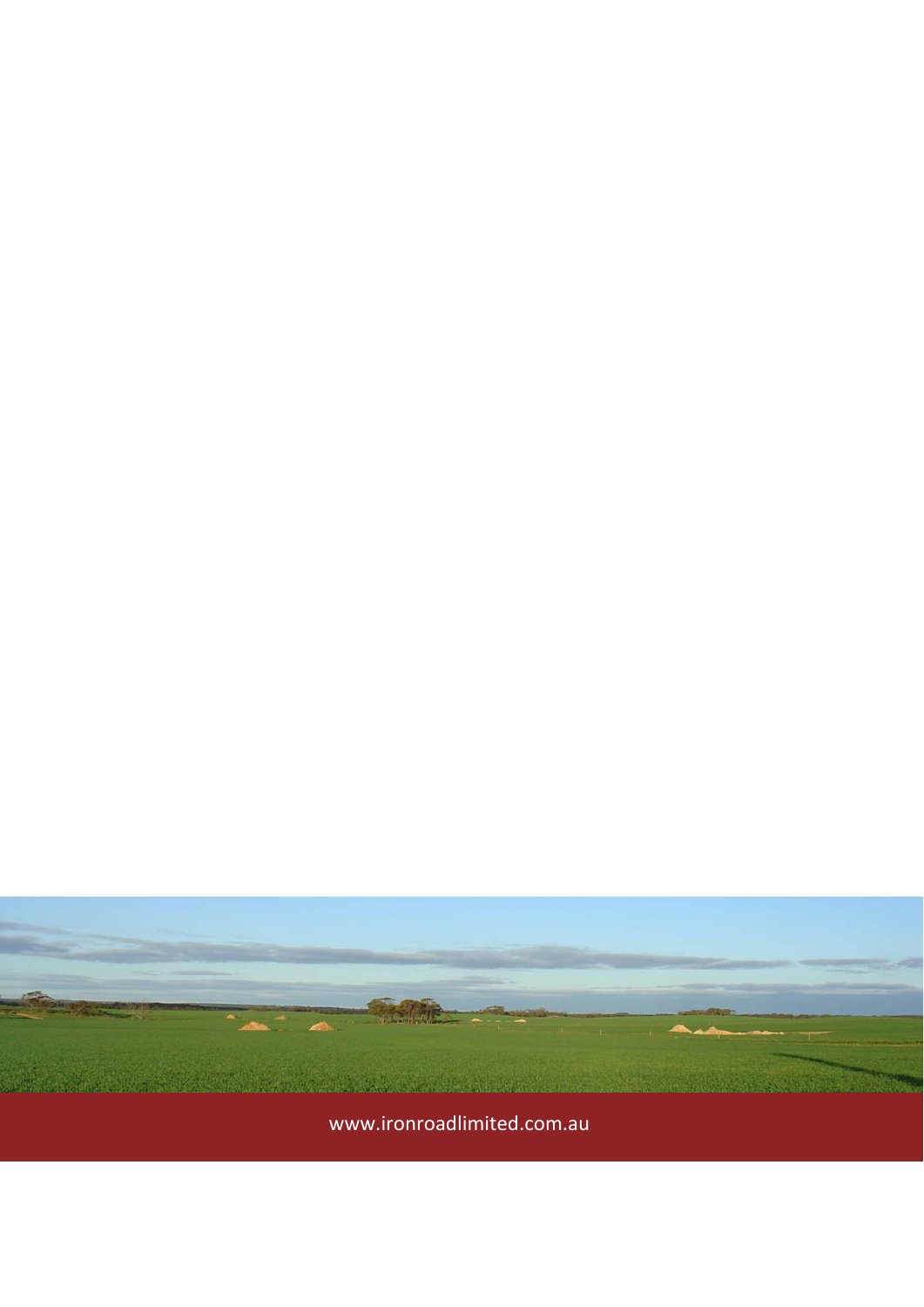www.ironroadlimited.com.au